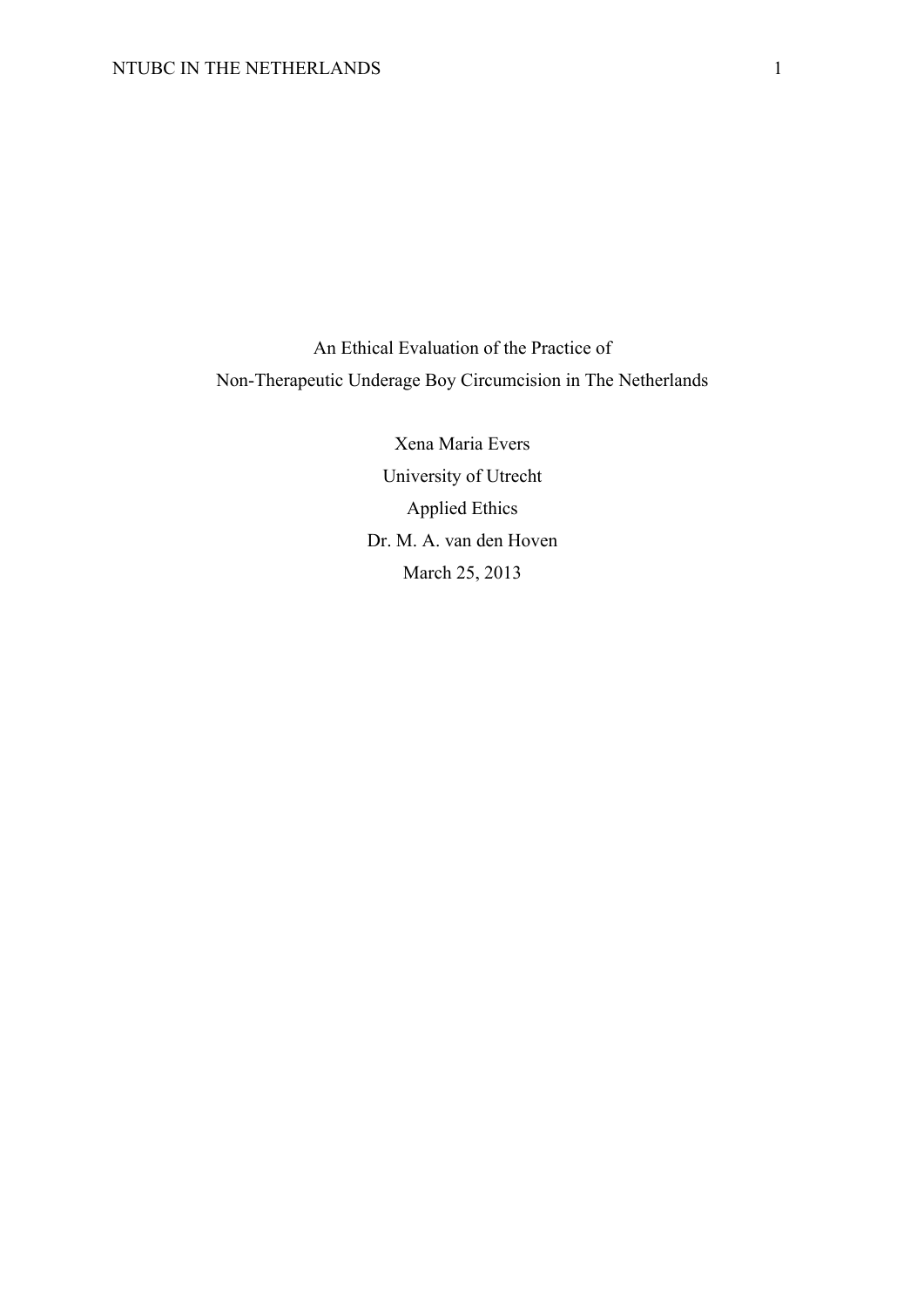# An Ethical Evaluation of the Practice of Non-Therapeutic Underage Boy Circumcision in The Netherlands

Xena Maria Evers

University of Utrecht

Applied Ethics

Dr. M. A. van den Hoven

March 25, 2013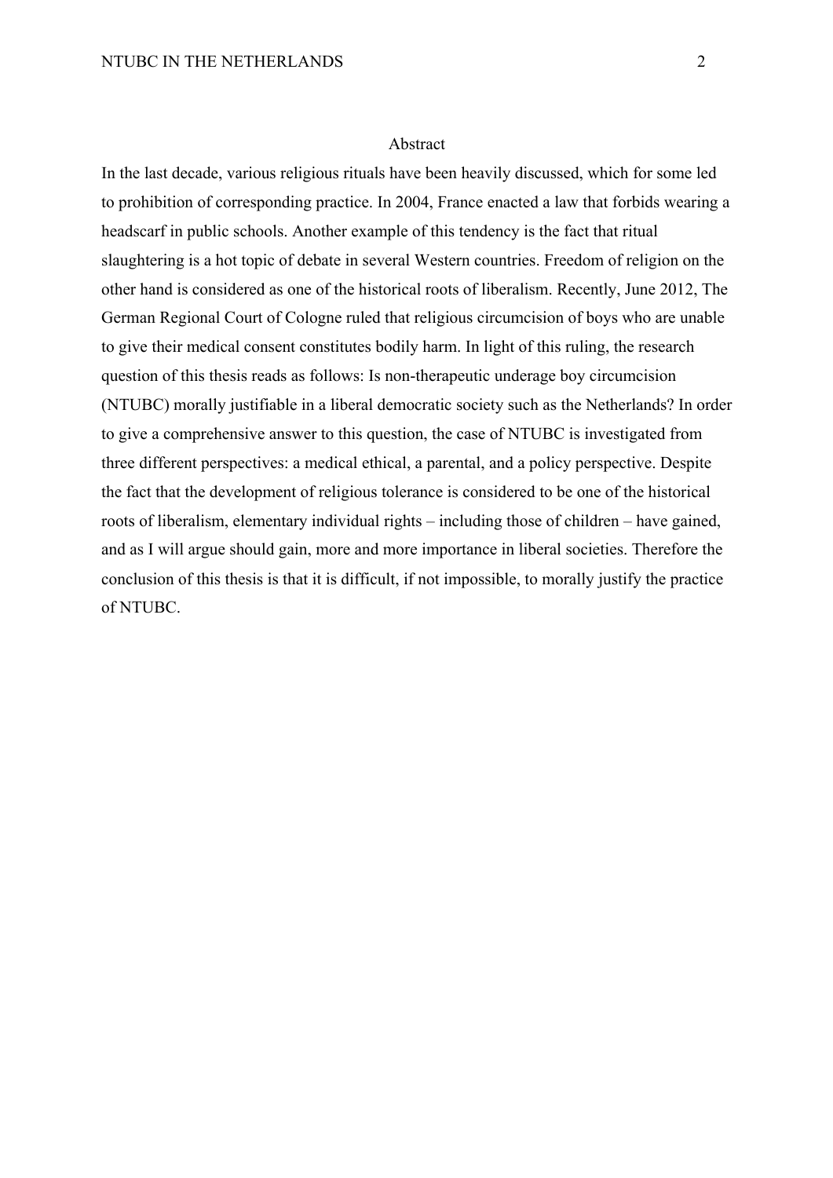## Abstract

In the last decade, various religious rituals have been heavily discussed, which for some led to prohibition of corresponding practice. In 2004, France enacted a law that forbids wearing a headscarf in public schools. Another example of this tendency is the fact that ritual slaughtering is a hot topic of debate in several Western countries. Freedom of religion on the other hand is considered as one of the historical roots of liberalism. Recently, June 2012, The German Regional Court of Cologne ruled that religious circumcision of boys who are unable to give their medical consent constitutes bodily harm. In light of this ruling, the research question of this thesis reads as follows: Is non-therapeutic underage boy circumcision (NTUBC) morally justifiable in a liberal democratic society such as the Netherlands? In order to give a comprehensive answer to this question, the case of NTUBC is investigated from three different perspectives: a medical ethical, a parental, and a policy perspective. Despite the fact that the development of religious tolerance is considered to be one of the historical roots of liberalism, elementary individual rights – including those of children – have gained, and as I will argue should gain, more and more importance in liberal societies. Therefore the conclusion of this thesis is that it is difficult, if not impossible, to morally justify the practice of NTUBC.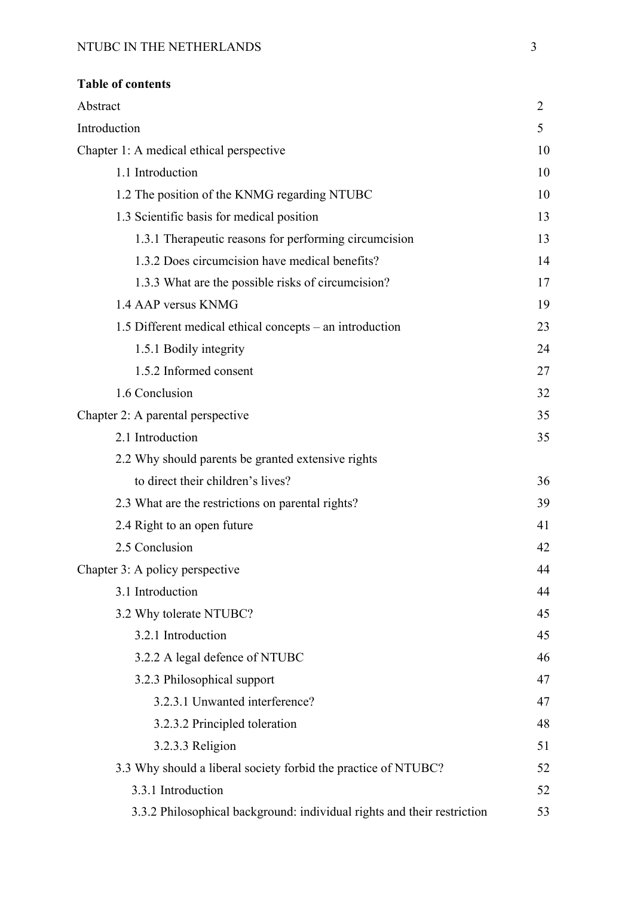**Table of contents**

| | |
|---|---|
| Abstract | 2 |
| Introduction | 5 |
| Chapter 1: A medical ethical perspective | 10 |
| 1.1 Introduction | 10 |
| 1.2 The position of the KNMG regarding NTUBC | 10 |
| 1.3 Scientific basis for medical position | 13 |
| 1.3.1 Therapeutic reasons for performing circumcision | 13 |
| 1.3.2 Does circumcision have medical benefits? | 14 |
| 1.3.3 What are the possible risks of circumcision? | 17 |
| 1.4 AAP versus KNMG | 19 |
| 1.5 Different medical ethical concepts – an introduction | 23 |
| 1.5.1 Bodily integrity | 24 |
| 1.5.2 Informed consent | 27 |
| 1.6 Conclusion | 32 |
| Chapter 2: A parental perspective | 35 |
| 2.1 Introduction | 35 |
| 2.2 Why should parents be granted extensive rights to direct their children's lives? | 36 |
| 2.3 What are the restrictions on parental rights? | 39 |
| 2.4 Right to an open future | 41 |
| 2.5 Conclusion | 42 |
| Chapter 3: A policy perspective | 44 |
| 3.1 Introduction | 44 |
| 3.2 Why tolerate NTUBC? | 45 |
| 3.2.1 Introduction | 45 |
| 3.2.2 A legal defence of NTUBC | 46 |
| 3.2.3 Philosophical support | 47 |
| 3.2.3.1 Unwanted interference? | 47 |
| 3.2.3.2 Principled toleration | 48 |
| 3.2.3.3 Religion | 51 |
| 3.3 Why should a liberal society forbid the practice of NTUBC? | 52 |
| 3.3.1 Introduction | 52 |
| 3.3.2 Philosophical background: individual rights and their restriction | 53 |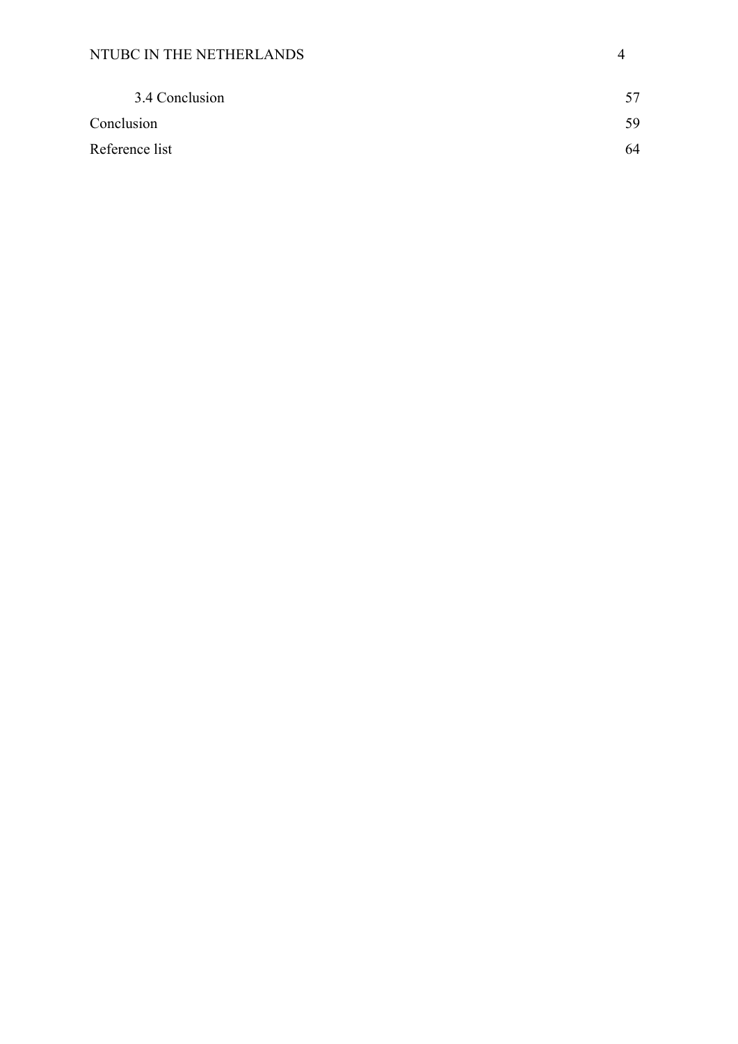3.4 Conclusion 57

Conclusion 59

Reference list 64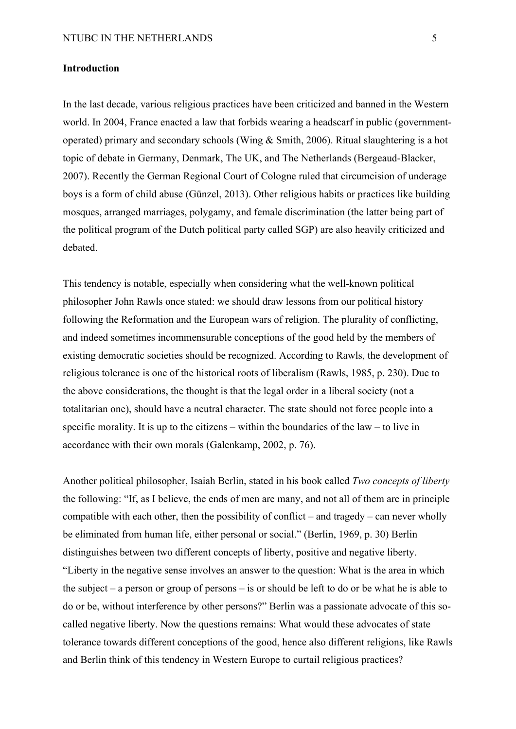**Introduction**

In the last decade, various religious practices have been criticized and banned in the Western world. In 2004, France enacted a law that forbids wearing a headscarf in public (government-operated) primary and secondary schools (Wing & Smith, 2006). Ritual slaughtering is a hot topic of debate in Germany, Denmark, The UK, and The Netherlands (Bergeaud-Blacker, 2007). Recently the German Regional Court of Cologne ruled that circumcision of underage boys is a form of child abuse (Günzel, 2013). Other religious habits or practices like building mosques, arranged marriages, polygamy, and female discrimination (the latter being part of the political program of the Dutch political party called SGP) are also heavily criticized and debated.

This tendency is notable, especially when considering what the well-known political philosopher John Rawls once stated: we should draw lessons from our political history following the Reformation and the European wars of religion. The plurality of conflicting, and indeed sometimes incommensurable conceptions of the good held by the members of existing democratic societies should be recognized. According to Rawls, the development of religious tolerance is one of the historical roots of liberalism (Rawls, 1985, p. 230). Due to the above considerations, the thought is that the legal order in a liberal society (not a totalitarian one), should have a neutral character. The state should not force people into a specific morality. It is up to the citizens – within the boundaries of the law – to live in accordance with their own morals (Galenkamp, 2002, p. 76).

Another political philosopher, Isaiah Berlin, stated in his book called *Two concepts of liberty* the following: "If, as I believe, the ends of men are many, and not all of them are in principle compatible with each other, then the possibility of conflict – and tragedy – can never wholly be eliminated from human life, either personal or social." (Berlin, 1969, p. 30) Berlin distinguishes between two different concepts of liberty, positive and negative liberty. "Liberty in the negative sense involves an answer to the question: What is the area in which the subject – a person or group of persons – is or should be left to do or be what he is able to do or be, without interference by other persons?" Berlin was a passionate advocate of this so-called negative liberty. Now the questions remains: What would these advocates of state tolerance towards different conceptions of the good, hence also different religions, like Rawls and Berlin think of this tendency in Western Europe to curtail religious practices?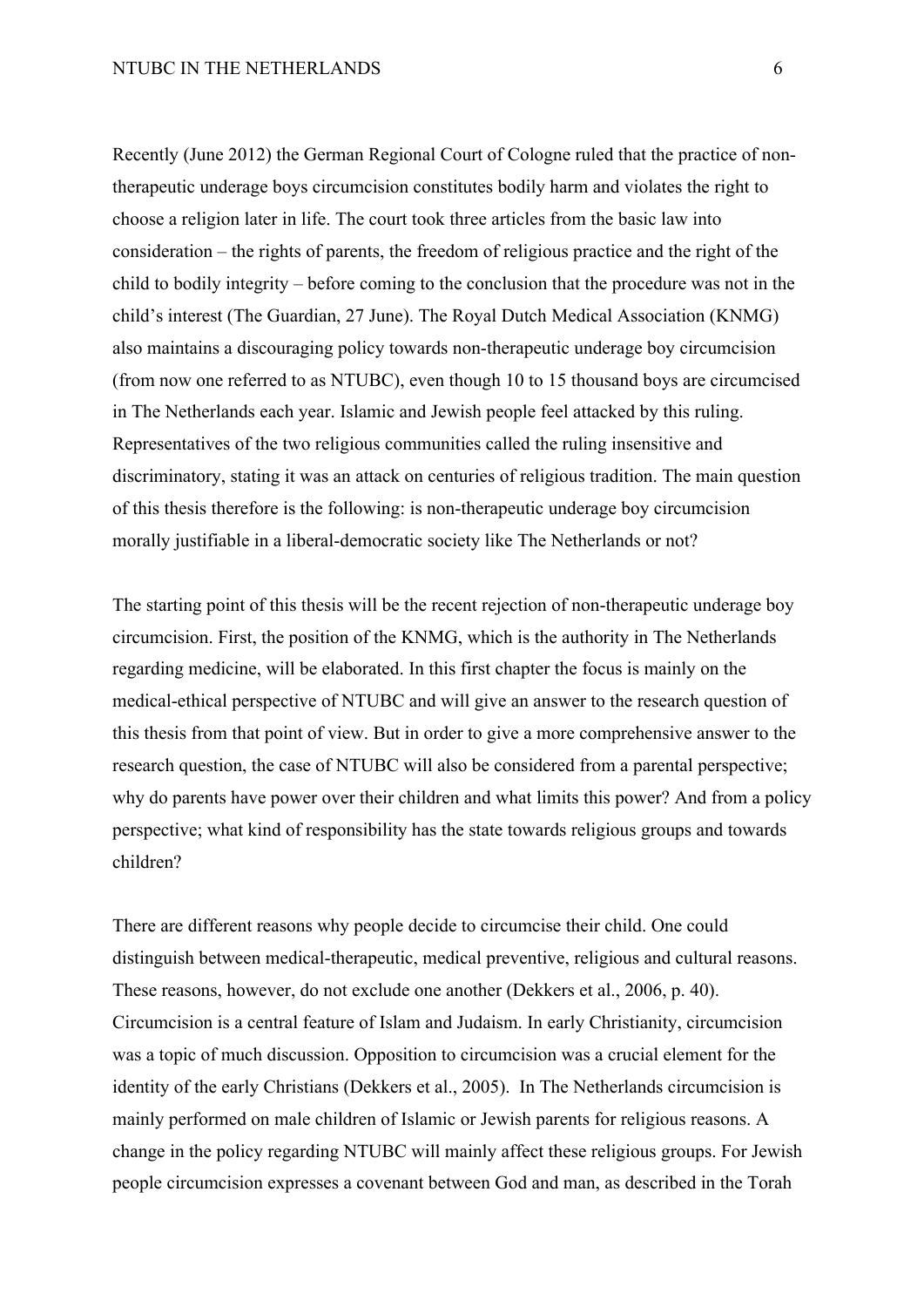Recently (June 2012) the German Regional Court of Cologne ruled that the practice of non-therapeutic underage boys circumcision constitutes bodily harm and violates the right to choose a religion later in life. The court took three articles from the basic law into consideration – the rights of parents, the freedom of religious practice and the right of the child to bodily integrity – before coming to the conclusion that the procedure was not in the child's interest (The Guardian, 27 June). The Royal Dutch Medical Association (KNMG) also maintains a discouraging policy towards non-therapeutic underage boy circumcision (from now one referred to as NTUBC), even though 10 to 15 thousand boys are circumcised in The Netherlands each year. Islamic and Jewish people feel attacked by this ruling. Representatives of the two religious communities called the ruling insensitive and discriminatory, stating it was an attack on centuries of religious tradition. The main question of this thesis therefore is the following: is non-therapeutic underage boy circumcision morally justifiable in a liberal-democratic society like The Netherlands or not?

The starting point of this thesis will be the recent rejection of non-therapeutic underage boy circumcision. First, the position of the KNMG, which is the authority in The Netherlands regarding medicine, will be elaborated. In this first chapter the focus is mainly on the medical-ethical perspective of NTUBC and will give an answer to the research question of this thesis from that point of view. But in order to give a more comprehensive answer to the research question, the case of NTUBC will also be considered from a parental perspective; why do parents have power over their children and what limits this power? And from a policy perspective; what kind of responsibility has the state towards religious groups and towards children?

There are different reasons why people decide to circumcise their child. One could distinguish between medical-therapeutic, medical preventive, religious and cultural reasons. These reasons, however, do not exclude one another (Dekkers et al., 2006, p. 40). Circumcision is a central feature of Islam and Judaism. In early Christianity, circumcision was a topic of much discussion. Opposition to circumcision was a crucial element for the identity of the early Christians (Dekkers et al., 2005). In The Netherlands circumcision is mainly performed on male children of Islamic or Jewish parents for religious reasons. A change in the policy regarding NTUBC will mainly affect these religious groups. For Jewish people circumcision expresses a covenant between God and man, as described in the Torah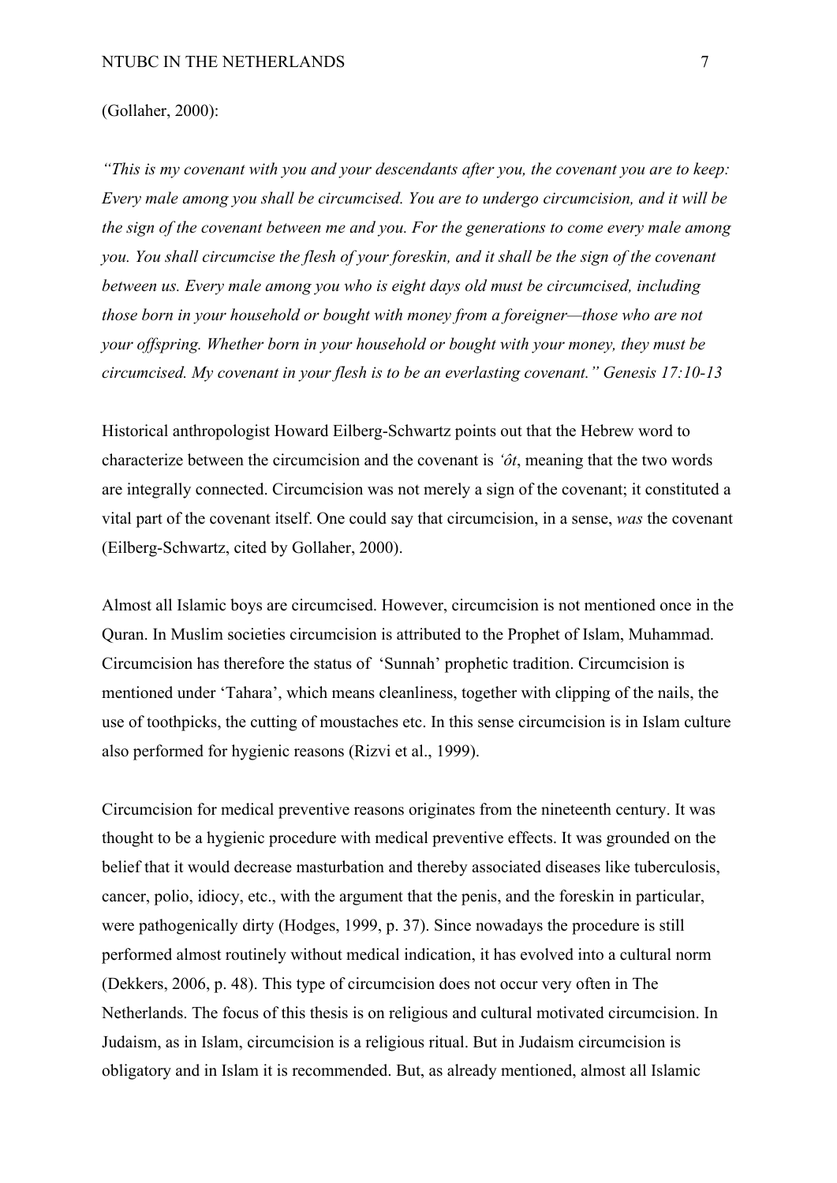(Gollaher, 2000):

*“This is my covenant with you and your descendants after you, the covenant you are to keep: Every male among you shall be circumcised. You are to undergo circumcision, and it will be the sign of the covenant between me and you. For the generations to come every male among you. You shall circumcise the flesh of your foreskin, and it shall be the sign of the covenant between us. Every male among you who is eight days old must be circumcised, including those born in your household or bought with money from a foreigner—those who are not your offspring. Whether born in your household or bought with your money, they must be circumcised. My covenant in your flesh is to be an everlasting covenant.” Genesis 17:10-13*

Historical anthropologist Howard Eilberg-Schwartz points out that the Hebrew word to characterize between the circumcision and the covenant is *‘ôt*, meaning that the two words are integrally connected. Circumcision was not merely a sign of the covenant; it constituted a vital part of the covenant itself. One could say that circumcision, in a sense, *was* the covenant (Eilberg-Schwartz, cited by Gollaher, 2000).

Almost all Islamic boys are circumcised. However, circumcision is not mentioned once in the Quran. In Muslim societies circumcision is attributed to the Prophet of Islam, Muhammad. Circumcision has therefore the status of ‘Sunnah’ prophetic tradition. Circumcision is mentioned under ‘Tahara’, which means cleanliness, together with clipping of the nails, the use of toothpicks, the cutting of moustaches etc. In this sense circumcision is in Islam culture also performed for hygienic reasons (Rizvi et al., 1999).

Circumcision for medical preventive reasons originates from the nineteenth century. It was thought to be a hygienic procedure with medical preventive effects. It was grounded on the belief that it would decrease masturbation and thereby associated diseases like tuberculosis, cancer, polio, idiocy, etc., with the argument that the penis, and the foreskin in particular, were pathogenically dirty (Hodges, 1999, p. 37). Since nowadays the procedure is still performed almost routinely without medical indication, it has evolved into a cultural norm (Dekkers, 2006, p. 48). This type of circumcision does not occur very often in The Netherlands. The focus of this thesis is on religious and cultural motivated circumcision. In Judaism, as in Islam, circumcision is a religious ritual. But in Judaism circumcision is obligatory and in Islam it is recommended. But, as already mentioned, almost all Islamic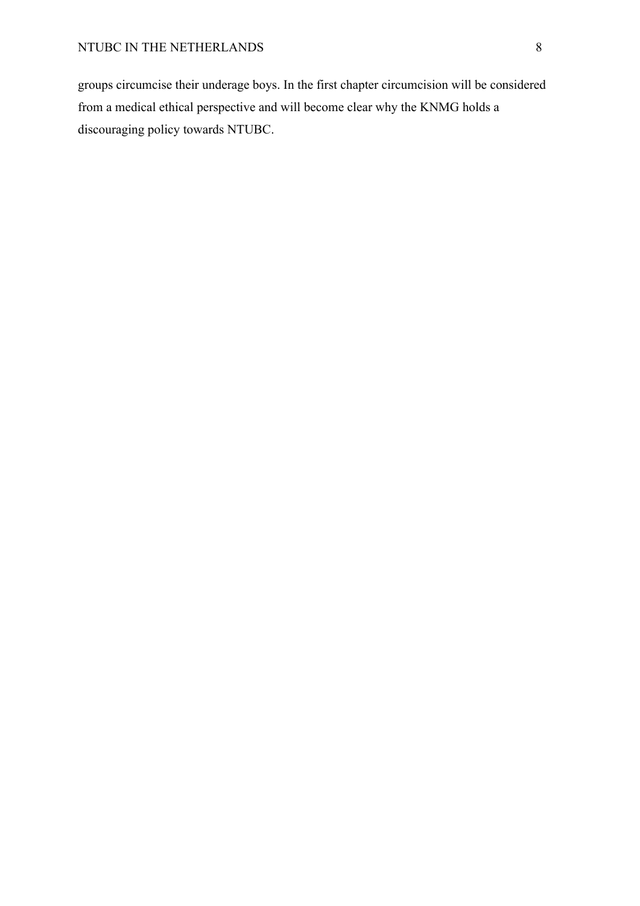groups circumcise their underage boys. In the first chapter circumcision will be considered from a medical ethical perspective and will become clear why the KNMG holds a discouraging policy towards NTUBC.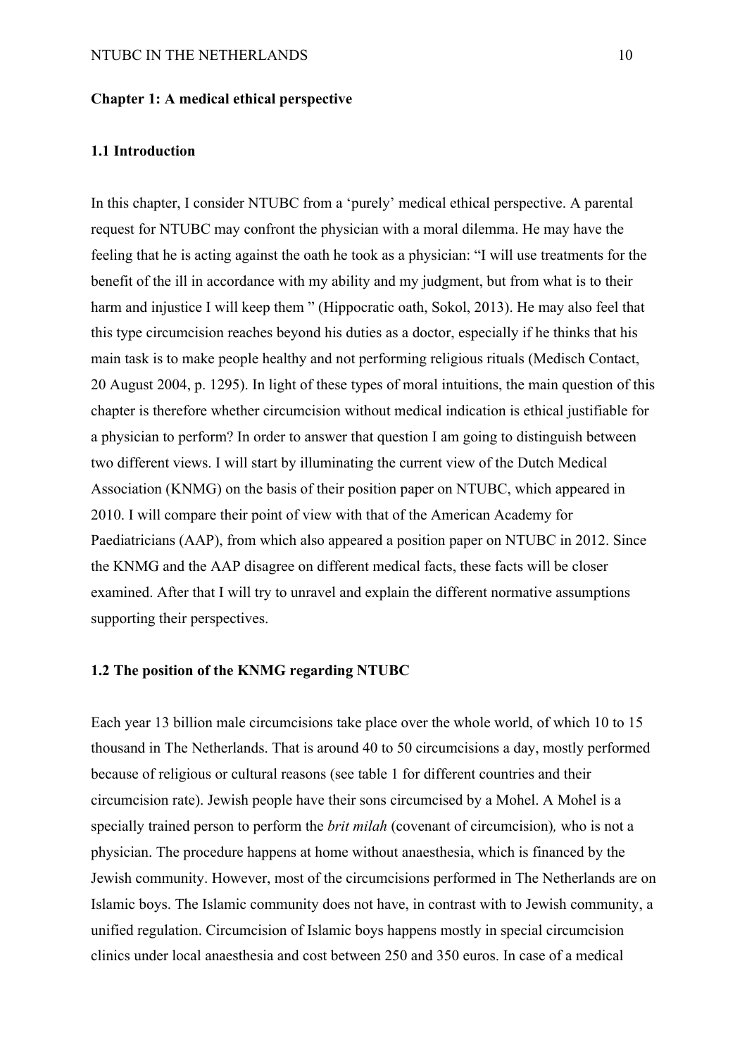## Chapter 1: A medical ethical perspective

### 1.1 Introduction

In this chapter, I consider NTUBC from a 'purely' medical ethical perspective. A parental request for NTUBC may confront the physician with a moral dilemma. He may have the feeling that he is acting against the oath he took as a physician: "I will use treatments for the benefit of the ill in accordance with my ability and my judgment, but from what is to their harm and injustice I will keep them " (Hippocratic oath, Sokol, 2013). He may also feel that this type circumcision reaches beyond his duties as a doctor, especially if he thinks that his main task is to make people healthy and not performing religious rituals (Medisch Contact, 20 August 2004, p. 1295). In light of these types of moral intuitions, the main question of this chapter is therefore whether circumcision without medical indication is ethical justifiable for a physician to perform? In order to answer that question I am going to distinguish between two different views. I will start by illuminating the current view of the Dutch Medical Association (KNMG) on the basis of their position paper on NTUBC, which appeared in 2010. I will compare their point of view with that of the American Academy for Paediatricians (AAP), from which also appeared a position paper on NTUBC in 2012. Since the KNMG and the AAP disagree on different medical facts, these facts will be closer examined. After that I will try to unravel and explain the different normative assumptions supporting their perspectives.

### 1.2 The position of the KNMG regarding NTUBC

Each year 13 billion male circumcisions take place over the whole world, of which 10 to 15 thousand in The Netherlands. That is around 40 to 50 circumcisions a day, mostly performed because of religious or cultural reasons (see table 1 for different countries and their circumcision rate). Jewish people have their sons circumcised by a Mohel. A Mohel is a specially trained person to perform the *brit milah* (covenant of circumcision)*,* who is not a physician. The procedure happens at home without anaesthesia, which is financed by the Jewish community. However, most of the circumcisions performed in The Netherlands are on Islamic boys. The Islamic community does not have, in contrast with to Jewish community, a unified regulation. Circumcision of Islamic boys happens mostly in special circumcision clinics under local anaesthesia and cost between 250 and 350 euros. In case of a medical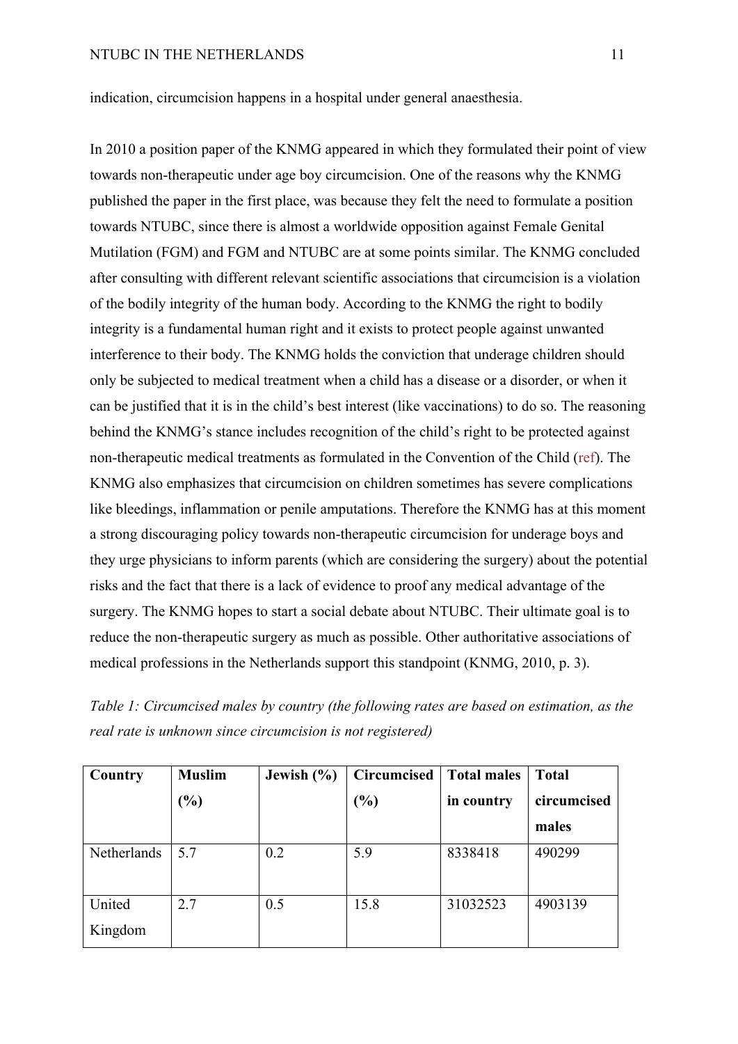indication, circumcision happens in a hospital under general anaesthesia.

In 2010 a position paper of the KNMG appeared in which they formulated their point of view towards non-therapeutic under age boy circumcision. One of the reasons why the KNMG published the paper in the first place, was because they felt the need to formulate a position towards NTUBC, since there is almost a worldwide opposition against Female Genital Mutilation (FGM) and FGM and NTUBC are at some points similar. The KNMG concluded after consulting with different relevant scientific associations that circumcision is a violation of the bodily integrity of the human body. According to the KNMG the right to bodily integrity is a fundamental human right and it exists to protect people against unwanted interference to their body. The KNMG holds the conviction that underage children should only be subjected to medical treatment when a child has a disease or a disorder, or when it can be justified that it is in the child's best interest (like vaccinations) to do so. The reasoning behind the KNMG's stance includes recognition of the child's right to be protected against non-therapeutic medical treatments as formulated in the Convention of the Child (ref). The KNMG also emphasizes that circumcision on children sometimes has severe complications like bleedings, inflammation or penile amputations. Therefore the KNMG has at this moment a strong discouraging policy towards non-therapeutic circumcision for underage boys and they urge physicians to inform parents (which are considering the surgery) about the potential risks and the fact that there is a lack of evidence to proof any medical advantage of the surgery. The KNMG hopes to start a social debate about NTUBC. Their ultimate goal is to reduce the non-therapeutic surgery as much as possible. Other authoritative associations of medical professions in the Netherlands support this standpoint (KNMG, 2010, p. 3).

*Table 1: Circumcised males by country (the following rates are based on estimation, as the real rate is unknown since circumcision is not registered)*

| **Country** | **Muslim (%)** | **Jewish (%)** | **Circumcised (%)** | **Total males in country** | **Total circumcised males** |
|---|---|---|---|---|---|
| Netherlands | 5.7 | 0.2 | 5.9 | 8338418 | 490299 |
| United Kingdom | 2.7 | 0.5 | 15.8 | 31032523 | 4903139 |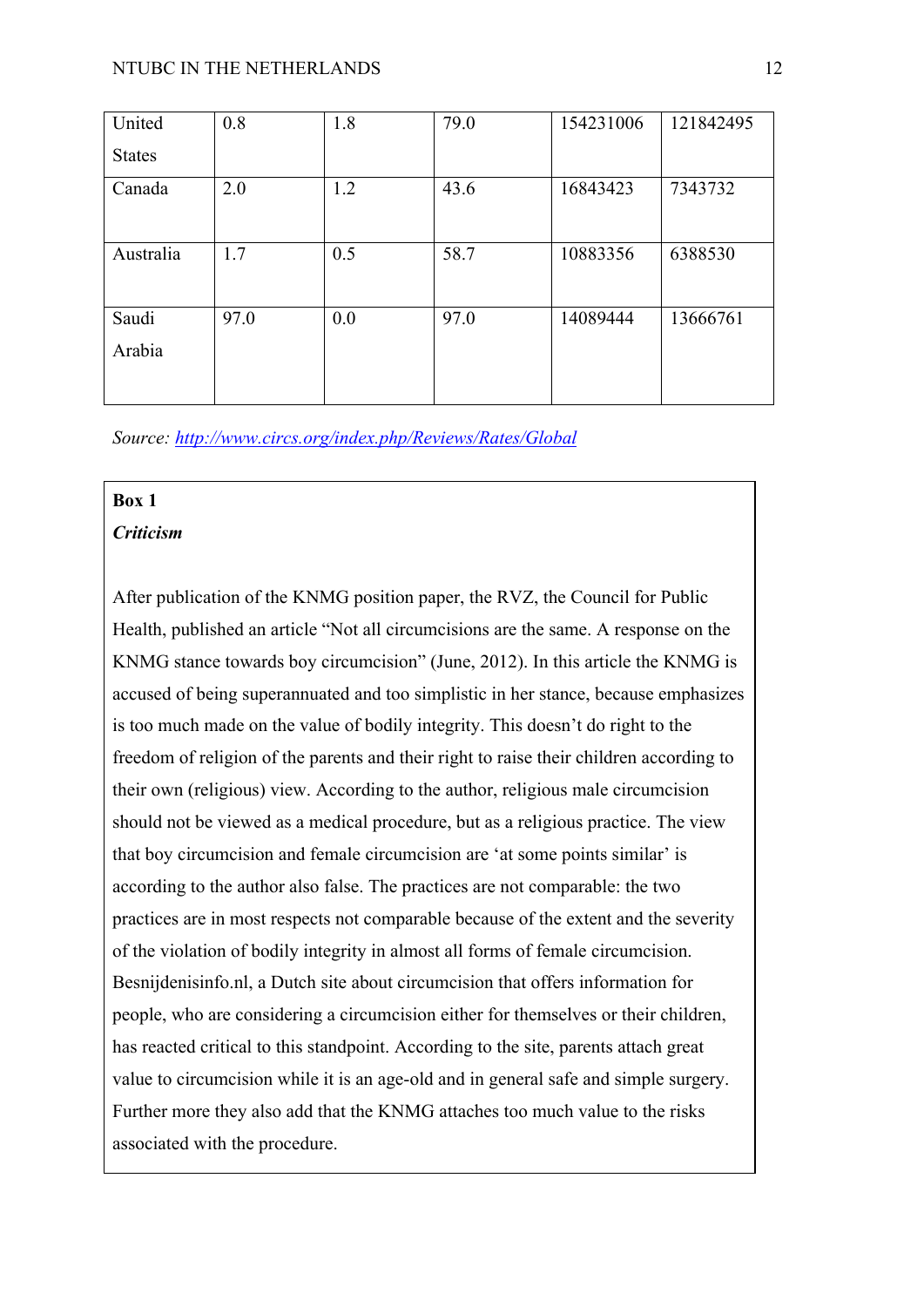| | | | | | |
|---|---|---|---|---|---|
| United States | 0.8 | 1.8 | 79.0 | 154231006 | 121842495 |
| Canada | 2.0 | 1.2 | 43.6 | 16843423 | 7343732 |
| Australia | 1.7 | 0.5 | 58.7 | 10883356 | 6388530 |
| Saudi Arabia | 97.0 | 0.0 | 97.0 | 14089444 | 13666761 |

*Source: http://www.circs.org/index.php/Reviews/Rates/Global*

**Box 1**

***Criticism***

After publication of the KNMG position paper, the RVZ, the Council for Public Health, published an article "Not all circumcisions are the same. A response on the KNMG stance towards boy circumcision" (June, 2012). In this article the KNMG is accused of being superannuated and too simplistic in her stance, because emphasizes is too much made on the value of bodily integrity. This doesn't do right to the freedom of religion of the parents and their right to raise their children according to their own (religious) view. According to the author, religious male circumcision should not be viewed as a medical procedure, but as a religious practice. The view that boy circumcision and female circumcision are 'at some points similar' is according to the author also false. The practices are not comparable: the two practices are in most respects not comparable because of the extent and the severity of the violation of bodily integrity in almost all forms of female circumcision. Besnijdenisinfo.nl, a Dutch site about circumcision that offers information for people, who are considering a circumcision either for themselves or their children, has reacted critical to this standpoint. According to the site, parents attach great value to circumcision while it is an age-old and in general safe and simple surgery. Further more they also add that the KNMG attaches too much value to the risks associated with the procedure.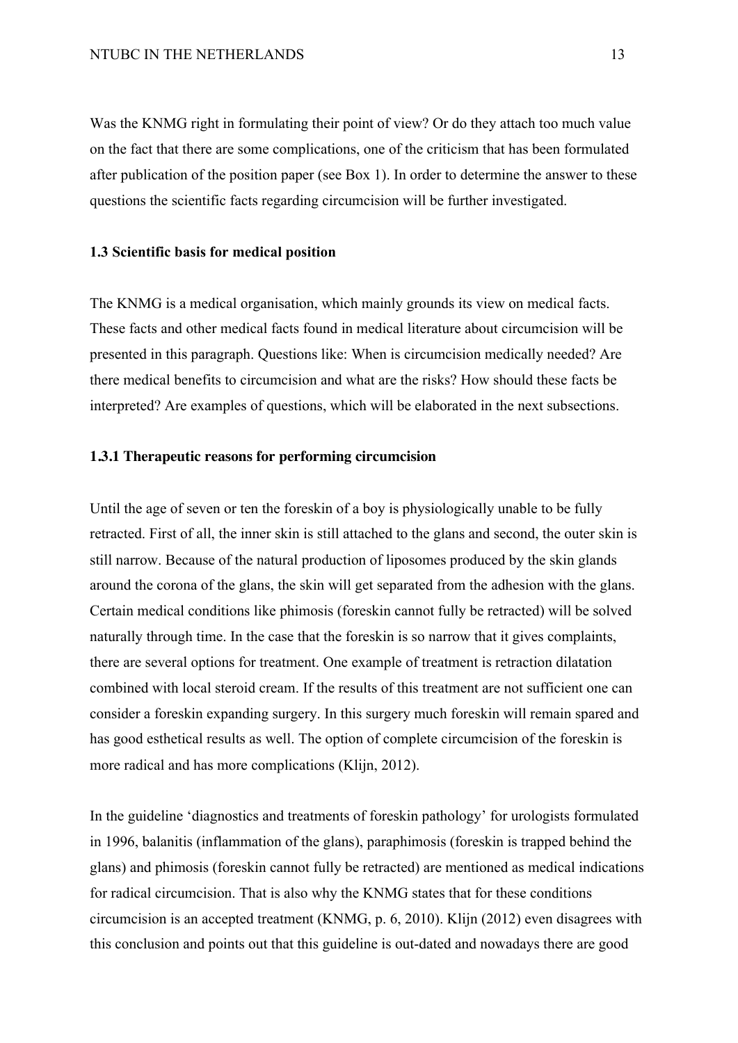Was the KNMG right in formulating their point of view? Or do they attach too much value on the fact that there are some complications, one of the criticism that has been formulated after publication of the position paper (see Box 1). In order to determine the answer to these questions the scientific facts regarding circumcision will be further investigated.

### 1.3 Scientific basis for medical position

The KNMG is a medical organisation, which mainly grounds its view on medical facts. These facts and other medical facts found in medical literature about circumcision will be presented in this paragraph. Questions like: When is circumcision medically needed? Are there medical benefits to circumcision and what are the risks? How should these facts be interpreted? Are examples of questions, which will be elaborated in the next subsections.

#### 1.3.1 Therapeutic reasons for performing circumcision

Until the age of seven or ten the foreskin of a boy is physiologically unable to be fully retracted. First of all, the inner skin is still attached to the glans and second, the outer skin is still narrow. Because of the natural production of liposomes produced by the skin glands around the corona of the glans, the skin will get separated from the adhesion with the glans. Certain medical conditions like phimosis (foreskin cannot fully be retracted) will be solved naturally through time. In the case that the foreskin is so narrow that it gives complaints, there are several options for treatment. One example of treatment is retraction dilatation combined with local steroid cream. If the results of this treatment are not sufficient one can consider a foreskin expanding surgery. In this surgery much foreskin will remain spared and has good esthetical results as well. The option of complete circumcision of the foreskin is more radical and has more complications (Klijn, 2012).

In the guideline 'diagnostics and treatments of foreskin pathology' for urologists formulated in 1996, balanitis (inflammation of the glans), paraphimosis (foreskin is trapped behind the glans) and phimosis (foreskin cannot fully be retracted) are mentioned as medical indications for radical circumcision. That is also why the KNMG states that for these conditions circumcision is an accepted treatment (KNMG, p. 6, 2010). Klijn (2012) even disagrees with this conclusion and points out that this guideline is out-dated and nowadays there are good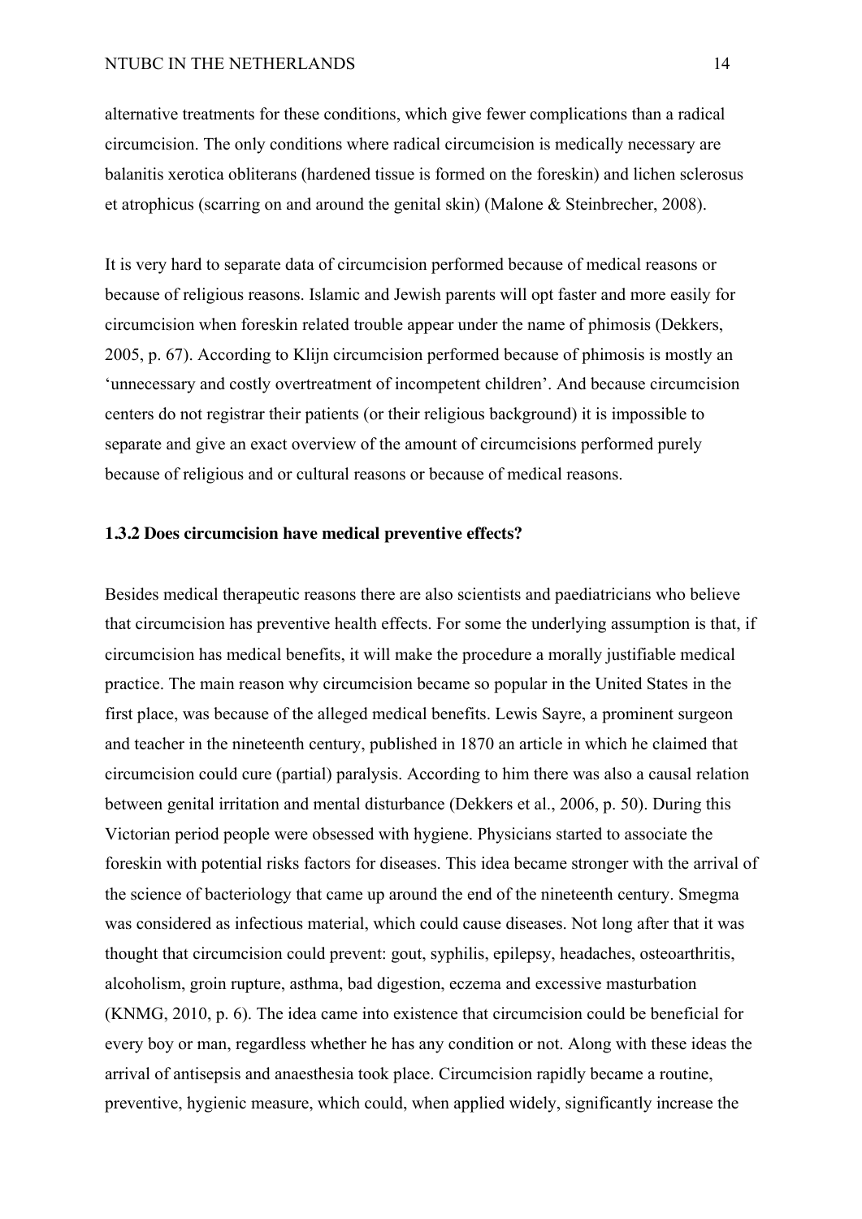alternative treatments for these conditions, which give fewer complications than a radical circumcision. The only conditions where radical circumcision is medically necessary are balanitis xerotica obliterans (hardened tissue is formed on the foreskin) and lichen sclerosus et atrophicus (scarring on and around the genital skin) (Malone & Steinbrecher, 2008).

It is very hard to separate data of circumcision performed because of medical reasons or because of religious reasons. Islamic and Jewish parents will opt faster and more easily for circumcision when foreskin related trouble appear under the name of phimosis (Dekkers, 2005, p. 67). According to Klijn circumcision performed because of phimosis is mostly an 'unnecessary and costly overtreatment of incompetent children'. And because circumcision centers do not registrar their patients (or their religious background) it is impossible to separate and give an exact overview of the amount of circumcisions performed purely because of religious and or cultural reasons or because of medical reasons.

### 1.3.2 Does circumcision have medical preventive effects?

Besides medical therapeutic reasons there are also scientists and paediatricians who believe that circumcision has preventive health effects. For some the underlying assumption is that, if circumcision has medical benefits, it will make the procedure a morally justifiable medical practice. The main reason why circumcision became so popular in the United States in the first place, was because of the alleged medical benefits. Lewis Sayre, a prominent surgeon and teacher in the nineteenth century, published in 1870 an article in which he claimed that circumcision could cure (partial) paralysis. According to him there was also a causal relation between genital irritation and mental disturbance (Dekkers et al., 2006, p. 50). During this Victorian period people were obsessed with hygiene. Physicians started to associate the foreskin with potential risks factors for diseases. This idea became stronger with the arrival of the science of bacteriology that came up around the end of the nineteenth century. Smegma was considered as infectious material, which could cause diseases. Not long after that it was thought that circumcision could prevent: gout, syphilis, epilepsy, headaches, osteoarthritis, alcoholism, groin rupture, asthma, bad digestion, eczema and excessive masturbation (KNMG, 2010, p. 6). The idea came into existence that circumcision could be beneficial for every boy or man, regardless whether he has any condition or not. Along with these ideas the arrival of antisepsis and anaesthesia took place. Circumcision rapidly became a routine, preventive, hygienic measure, which could, when applied widely, significantly increase the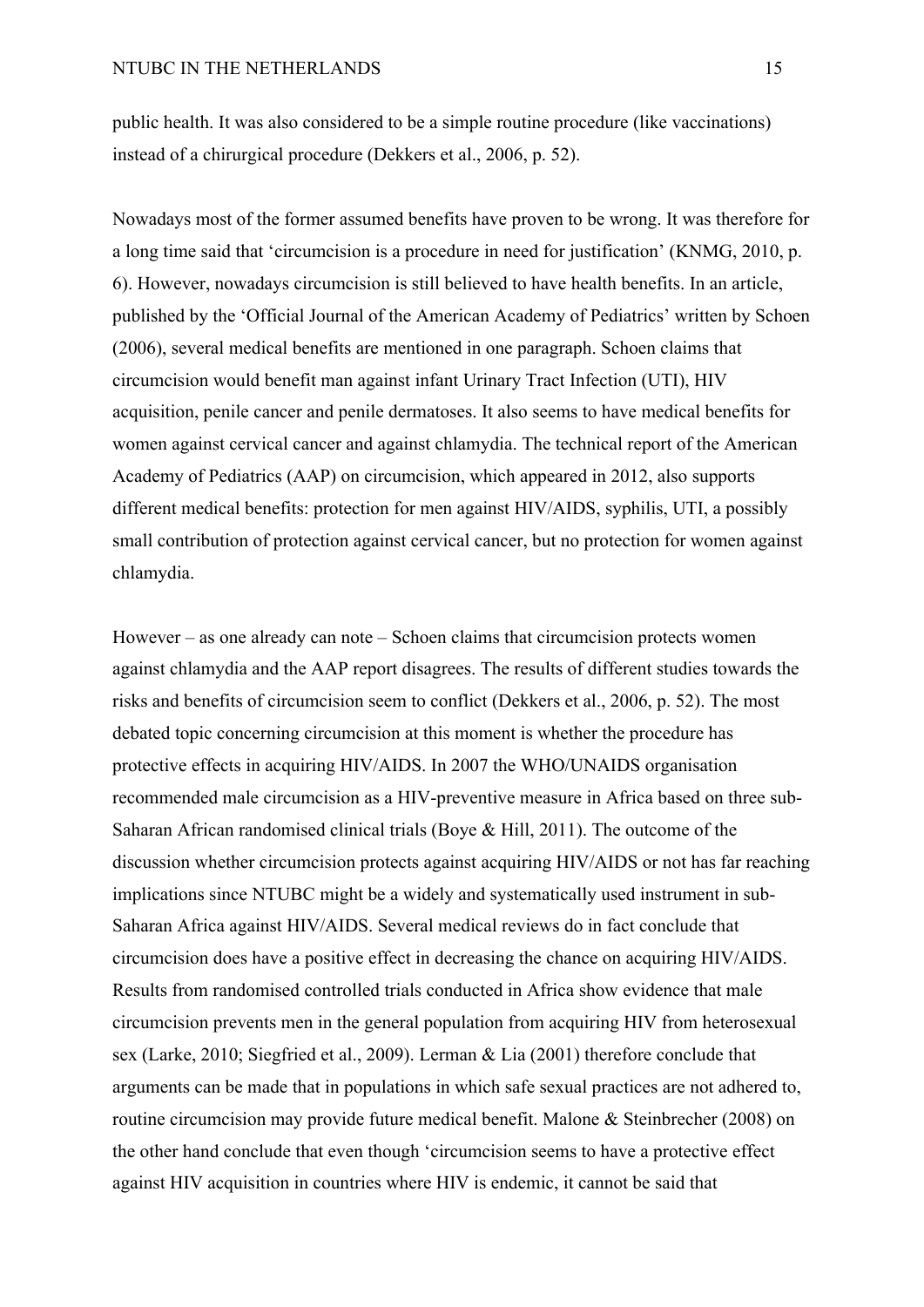public health. It was also considered to be a simple routine procedure (like vaccinations) instead of a chirurgical procedure (Dekkers et al., 2006, p. 52).

Nowadays most of the former assumed benefits have proven to be wrong. It was therefore for a long time said that 'circumcision is a procedure in need for justification' (KNMG, 2010, p. 6). However, nowadays circumcision is still believed to have health benefits. In an article, published by the 'Official Journal of the American Academy of Pediatrics' written by Schoen (2006), several medical benefits are mentioned in one paragraph. Schoen claims that circumcision would benefit man against infant Urinary Tract Infection (UTI), HIV acquisition, penile cancer and penile dermatoses. It also seems to have medical benefits for women against cervical cancer and against chlamydia. The technical report of the American Academy of Pediatrics (AAP) on circumcision, which appeared in 2012, also supports different medical benefits: protection for men against HIV/AIDS, syphilis, UTI, a possibly small contribution of protection against cervical cancer, but no protection for women against chlamydia.

However – as one already can note – Schoen claims that circumcision protects women against chlamydia and the AAP report disagrees. The results of different studies towards the risks and benefits of circumcision seem to conflict (Dekkers et al., 2006, p. 52). The most debated topic concerning circumcision at this moment is whether the procedure has protective effects in acquiring HIV/AIDS. In 2007 the WHO/UNAIDS organisation recommended male circumcision as a HIV-preventive measure in Africa based on three sub-Saharan African randomised clinical trials (Boye & Hill, 2011). The outcome of the discussion whether circumcision protects against acquiring HIV/AIDS or not has far reaching implications since NTUBC might be a widely and systematically used instrument in sub-Saharan Africa against HIV/AIDS. Several medical reviews do in fact conclude that circumcision does have a positive effect in decreasing the chance on acquiring HIV/AIDS. Results from randomised controlled trials conducted in Africa show evidence that male circumcision prevents men in the general population from acquiring HIV from heterosexual sex (Larke, 2010; Siegfried et al., 2009). Lerman & Lia (2001) therefore conclude that arguments can be made that in populations in which safe sexual practices are not adhered to, routine circumcision may provide future medical benefit. Malone & Steinbrecher (2008) on the other hand conclude that even though 'circumcision seems to have a protective effect against HIV acquisition in countries where HIV is endemic, it cannot be said that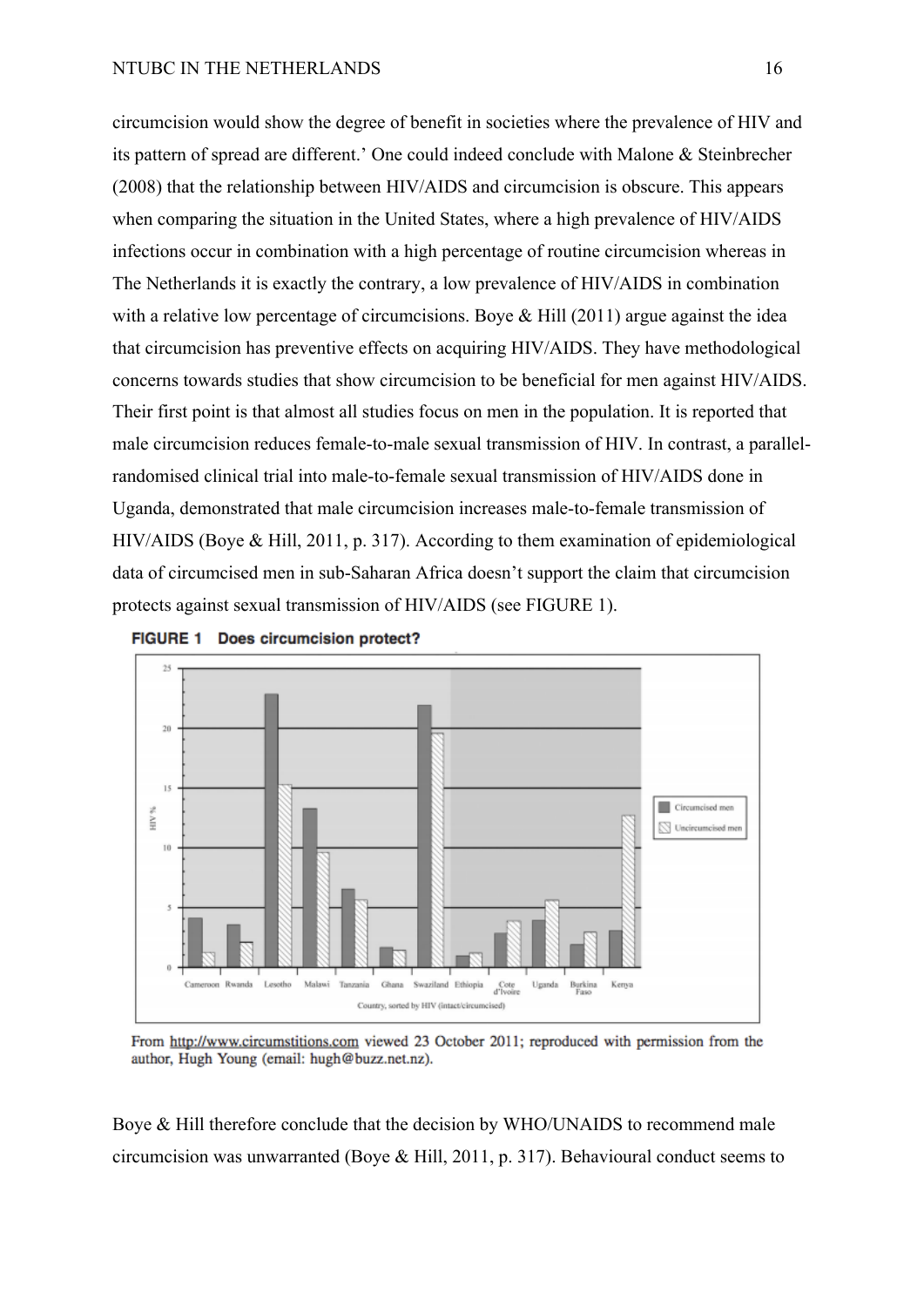circumcision would show the degree of benefit in societies where the prevalence of HIV and its pattern of spread are different.' One could indeed conclude with Malone & Steinbrecher (2008) that the relationship between HIV/AIDS and circumcision is obscure. This appears when comparing the situation in the United States, where a high prevalence of HIV/AIDS infections occur in combination with a high percentage of routine circumcision whereas in The Netherlands it is exactly the contrary, a low prevalence of HIV/AIDS in combination with a relative low percentage of circumcisions. Boye & Hill (2011) argue against the idea that circumcision has preventive effects on acquiring HIV/AIDS. They have methodological concerns towards studies that show circumcision to be beneficial for men against HIV/AIDS. Their first point is that almost all studies focus on men in the population. It is reported that male circumcision reduces female-to-male sexual transmission of HIV. In contrast, a parallel-randomised clinical trial into male-to-female sexual transmission of HIV/AIDS done in Uganda, demonstrated that male circumcision increases male-to-female transmission of HIV/AIDS (Boye & Hill, 2011, p. 317). According to them examination of epidemiological data of circumcised men in sub-Saharan Africa doesn't support the claim that circumcision protects against sexual transmission of HIV/AIDS (see FIGURE 1).

**FIGURE 1 Does circumcision protect?**

From http://www.circumstitions.com viewed 23 October 2011; reproduced with permission from the author, Hugh Young (email: hugh@buzz.net.nz).

Boye & Hill therefore conclude that the decision by WHO/UNAIDS to recommend male circumcision was unwarranted (Boye & Hill, 2011, p. 317). Behavioural conduct seems to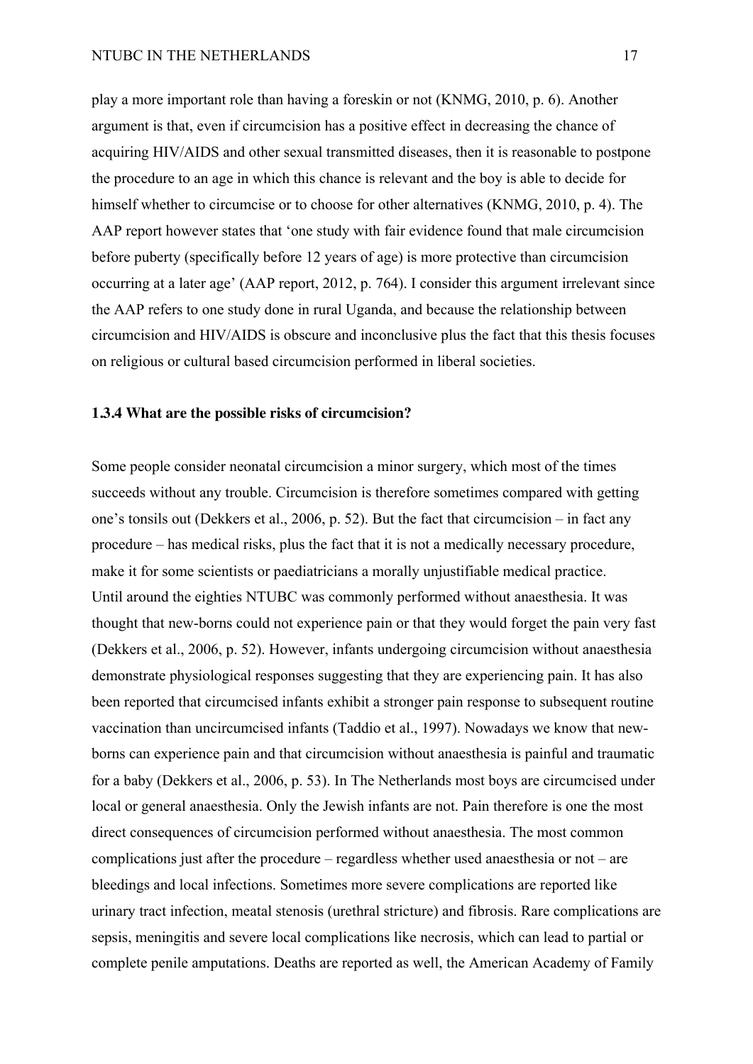play a more important role than having a foreskin or not (KNMG, 2010, p. 6). Another argument is that, even if circumcision has a positive effect in decreasing the chance of acquiring HIV/AIDS and other sexual transmitted diseases, then it is reasonable to postpone the procedure to an age in which this chance is relevant and the boy is able to decide for himself whether to circumcise or to choose for other alternatives (KNMG, 2010, p. 4). The AAP report however states that 'one study with fair evidence found that male circumcision before puberty (specifically before 12 years of age) is more protective than circumcision occurring at a later age' (AAP report, 2012, p. 764). I consider this argument irrelevant since the AAP refers to one study done in rural Uganda, and because the relationship between circumcision and HIV/AIDS is obscure and inconclusive plus the fact that this thesis focuses on religious or cultural based circumcision performed in liberal societies.

### 1.3.4 What are the possible risks of circumcision?

Some people consider neonatal circumcision a minor surgery, which most of the times succeeds without any trouble. Circumcision is therefore sometimes compared with getting one's tonsils out (Dekkers et al., 2006, p. 52). But the fact that circumcision – in fact any procedure – has medical risks, plus the fact that it is not a medically necessary procedure, make it for some scientists or paediatricians a morally unjustifiable medical practice.
Until around the eighties NTUBC was commonly performed without anaesthesia. It was thought that new-borns could not experience pain or that they would forget the pain very fast (Dekkers et al., 2006, p. 52). However, infants undergoing circumcision without anaesthesia demonstrate physiological responses suggesting that they are experiencing pain. It has also been reported that circumcised infants exhibit a stronger pain response to subsequent routine vaccination than uncircumcised infants (Taddio et al., 1997). Nowadays we know that new-borns can experience pain and that circumcision without anaesthesia is painful and traumatic for a baby (Dekkers et al., 2006, p. 53). In The Netherlands most boys are circumcised under local or general anaesthesia. Only the Jewish infants are not. Pain therefore is one the most direct consequences of circumcision performed without anaesthesia. The most common complications just after the procedure – regardless whether used anaesthesia or not – are bleedings and local infections. Sometimes more severe complications are reported like urinary tract infection, meatal stenosis (urethral stricture) and fibrosis. Rare complications are sepsis, meningitis and severe local complications like necrosis, which can lead to partial or complete penile amputations. Deaths are reported as well, the American Academy of Family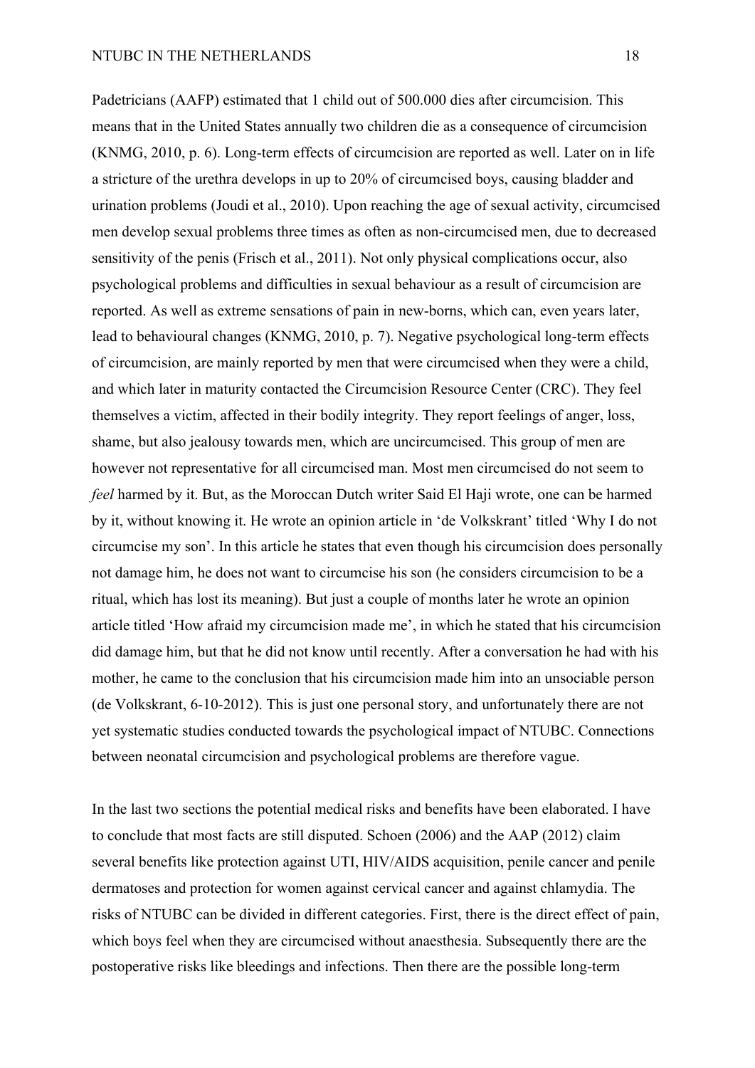Padetricians (AAFP) estimated that 1 child out of 500.000 dies after circumcision. This means that in the United States annually two children die as a consequence of circumcision (KNMG, 2010, p. 6). Long-term effects of circumcision are reported as well. Later on in life a stricture of the urethra develops in up to 20% of circumcised boys, causing bladder and urination problems (Joudi et al., 2010). Upon reaching the age of sexual activity, circumcised men develop sexual problems three times as often as non-circumcised men, due to decreased sensitivity of the penis (Frisch et al., 2011). Not only physical complications occur, also psychological problems and difficulties in sexual behaviour as a result of circumcision are reported. As well as extreme sensations of pain in new-borns, which can, even years later, lead to behavioural changes (KNMG, 2010, p. 7). Negative psychological long-term effects of circumcision, are mainly reported by men that were circumcised when they were a child, and which later in maturity contacted the Circumcision Resource Center (CRC). They feel themselves a victim, affected in their bodily integrity. They report feelings of anger, loss, shame, but also jealousy towards men, which are uncircumcised. This group of men are however not representative for all circumcised man. Most men circumcised do not seem to *feel* harmed by it. But, as the Moroccan Dutch writer Said El Haji wrote, one can be harmed by it, without knowing it. He wrote an opinion article in 'de Volkskrant' titled 'Why I do not circumcise my son'. In this article he states that even though his circumcision does personally not damage him, he does not want to circumcise his son (he considers circumcision to be a ritual, which has lost its meaning). But just a couple of months later he wrote an opinion article titled 'How afraid my circumcision made me', in which he stated that his circumcision did damage him, but that he did not know until recently. After a conversation he had with his mother, he came to the conclusion that his circumcision made him into an unsociable person (de Volkskrant, 6-10-2012). This is just one personal story, and unfortunately there are not yet systematic studies conducted towards the psychological impact of NTUBC. Connections between neonatal circumcision and psychological problems are therefore vague.

In the last two sections the potential medical risks and benefits have been elaborated. I have to conclude that most facts are still disputed. Schoen (2006) and the AAP (2012) claim several benefits like protection against UTI, HIV/AIDS acquisition, penile cancer and penile dermatoses and protection for women against cervical cancer and against chlamydia. The risks of NTUBC can be divided in different categories. First, there is the direct effect of pain, which boys feel when they are circumcised without anaesthesia. Subsequently there are the postoperative risks like bleedings and infections. Then there are the possible long-term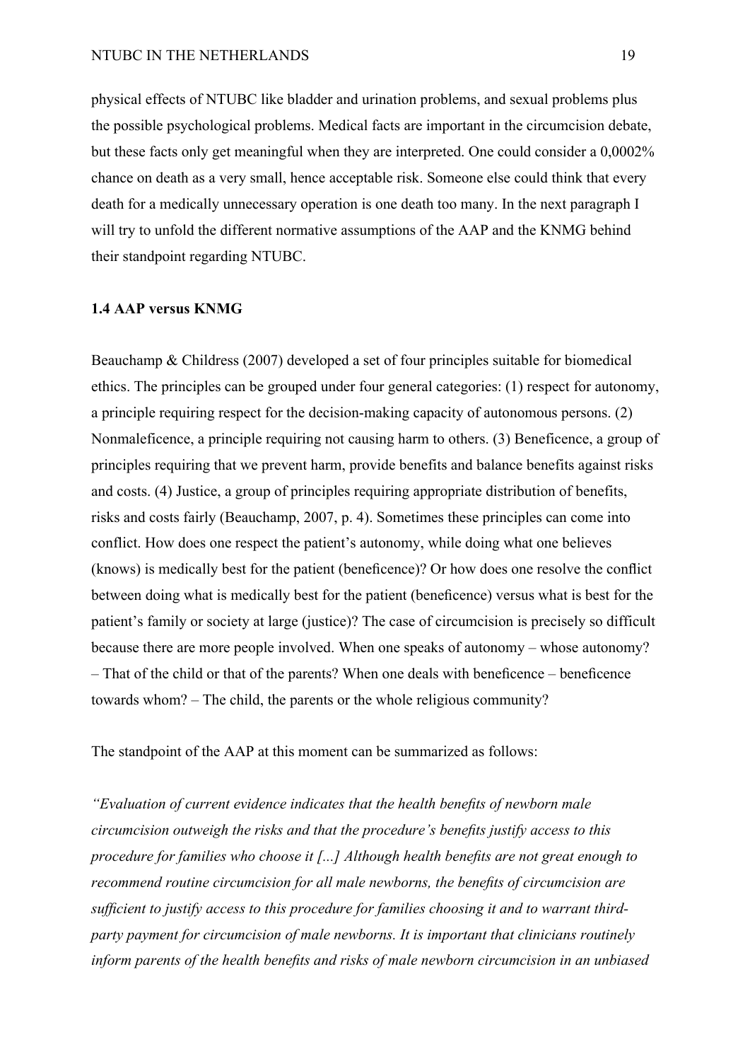physical effects of NTUBC like bladder and urination problems, and sexual problems plus the possible psychological problems. Medical facts are important in the circumcision debate, but these facts only get meaningful when they are interpreted. One could consider a 0,0002% chance on death as a very small, hence acceptable risk. Someone else could think that every death for a medically unnecessary operation is one death too many. In the next paragraph I will try to unfold the different normative assumptions of the AAP and the KNMG behind their standpoint regarding NTUBC.

### 1.4 AAP versus KNMG

Beauchamp & Childress (2007) developed a set of four principles suitable for biomedical ethics. The principles can be grouped under four general categories: (1) respect for autonomy, a principle requiring respect for the decision-making capacity of autonomous persons. (2) Nonmaleficence, a principle requiring not causing harm to others. (3) Beneficence, a group of principles requiring that we prevent harm, provide benefits and balance benefits against risks and costs. (4) Justice, a group of principles requiring appropriate distribution of benefits, risks and costs fairly (Beauchamp, 2007, p. 4). Sometimes these principles can come into conflict. How does one respect the patient's autonomy, while doing what one believes (knows) is medically best for the patient (beneficence)? Or how does one resolve the conflict between doing what is medically best for the patient (beneficence) versus what is best for the patient's family or society at large (justice)? The case of circumcision is precisely so difficult because there are more people involved. When one speaks of autonomy – whose autonomy? – That of the child or that of the parents? When one deals with beneficence – beneficence towards whom? – The child, the parents or the whole religious community?

The standpoint of the AAP at this moment can be summarized as follows:

*"Evaluation of current evidence indicates that the health benefits of newborn male circumcision outweigh the risks and that the procedure's benefits justify access to this procedure for families who choose it [...] Although health benefits are not great enough to recommend routine circumcision for all male newborns, the benefits of circumcision are sufficient to justify access to this procedure for families choosing it and to warrant third-party payment for circumcision of male newborns. It is important that clinicians routinely inform parents of the health benefits and risks of male newborn circumcision in an unbiased*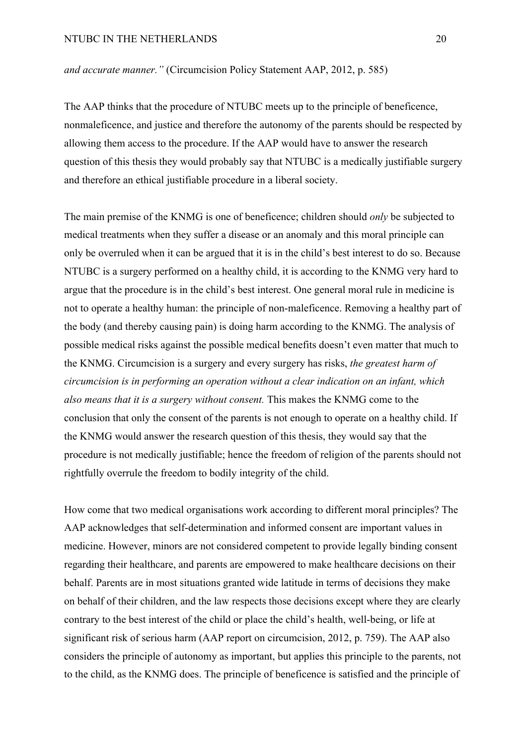*and accurate manner."* (Circumcision Policy Statement AAP, 2012, p. 585)

The AAP thinks that the procedure of NTUBC meets up to the principle of beneficence, nonmaleficence, and justice and therefore the autonomy of the parents should be respected by allowing them access to the procedure. If the AAP would have to answer the research question of this thesis they would probably say that NTUBC is a medically justifiable surgery and therefore an ethical justifiable procedure in a liberal society.

The main premise of the KNMG is one of beneficence; children should *only* be subjected to medical treatments when they suffer a disease or an anomaly and this moral principle can only be overruled when it can be argued that it is in the child's best interest to do so. Because NTUBC is a surgery performed on a healthy child, it is according to the KNMG very hard to argue that the procedure is in the child's best interest. One general moral rule in medicine is not to operate a healthy human: the principle of non-maleficence. Removing a healthy part of the body (and thereby causing pain) is doing harm according to the KNMG. The analysis of possible medical risks against the possible medical benefits doesn't even matter that much to the KNMG. Circumcision is a surgery and every surgery has risks, *the greatest harm of circumcision is in performing an operation without a clear indication on an infant, which also means that it is a surgery without consent.* This makes the KNMG come to the conclusion that only the consent of the parents is not enough to operate on a healthy child. If the KNMG would answer the research question of this thesis, they would say that the procedure is not medically justifiable; hence the freedom of religion of the parents should not rightfully overrule the freedom to bodily integrity of the child.

How come that two medical organisations work according to different moral principles? The AAP acknowledges that self-determination and informed consent are important values in medicine. However, minors are not considered competent to provide legally binding consent regarding their healthcare, and parents are empowered to make healthcare decisions on their behalf. Parents are in most situations granted wide latitude in terms of decisions they make on behalf of their children, and the law respects those decisions except where they are clearly contrary to the best interest of the child or place the child's health, well-being, or life at significant risk of serious harm (AAP report on circumcision, 2012, p. 759). The AAP also considers the principle of autonomy as important, but applies this principle to the parents, not to the child, as the KNMG does. The principle of beneficence is satisfied and the principle of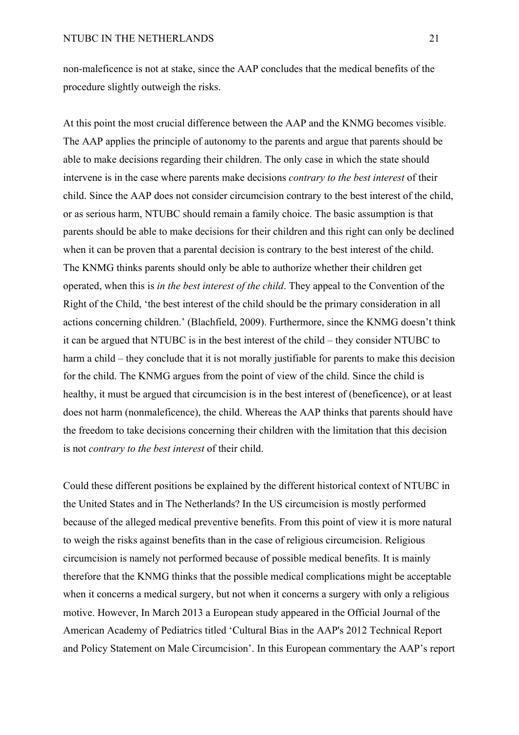non-maleficence is not at stake, since the AAP concludes that the medical benefits of the procedure slightly outweigh the risks.

At this point the most crucial difference between the AAP and the KNMG becomes visible. The AAP applies the principle of autonomy to the parents and argue that parents should be able to make decisions regarding their children. The only case in which the state should intervene is in the case where parents make decisions *contrary to the best interest* of their child. Since the AAP does not consider circumcision contrary to the best interest of the child, or as serious harm, NTUBC should remain a family choice. The basic assumption is that parents should be able to make decisions for their children and this right can only be declined when it can be proven that a parental decision is contrary to the best interest of the child. The KNMG thinks parents should only be able to authorize whether their children get operated, when this is *in the best interest of the child*. They appeal to the Convention of the Right of the Child, 'the best interest of the child should be the primary consideration in all actions concerning children.' (Blachfield, 2009). Furthermore, since the KNMG doesn't think it can be argued that NTUBC is in the best interest of the child – they consider NTUBC to harm a child – they conclude that it is not morally justifiable for parents to make this decision for the child. The KNMG argues from the point of view of the child. Since the child is healthy, it must be argued that circumcision is in the best interest of (beneficence), or at least does not harm (nonmaleficence), the child. Whereas the AAP thinks that parents should have the freedom to take decisions concerning their children with the limitation that this decision is not *contrary to the best interest* of their child.

Could these different positions be explained by the different historical context of NTUBC in the United States and in The Netherlands? In the US circumcision is mostly performed because of the alleged medical preventive benefits. From this point of view it is more natural to weigh the risks against benefits than in the case of religious circumcision. Religious circumcision is namely not performed because of possible medical benefits. It is mainly therefore that the KNMG thinks that the possible medical complications might be acceptable when it concerns a medical surgery, but not when it concerns a surgery with only a religious motive. However, In March 2013 a European study appeared in the Official Journal of the American Academy of Pediatrics titled 'Cultural Bias in the AAP's 2012 Technical Report and Policy Statement on Male Circumcision'. In this European commentary the AAP's report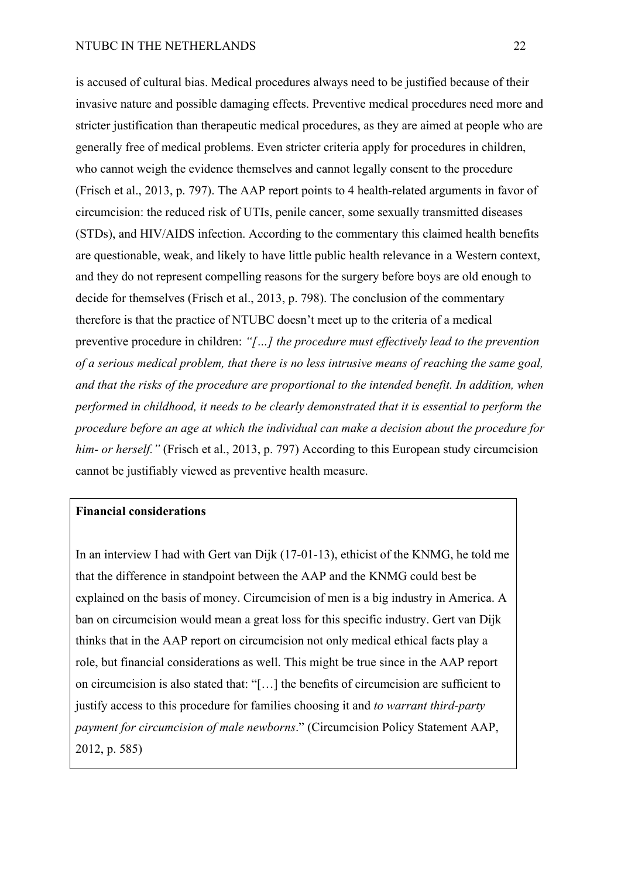is accused of cultural bias. Medical procedures always need to be justified because of their invasive nature and possible damaging effects. Preventive medical procedures need more and stricter justification than therapeutic medical procedures, as they are aimed at people who are generally free of medical problems. Even stricter criteria apply for procedures in children, who cannot weigh the evidence themselves and cannot legally consent to the procedure (Frisch et al., 2013, p. 797). The AAP report points to 4 health-related arguments in favor of circumcision: the reduced risk of UTIs, penile cancer, some sexually transmitted diseases (STDs), and HIV/AIDS infection. According to the commentary this claimed health benefits are questionable, weak, and likely to have little public health relevance in a Western context, and they do not represent compelling reasons for the surgery before boys are old enough to decide for themselves (Frisch et al., 2013, p. 798). The conclusion of the commentary therefore is that the practice of NTUBC doesn't meet up to the criteria of a medical preventive procedure in children: *"[…] the procedure must effectively lead to the prevention of a serious medical problem, that there is no less intrusive means of reaching the same goal, and that the risks of the procedure are proportional to the intended benefit. In addition, when performed in childhood, it needs to be clearly demonstrated that it is essential to perform the procedure before an age at which the individual can make a decision about the procedure for him- or herself."* (Frisch et al., 2013, p. 797) According to this European study circumcision cannot be justifiably viewed as preventive health measure.

**Financial considerations**

In an interview I had with Gert van Dijk (17-01-13), ethicist of the KNMG, he told me that the difference in standpoint between the AAP and the KNMG could best be explained on the basis of money. Circumcision of men is a big industry in America. A ban on circumcision would mean a great loss for this specific industry. Gert van Dijk thinks that in the AAP report on circumcision not only medical ethical facts play a role, but financial considerations as well. This might be true since in the AAP report on circumcision is also stated that: "[…] the benefits of circumcision are sufficient to justify access to this procedure for families choosing it and *to warrant third-party payment for circumcision of male newborns*." (Circumcision Policy Statement AAP, 2012, p. 585)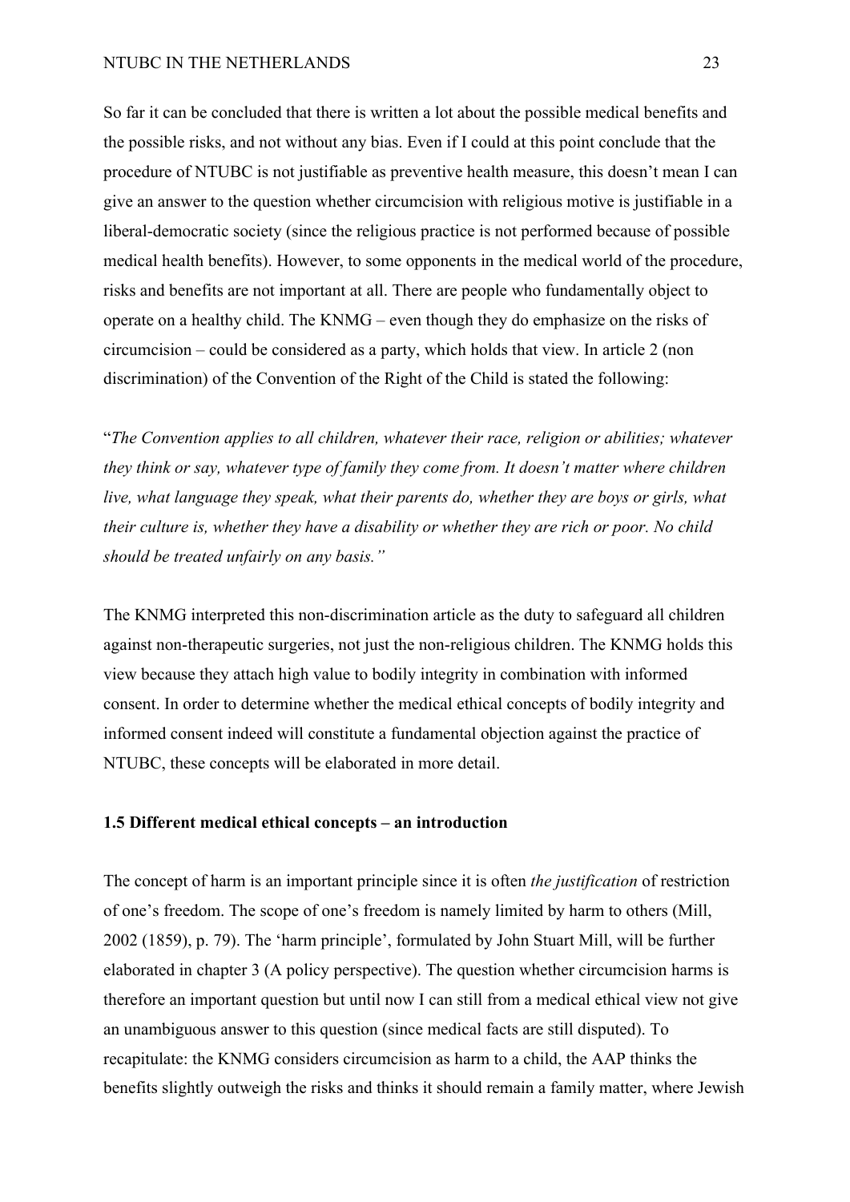So far it can be concluded that there is written a lot about the possible medical benefits and the possible risks, and not without any bias. Even if I could at this point conclude that the procedure of NTUBC is not justifiable as preventive health measure, this doesn't mean I can give an answer to the question whether circumcision with religious motive is justifiable in a liberal-democratic society (since the religious practice is not performed because of possible medical health benefits). However, to some opponents in the medical world of the procedure, risks and benefits are not important at all. There are people who fundamentally object to operate on a healthy child. The KNMG – even though they do emphasize on the risks of circumcision – could be considered as a party, which holds that view. In article 2 (non discrimination) of the Convention of the Right of the Child is stated the following:

"*The Convention applies to all children, whatever their race, religion or abilities; whatever they think or say, whatever type of family they come from. It doesn't matter where children live, what language they speak, what their parents do, whether they are boys or girls, what their culture is, whether they have a disability or whether they are rich or poor. No child should be treated unfairly on any basis."*

The KNMG interpreted this non-discrimination article as the duty to safeguard all children against non-therapeutic surgeries, not just the non-religious children. The KNMG holds this view because they attach high value to bodily integrity in combination with informed consent. In order to determine whether the medical ethical concepts of bodily integrity and informed consent indeed will constitute a fundamental objection against the practice of NTUBC, these concepts will be elaborated in more detail.

### 1.5 Different medical ethical concepts – an introduction

The concept of harm is an important principle since it is often *the justification* of restriction of one's freedom. The scope of one's freedom is namely limited by harm to others (Mill, 2002 (1859), p. 79). The 'harm principle', formulated by John Stuart Mill, will be further elaborated in chapter 3 (A policy perspective). The question whether circumcision harms is therefore an important question but until now I can still from a medical ethical view not give an unambiguous answer to this question (since medical facts are still disputed). To recapitulate: the KNMG considers circumcision as harm to a child, the AAP thinks the benefits slightly outweigh the risks and thinks it should remain a family matter, where Jewish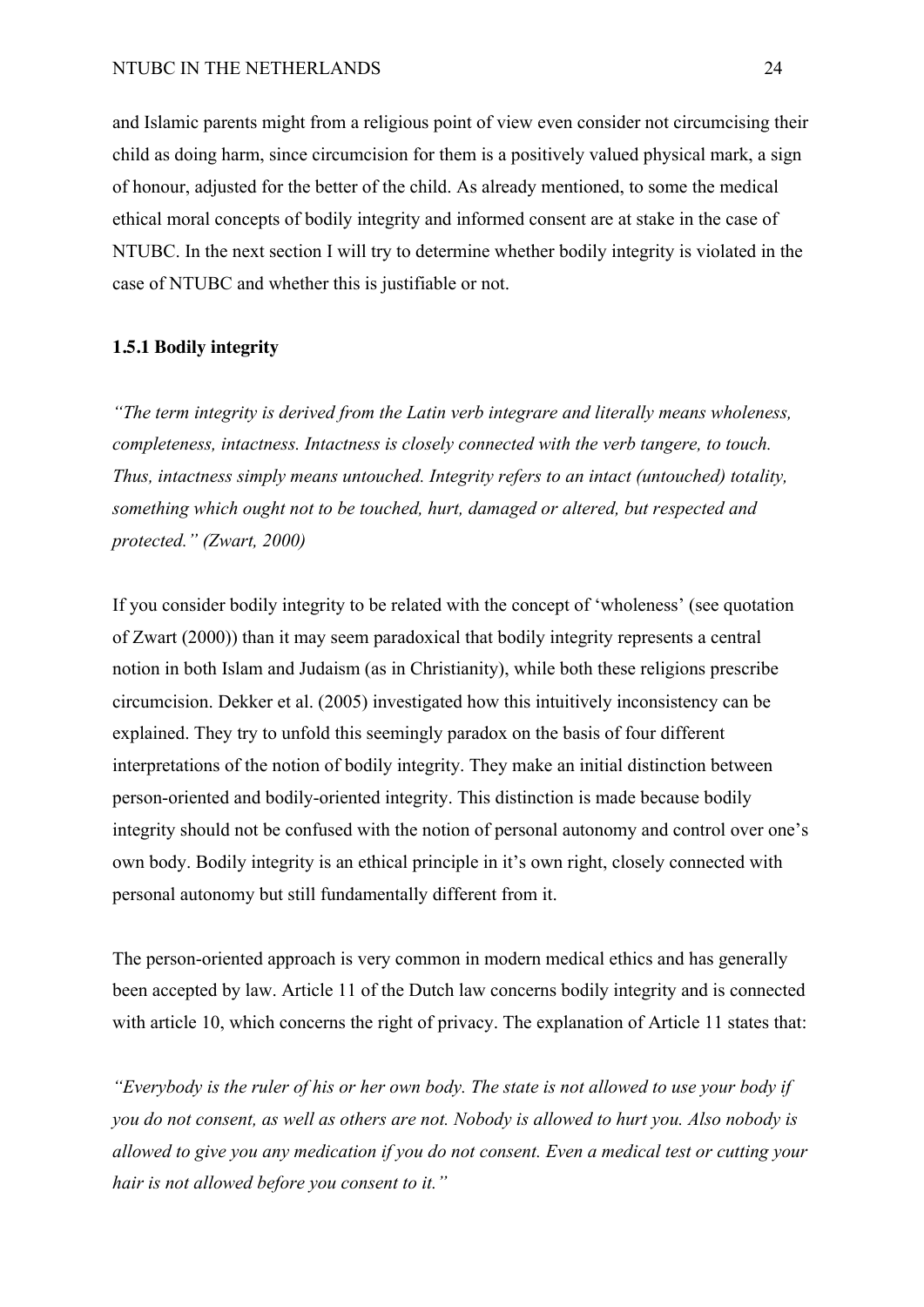and Islamic parents might from a religious point of view even consider not circumcising their child as doing harm, since circumcision for them is a positively valued physical mark, a sign of honour, adjusted for the better of the child. As already mentioned, to some the medical ethical moral concepts of bodily integrity and informed consent are at stake in the case of NTUBC. In the next section I will try to determine whether bodily integrity is violated in the case of NTUBC and whether this is justifiable or not.

### 1.5.1 Bodily integrity

*"The term integrity is derived from the Latin verb integrare and literally means wholeness, completeness, intactness. Intactness is closely connected with the verb tangere, to touch. Thus, intactness simply means untouched. Integrity refers to an intact (untouched) totality, something which ought not to be touched, hurt, damaged or altered, but respected and protected." (Zwart, 2000)*

If you consider bodily integrity to be related with the concept of 'wholeness' (see quotation of Zwart (2000)) than it may seem paradoxical that bodily integrity represents a central notion in both Islam and Judaism (as in Christianity), while both these religions prescribe circumcision. Dekker et al. (2005) investigated how this intuitively inconsistency can be explained. They try to unfold this seemingly paradox on the basis of four different interpretations of the notion of bodily integrity. They make an initial distinction between person-oriented and bodily-oriented integrity. This distinction is made because bodily integrity should not be confused with the notion of personal autonomy and control over one's own body. Bodily integrity is an ethical principle in it's own right, closely connected with personal autonomy but still fundamentally different from it.

The person-oriented approach is very common in modern medical ethics and has generally been accepted by law. Article 11 of the Dutch law concerns bodily integrity and is connected with article 10, which concerns the right of privacy. The explanation of Article 11 states that:

*"Everybody is the ruler of his or her own body. The state is not allowed to use your body if you do not consent, as well as others are not. Nobody is allowed to hurt you. Also nobody is allowed to give you any medication if you do not consent. Even a medical test or cutting your hair is not allowed before you consent to it."*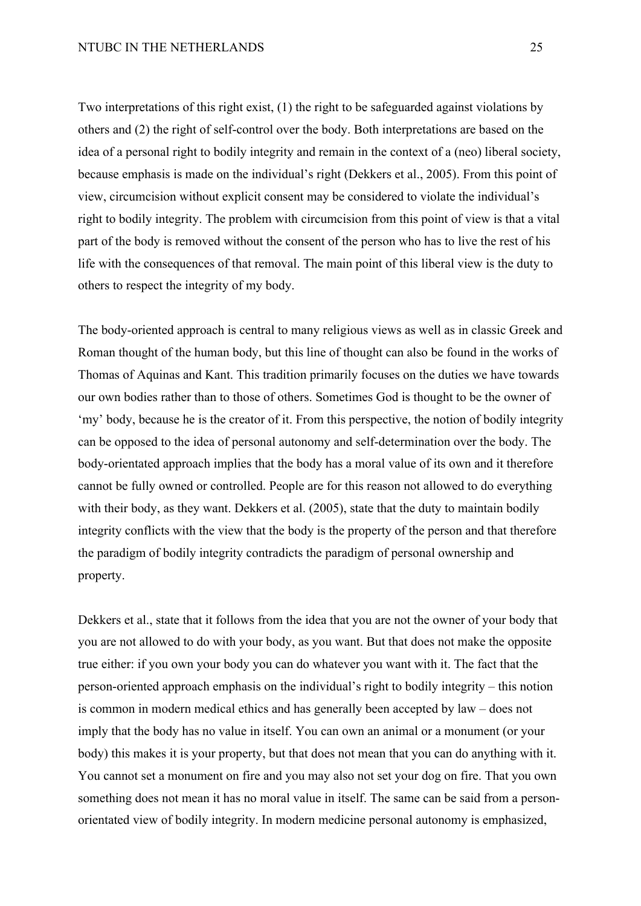Two interpretations of this right exist, (1) the right to be safeguarded against violations by others and (2) the right of self-control over the body. Both interpretations are based on the idea of a personal right to bodily integrity and remain in the context of a (neo) liberal society, because emphasis is made on the individual's right (Dekkers et al., 2005). From this point of view, circumcision without explicit consent may be considered to violate the individual's right to bodily integrity. The problem with circumcision from this point of view is that a vital part of the body is removed without the consent of the person who has to live the rest of his life with the consequences of that removal. The main point of this liberal view is the duty to others to respect the integrity of my body.

The body-oriented approach is central to many religious views as well as in classic Greek and Roman thought of the human body, but this line of thought can also be found in the works of Thomas of Aquinas and Kant. This tradition primarily focuses on the duties we have towards our own bodies rather than to those of others. Sometimes God is thought to be the owner of 'my' body, because he is the creator of it. From this perspective, the notion of bodily integrity can be opposed to the idea of personal autonomy and self-determination over the body. The body-orientated approach implies that the body has a moral value of its own and it therefore cannot be fully owned or controlled. People are for this reason not allowed to do everything with their body, as they want. Dekkers et al. (2005), state that the duty to maintain bodily integrity conflicts with the view that the body is the property of the person and that therefore the paradigm of bodily integrity contradicts the paradigm of personal ownership and property.

Dekkers et al., state that it follows from the idea that you are not the owner of your body that you are not allowed to do with your body, as you want. But that does not make the opposite true either: if you own your body you can do whatever you want with it. The fact that the person-oriented approach emphasis on the individual's right to bodily integrity – this notion is common in modern medical ethics and has generally been accepted by law – does not imply that the body has no value in itself. You can own an animal or a monument (or your body) this makes it is your property, but that does not mean that you can do anything with it. You cannot set a monument on fire and you may also not set your dog on fire. That you own something does not mean it has no moral value in itself. The same can be said from a person-orientated view of bodily integrity. In modern medicine personal autonomy is emphasized,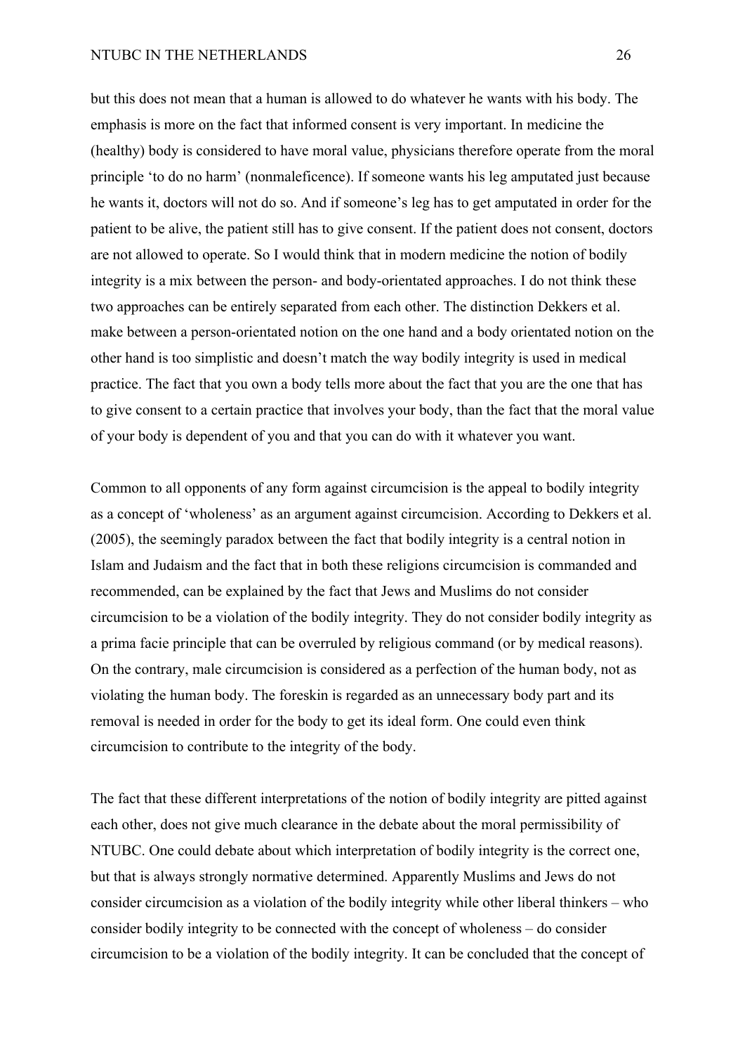but this does not mean that a human is allowed to do whatever he wants with his body. The emphasis is more on the fact that informed consent is very important. In medicine the (healthy) body is considered to have moral value, physicians therefore operate from the moral principle 'to do no harm' (nonmaleficence). If someone wants his leg amputated just because he wants it, doctors will not do so. And if someone's leg has to get amputated in order for the patient to be alive, the patient still has to give consent. If the patient does not consent, doctors are not allowed to operate. So I would think that in modern medicine the notion of bodily integrity is a mix between the person- and body-orientated approaches. I do not think these two approaches can be entirely separated from each other. The distinction Dekkers et al. make between a person-orientated notion on the one hand and a body orientated notion on the other hand is too simplistic and doesn't match the way bodily integrity is used in medical practice. The fact that you own a body tells more about the fact that you are the one that has to give consent to a certain practice that involves your body, than the fact that the moral value of your body is dependent of you and that you can do with it whatever you want.

Common to all opponents of any form against circumcision is the appeal to bodily integrity as a concept of 'wholeness' as an argument against circumcision. According to Dekkers et al. (2005), the seemingly paradox between the fact that bodily integrity is a central notion in Islam and Judaism and the fact that in both these religions circumcision is commanded and recommended, can be explained by the fact that Jews and Muslims do not consider circumcision to be a violation of the bodily integrity. They do not consider bodily integrity as a prima facie principle that can be overruled by religious command (or by medical reasons). On the contrary, male circumcision is considered as a perfection of the human body, not as violating the human body. The foreskin is regarded as an unnecessary body part and its removal is needed in order for the body to get its ideal form. One could even think circumcision to contribute to the integrity of the body.

The fact that these different interpretations of the notion of bodily integrity are pitted against each other, does not give much clearance in the debate about the moral permissibility of NTUBC. One could debate about which interpretation of bodily integrity is the correct one, but that is always strongly normative determined. Apparently Muslims and Jews do not consider circumcision as a violation of the bodily integrity while other liberal thinkers – who consider bodily integrity to be connected with the concept of wholeness – do consider circumcision to be a violation of the bodily integrity. It can be concluded that the concept of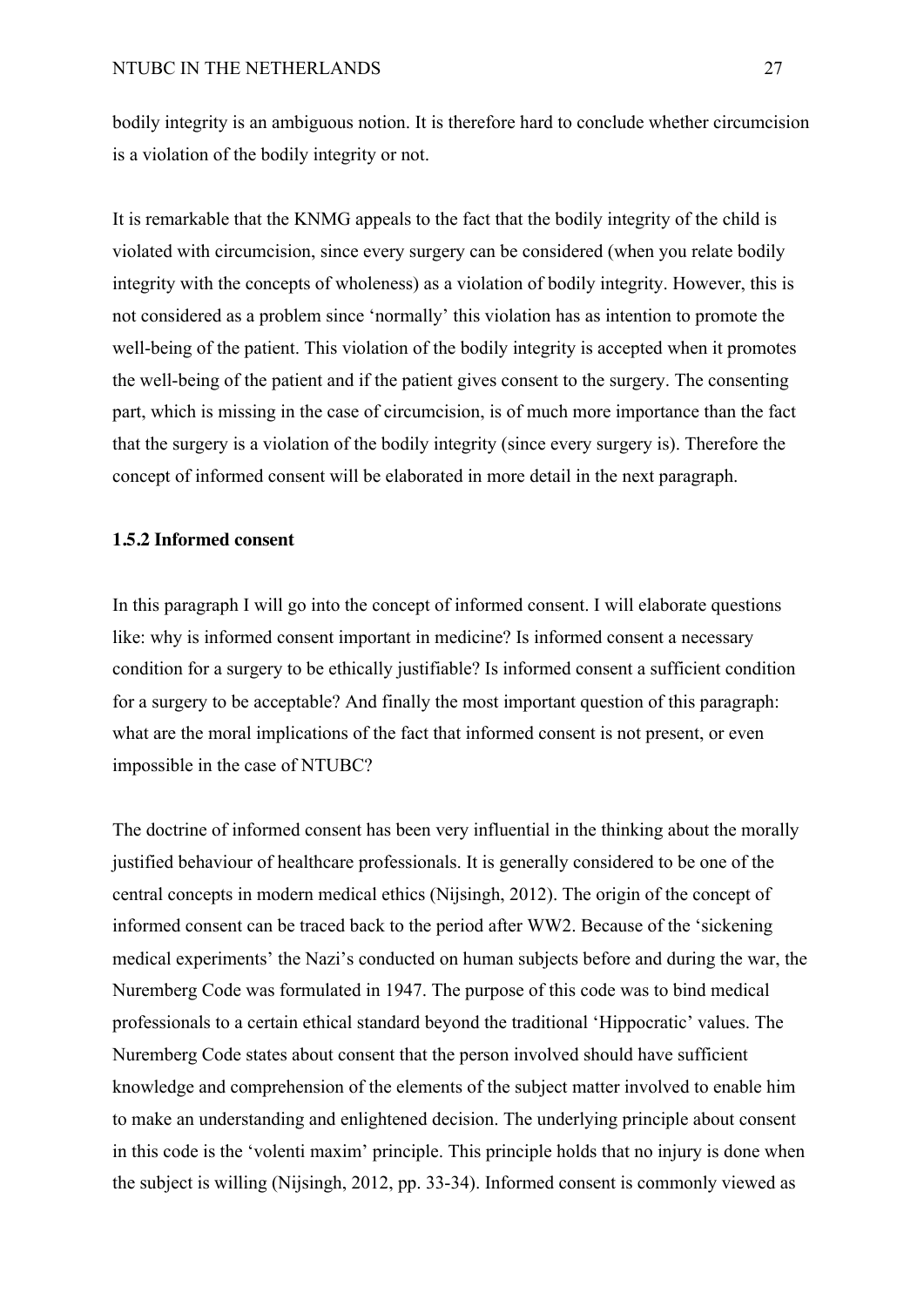bodily integrity is an ambiguous notion. It is therefore hard to conclude whether circumcision is a violation of the bodily integrity or not.

It is remarkable that the KNMG appeals to the fact that the bodily integrity of the child is violated with circumcision, since every surgery can be considered (when you relate bodily integrity with the concepts of wholeness) as a violation of bodily integrity. However, this is not considered as a problem since 'normally' this violation has as intention to promote the well-being of the patient. This violation of the bodily integrity is accepted when it promotes the well-being of the patient and if the patient gives consent to the surgery. The consenting part, which is missing in the case of circumcision, is of much more importance than the fact that the surgery is a violation of the bodily integrity (since every surgery is). Therefore the concept of informed consent will be elaborated in more detail in the next paragraph.

### 1.5.2 Informed consent

In this paragraph I will go into the concept of informed consent. I will elaborate questions like: why is informed consent important in medicine? Is informed consent a necessary condition for a surgery to be ethically justifiable? Is informed consent a sufficient condition for a surgery to be acceptable? And finally the most important question of this paragraph: what are the moral implications of the fact that informed consent is not present, or even impossible in the case of NTUBC?

The doctrine of informed consent has been very influential in the thinking about the morally justified behaviour of healthcare professionals. It is generally considered to be one of the central concepts in modern medical ethics (Nijsingh, 2012). The origin of the concept of informed consent can be traced back to the period after WW2. Because of the 'sickening medical experiments' the Nazi's conducted on human subjects before and during the war, the Nuremberg Code was formulated in 1947. The purpose of this code was to bind medical professionals to a certain ethical standard beyond the traditional 'Hippocratic' values. The Nuremberg Code states about consent that the person involved should have sufficient knowledge and comprehension of the elements of the subject matter involved to enable him to make an understanding and enlightened decision. The underlying principle about consent in this code is the 'volenti maxim' principle. This principle holds that no injury is done when the subject is willing (Nijsingh, 2012, pp. 33-34). Informed consent is commonly viewed as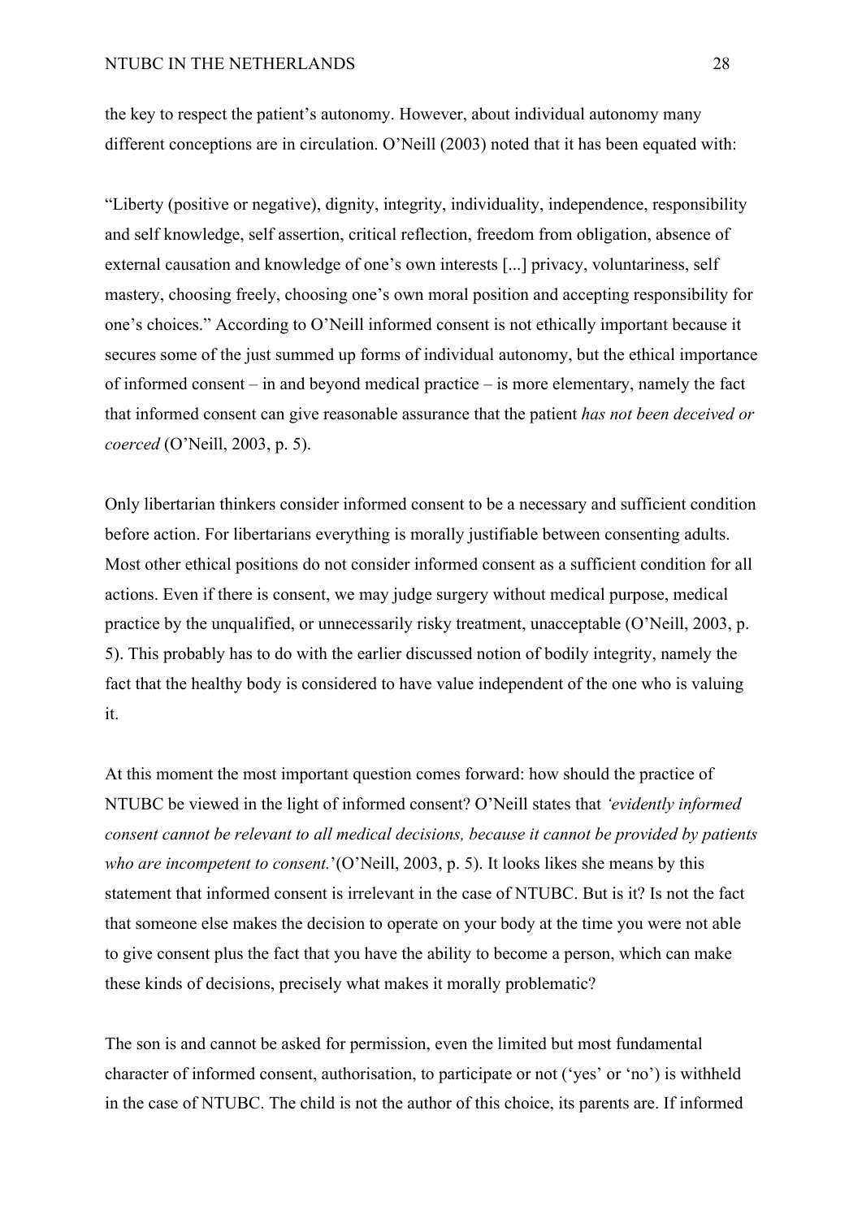the key to respect the patient's autonomy. However, about individual autonomy many different conceptions are in circulation. O'Neill (2003) noted that it has been equated with:

"Liberty (positive or negative), dignity, integrity, individuality, independence, responsibility and self knowledge, self assertion, critical reflection, freedom from obligation, absence of external causation and knowledge of one's own interests [...] privacy, voluntariness, self mastery, choosing freely, choosing one's own moral position and accepting responsibility for one's choices." According to O'Neill informed consent is not ethically important because it secures some of the just summed up forms of individual autonomy, but the ethical importance of informed consent – in and beyond medical practice – is more elementary, namely the fact that informed consent can give reasonable assurance that the patient *has not been deceived or coerced* (O'Neill, 2003, p. 5).

Only libertarian thinkers consider informed consent to be a necessary and sufficient condition before action. For libertarians everything is morally justifiable between consenting adults. Most other ethical positions do not consider informed consent as a sufficient condition for all actions. Even if there is consent, we may judge surgery without medical purpose, medical practice by the unqualified, or unnecessarily risky treatment, unacceptable (O'Neill, 2003, p. 5). This probably has to do with the earlier discussed notion of bodily integrity, namely the fact that the healthy body is considered to have value independent of the one who is valuing it.

At this moment the most important question comes forward: how should the practice of NTUBC be viewed in the light of informed consent? O'Neill states that *'evidently informed consent cannot be relevant to all medical decisions, because it cannot be provided by patients who are incompetent to consent.'*(O'Neill, 2003, p. 5). It looks likes she means by this statement that informed consent is irrelevant in the case of NTUBC. But is it? Is not the fact that someone else makes the decision to operate on your body at the time you were not able to give consent plus the fact that you have the ability to become a person, which can make these kinds of decisions, precisely what makes it morally problematic?

The son is and cannot be asked for permission, even the limited but most fundamental character of informed consent, authorisation, to participate or not ('yes' or 'no') is withheld in the case of NTUBC. The child is not the author of this choice, its parents are. If informed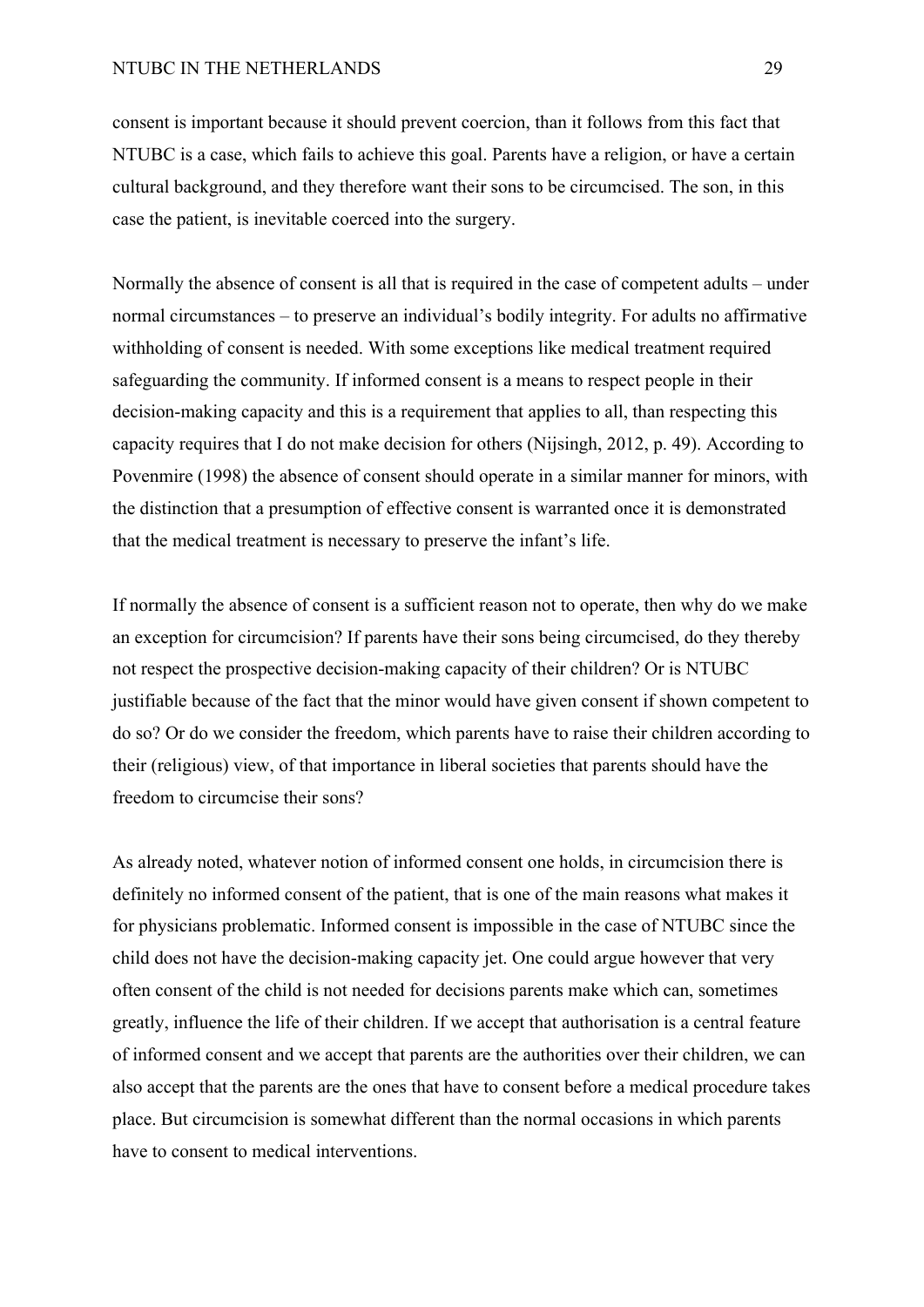consent is important because it should prevent coercion, than it follows from this fact that NTUBC is a case, which fails to achieve this goal. Parents have a religion, or have a certain cultural background, and they therefore want their sons to be circumcised. The son, in this case the patient, is inevitable coerced into the surgery.

Normally the absence of consent is all that is required in the case of competent adults – under normal circumstances – to preserve an individual's bodily integrity. For adults no affirmative withholding of consent is needed. With some exceptions like medical treatment required safeguarding the community. If informed consent is a means to respect people in their decision-making capacity and this is a requirement that applies to all, than respecting this capacity requires that I do not make decision for others (Nijsingh, 2012, p. 49). According to Povenmire (1998) the absence of consent should operate in a similar manner for minors, with the distinction that a presumption of effective consent is warranted once it is demonstrated that the medical treatment is necessary to preserve the infant's life.

If normally the absence of consent is a sufficient reason not to operate, then why do we make an exception for circumcision? If parents have their sons being circumcised, do they thereby not respect the prospective decision-making capacity of their children? Or is NTUBC justifiable because of the fact that the minor would have given consent if shown competent to do so? Or do we consider the freedom, which parents have to raise their children according to their (religious) view, of that importance in liberal societies that parents should have the freedom to circumcise their sons?

As already noted, whatever notion of informed consent one holds, in circumcision there is definitely no informed consent of the patient, that is one of the main reasons what makes it for physicians problematic. Informed consent is impossible in the case of NTUBC since the child does not have the decision-making capacity jet. One could argue however that very often consent of the child is not needed for decisions parents make which can, sometimes greatly, influence the life of their children. If we accept that authorisation is a central feature of informed consent and we accept that parents are the authorities over their children, we can also accept that the parents are the ones that have to consent before a medical procedure takes place. But circumcision is somewhat different than the normal occasions in which parents have to consent to medical interventions.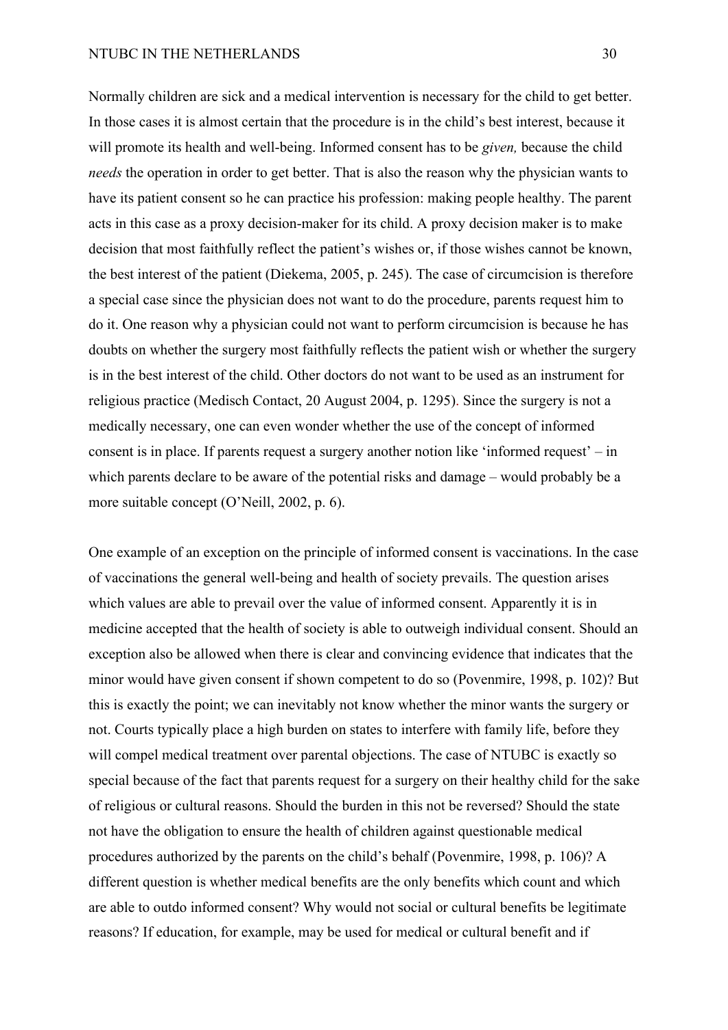Normally children are sick and a medical intervention is necessary for the child to get better. In those cases it is almost certain that the procedure is in the child's best interest, because it will promote its health and well-being. Informed consent has to be *given,* because the child *needs* the operation in order to get better. That is also the reason why the physician wants to have its patient consent so he can practice his profession: making people healthy. The parent acts in this case as a proxy decision-maker for its child. A proxy decision maker is to make decision that most faithfully reflect the patient's wishes or, if those wishes cannot be known, the best interest of the patient (Diekema, 2005, p. 245). The case of circumcision is therefore a special case since the physician does not want to do the procedure, parents request him to do it. One reason why a physician could not want to perform circumcision is because he has doubts on whether the surgery most faithfully reflects the patient wish or whether the surgery is in the best interest of the child. Other doctors do not want to be used as an instrument for religious practice (Medisch Contact, 20 August 2004, p. 1295). Since the surgery is not a medically necessary, one can even wonder whether the use of the concept of informed consent is in place. If parents request a surgery another notion like 'informed request' – in which parents declare to be aware of the potential risks and damage – would probably be a more suitable concept (O'Neill, 2002, p. 6).

One example of an exception on the principle of informed consent is vaccinations. In the case of vaccinations the general well-being and health of society prevails. The question arises which values are able to prevail over the value of informed consent. Apparently it is in medicine accepted that the health of society is able to outweigh individual consent. Should an exception also be allowed when there is clear and convincing evidence that indicates that the minor would have given consent if shown competent to do so (Povenmire, 1998, p. 102)? But this is exactly the point; we can inevitably not know whether the minor wants the surgery or not. Courts typically place a high burden on states to interfere with family life, before they will compel medical treatment over parental objections. The case of NTUBC is exactly so special because of the fact that parents request for a surgery on their healthy child for the sake of religious or cultural reasons. Should the burden in this not be reversed? Should the state not have the obligation to ensure the health of children against questionable medical procedures authorized by the parents on the child's behalf (Povenmire, 1998, p. 106)? A different question is whether medical benefits are the only benefits which count and which are able to outdo informed consent? Why would not social or cultural benefits be legitimate reasons? If education, for example, may be used for medical or cultural benefit and if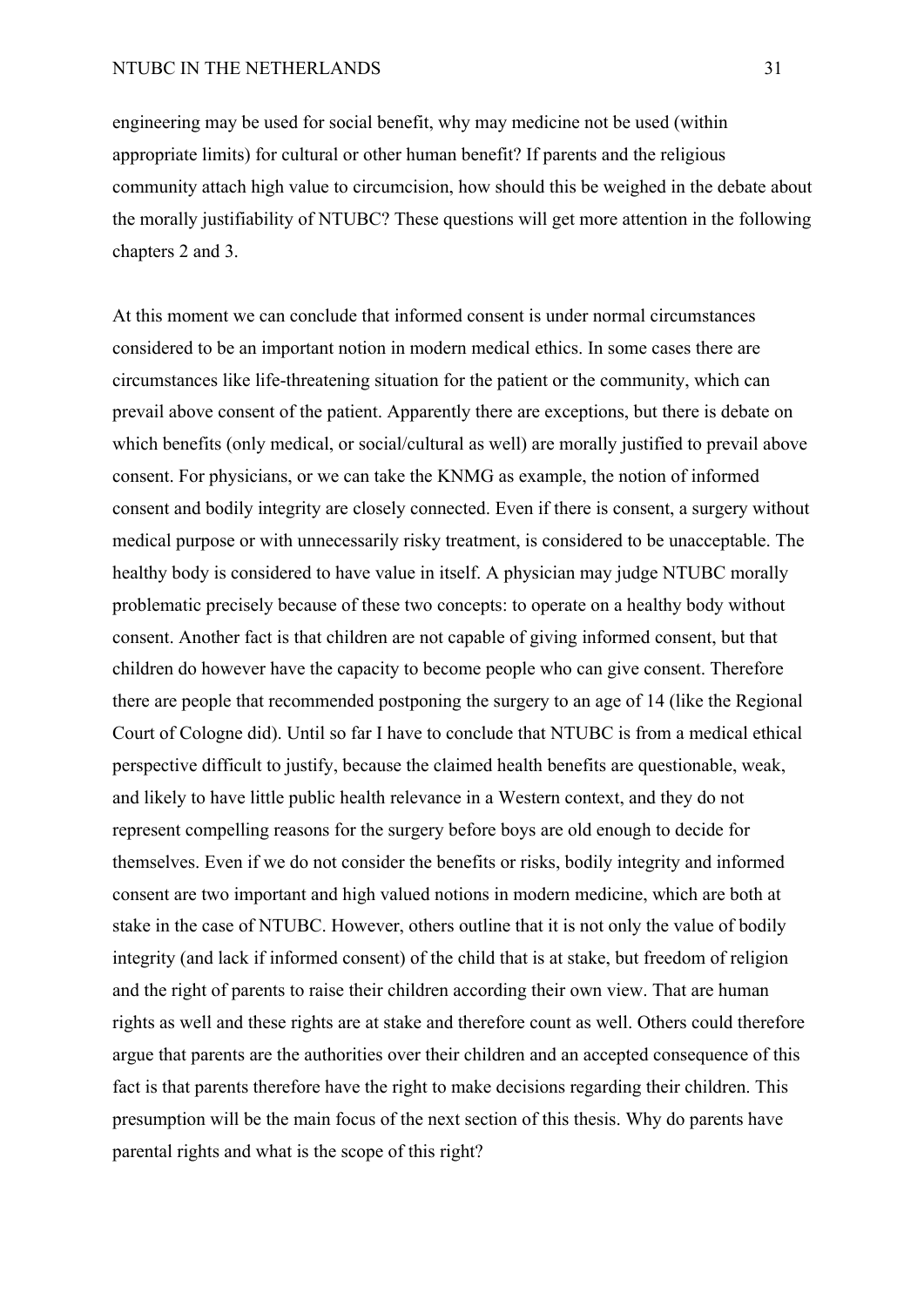engineering may be used for social benefit, why may medicine not be used (within appropriate limits) for cultural or other human benefit? If parents and the religious community attach high value to circumcision, how should this be weighed in the debate about the morally justifiability of NTUBC? These questions will get more attention in the following chapters 2 and 3.

At this moment we can conclude that informed consent is under normal circumstances considered to be an important notion in modern medical ethics. In some cases there are circumstances like life-threatening situation for the patient or the community, which can prevail above consent of the patient. Apparently there are exceptions, but there is debate on which benefits (only medical, or social/cultural as well) are morally justified to prevail above consent. For physicians, or we can take the KNMG as example, the notion of informed consent and bodily integrity are closely connected. Even if there is consent, a surgery without medical purpose or with unnecessarily risky treatment, is considered to be unacceptable. The healthy body is considered to have value in itself. A physician may judge NTUBC morally problematic precisely because of these two concepts: to operate on a healthy body without consent. Another fact is that children are not capable of giving informed consent, but that children do however have the capacity to become people who can give consent. Therefore there are people that recommended postponing the surgery to an age of 14 (like the Regional Court of Cologne did). Until so far I have to conclude that NTUBC is from a medical ethical perspective difficult to justify, because the claimed health benefits are questionable, weak, and likely to have little public health relevance in a Western context, and they do not represent compelling reasons for the surgery before boys are old enough to decide for themselves. Even if we do not consider the benefits or risks, bodily integrity and informed consent are two important and high valued notions in modern medicine, which are both at stake in the case of NTUBC. However, others outline that it is not only the value of bodily integrity (and lack if informed consent) of the child that is at stake, but freedom of religion and the right of parents to raise their children according their own view. That are human rights as well and these rights are at stake and therefore count as well. Others could therefore argue that parents are the authorities over their children and an accepted consequence of this fact is that parents therefore have the right to make decisions regarding their children. This presumption will be the main focus of the next section of this thesis. Why do parents have parental rights and what is the scope of this right?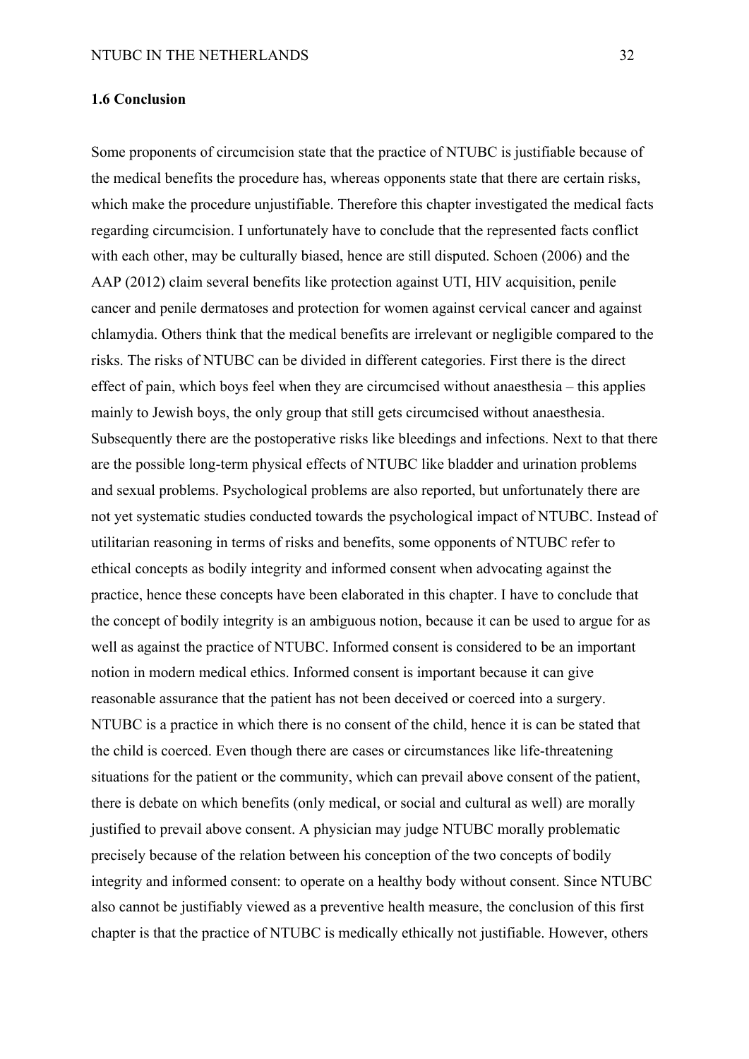### 1.6 Conclusion

Some proponents of circumcision state that the practice of NTUBC is justifiable because of the medical benefits the procedure has, whereas opponents state that there are certain risks, which make the procedure unjustifiable. Therefore this chapter investigated the medical facts regarding circumcision. I unfortunately have to conclude that the represented facts conflict with each other, may be culturally biased, hence are still disputed. Schoen (2006) and the AAP (2012) claim several benefits like protection against UTI, HIV acquisition, penile cancer and penile dermatoses and protection for women against cervical cancer and against chlamydia. Others think that the medical benefits are irrelevant or negligible compared to the risks. The risks of NTUBC can be divided in different categories. First there is the direct effect of pain, which boys feel when they are circumcised without anaesthesia – this applies mainly to Jewish boys, the only group that still gets circumcised without anaesthesia. Subsequently there are the postoperative risks like bleedings and infections. Next to that there are the possible long-term physical effects of NTUBC like bladder and urination problems and sexual problems. Psychological problems are also reported, but unfortunately there are not yet systematic studies conducted towards the psychological impact of NTUBC. Instead of utilitarian reasoning in terms of risks and benefits, some opponents of NTUBC refer to ethical concepts as bodily integrity and informed consent when advocating against the practice, hence these concepts have been elaborated in this chapter. I have to conclude that the concept of bodily integrity is an ambiguous notion, because it can be used to argue for as well as against the practice of NTUBC. Informed consent is considered to be an important notion in modern medical ethics. Informed consent is important because it can give reasonable assurance that the patient has not been deceived or coerced into a surgery. NTUBC is a practice in which there is no consent of the child, hence it is can be stated that the child is coerced. Even though there are cases or circumstances like life-threatening situations for the patient or the community, which can prevail above consent of the patient, there is debate on which benefits (only medical, or social and cultural as well) are morally justified to prevail above consent. A physician may judge NTUBC morally problematic precisely because of the relation between his conception of the two concepts of bodily integrity and informed consent: to operate on a healthy body without consent. Since NTUBC also cannot be justifiably viewed as a preventive health measure, the conclusion of this first chapter is that the practice of NTUBC is medically ethically not justifiable. However, others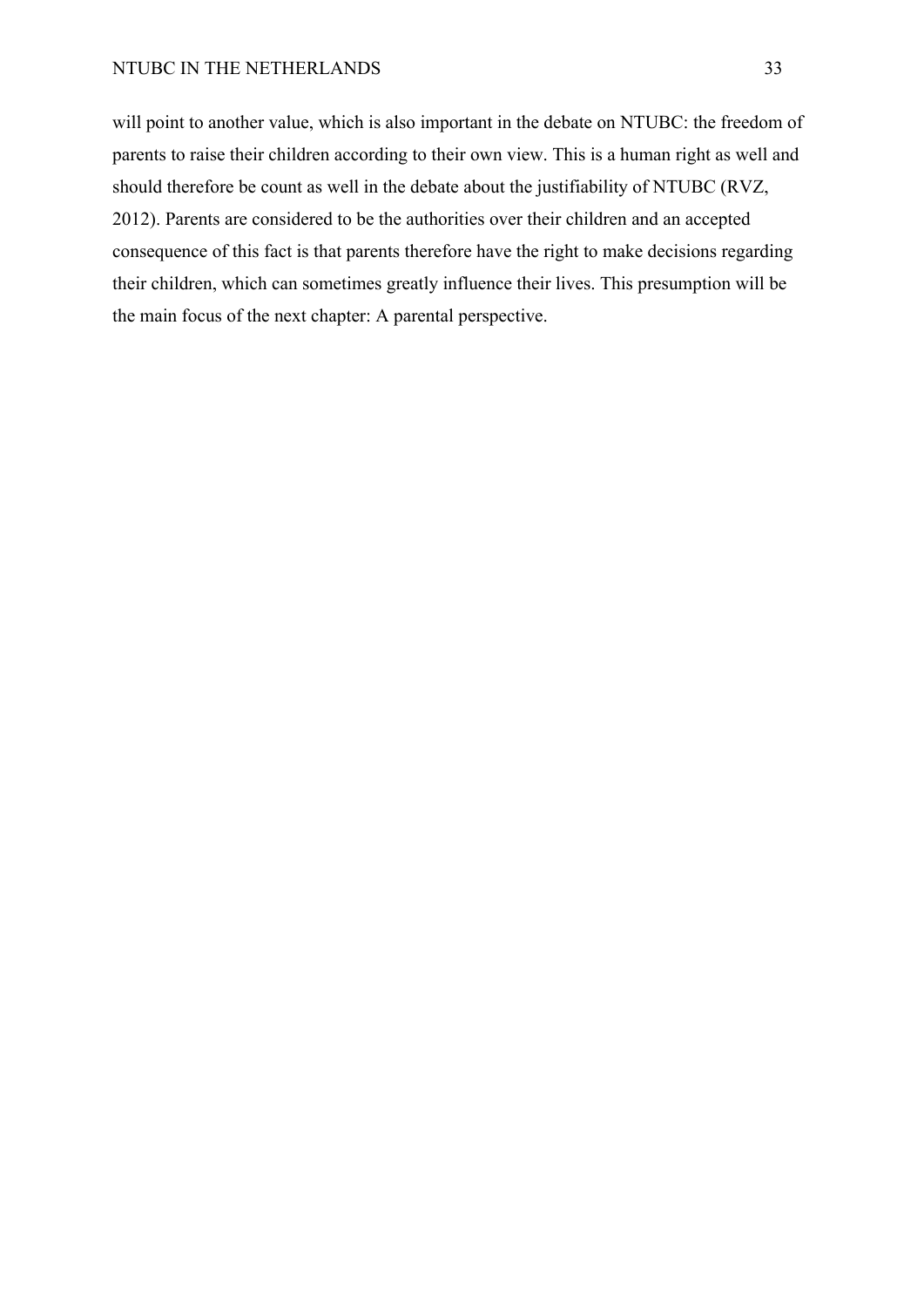will point to another value, which is also important in the debate on NTUBC: the freedom of parents to raise their children according to their own view. This is a human right as well and should therefore be count as well in the debate about the justifiability of NTUBC (RVZ, 2012). Parents are considered to be the authorities over their children and an accepted consequence of this fact is that parents therefore have the right to make decisions regarding their children, which can sometimes greatly influence their lives. This presumption will be the main focus of the next chapter: A parental perspective.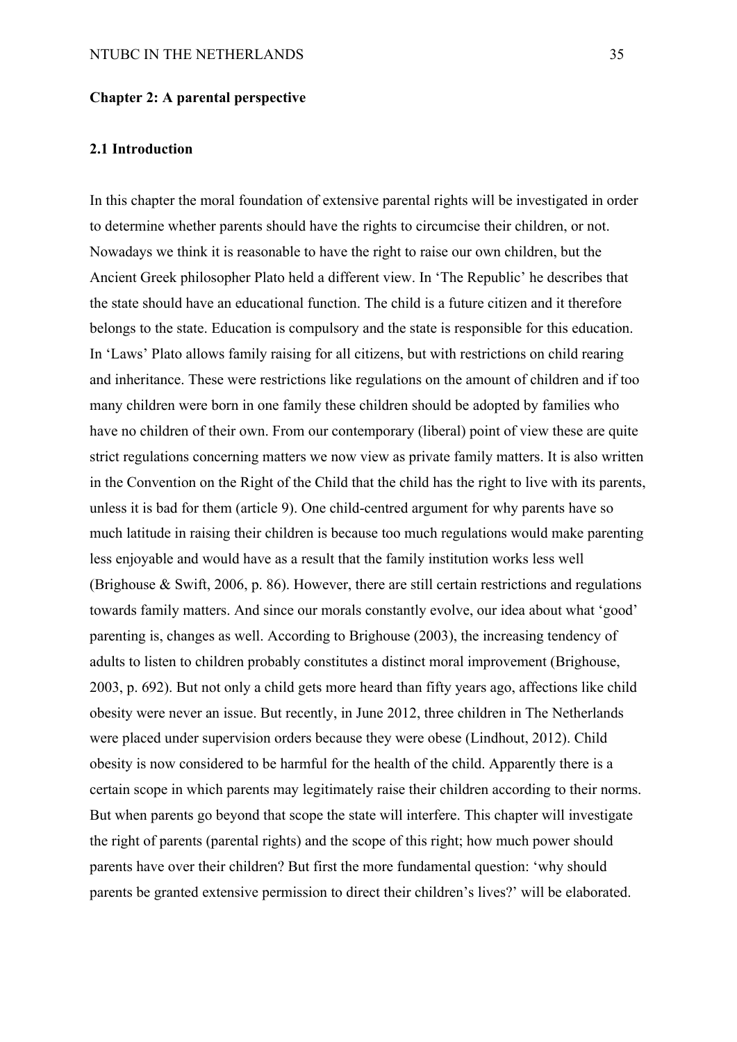## Chapter 2: A parental perspective

### 2.1 Introduction

In this chapter the moral foundation of extensive parental rights will be investigated in order to determine whether parents should have the rights to circumcise their children, or not. Nowadays we think it is reasonable to have the right to raise our own children, but the Ancient Greek philosopher Plato held a different view. In 'The Republic' he describes that the state should have an educational function. The child is a future citizen and it therefore belongs to the state. Education is compulsory and the state is responsible for this education. In 'Laws' Plato allows family raising for all citizens, but with restrictions on child rearing and inheritance. These were restrictions like regulations on the amount of children and if too many children were born in one family these children should be adopted by families who have no children of their own. From our contemporary (liberal) point of view these are quite strict regulations concerning matters we now view as private family matters. It is also written in the Convention on the Right of the Child that the child has the right to live with its parents, unless it is bad for them (article 9). One child-centred argument for why parents have so much latitude in raising their children is because too much regulations would make parenting less enjoyable and would have as a result that the family institution works less well (Brighouse & Swift, 2006, p. 86). However, there are still certain restrictions and regulations towards family matters. And since our morals constantly evolve, our idea about what 'good' parenting is, changes as well. According to Brighouse (2003), the increasing tendency of adults to listen to children probably constitutes a distinct moral improvement (Brighouse, 2003, p. 692). But not only a child gets more heard than fifty years ago, affections like child obesity were never an issue. But recently, in June 2012, three children in The Netherlands were placed under supervision orders because they were obese (Lindhout, 2012). Child obesity is now considered to be harmful for the health of the child. Apparently there is a certain scope in which parents may legitimately raise their children according to their norms. But when parents go beyond that scope the state will interfere. This chapter will investigate the right of parents (parental rights) and the scope of this right; how much power should parents have over their children? But first the more fundamental question: 'why should parents be granted extensive permission to direct their children's lives?' will be elaborated.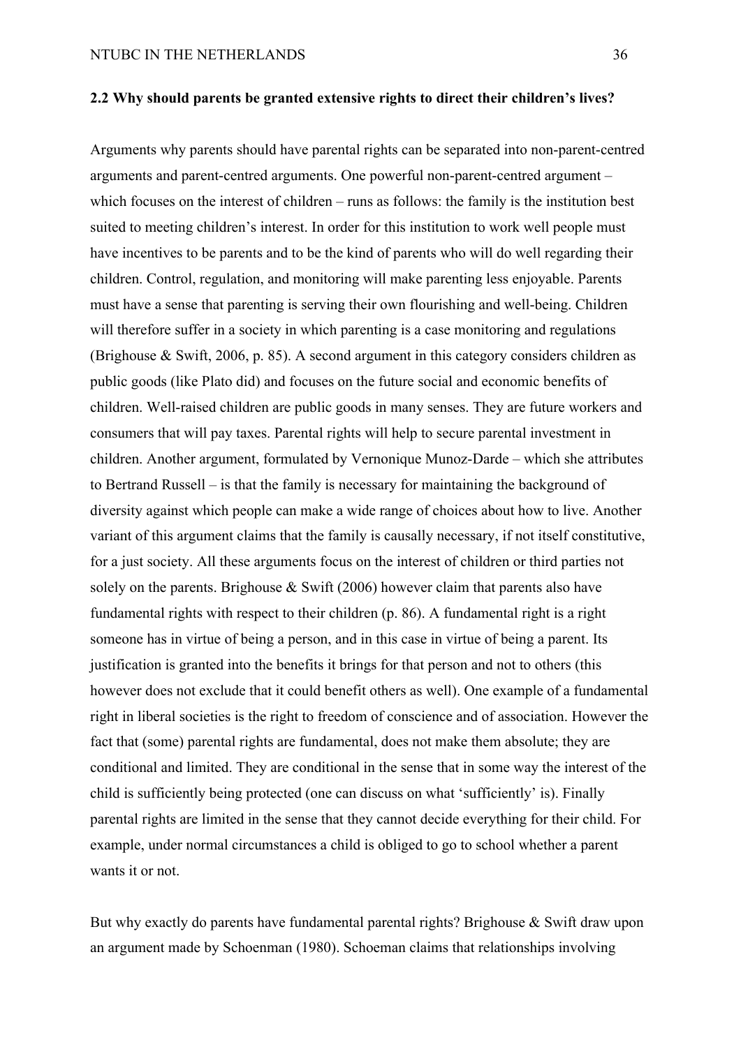**2.2 Why should parents be granted extensive rights to direct their children's lives?**

Arguments why parents should have parental rights can be separated into non-parent-centred arguments and parent-centred arguments. One powerful non-parent-centred argument – which focuses on the interest of children – runs as follows: the family is the institution best suited to meeting children's interest. In order for this institution to work well people must have incentives to be parents and to be the kind of parents who will do well regarding their children. Control, regulation, and monitoring will make parenting less enjoyable. Parents must have a sense that parenting is serving their own flourishing and well-being. Children will therefore suffer in a society in which parenting is a case monitoring and regulations (Brighouse & Swift, 2006, p. 85). A second argument in this category considers children as public goods (like Plato did) and focuses on the future social and economic benefits of children. Well-raised children are public goods in many senses. They are future workers and consumers that will pay taxes. Parental rights will help to secure parental investment in children. Another argument, formulated by Vernonique Munoz-Darde – which she attributes to Bertrand Russell – is that the family is necessary for maintaining the background of diversity against which people can make a wide range of choices about how to live. Another variant of this argument claims that the family is causally necessary, if not itself constitutive, for a just society. All these arguments focus on the interest of children or third parties not solely on the parents. Brighouse & Swift (2006) however claim that parents also have fundamental rights with respect to their children (p. 86). A fundamental right is a right someone has in virtue of being a person, and in this case in virtue of being a parent. Its justification is granted into the benefits it brings for that person and not to others (this however does not exclude that it could benefit others as well). One example of a fundamental right in liberal societies is the right to freedom of conscience and of association. However the fact that (some) parental rights are fundamental, does not make them absolute; they are conditional and limited. They are conditional in the sense that in some way the interest of the child is sufficiently being protected (one can discuss on what 'sufficiently' is). Finally parental rights are limited in the sense that they cannot decide everything for their child. For example, under normal circumstances a child is obliged to go to school whether a parent wants it or not.

But why exactly do parents have fundamental parental rights? Brighouse & Swift draw upon an argument made by Schoenman (1980). Schoeman claims that relationships involving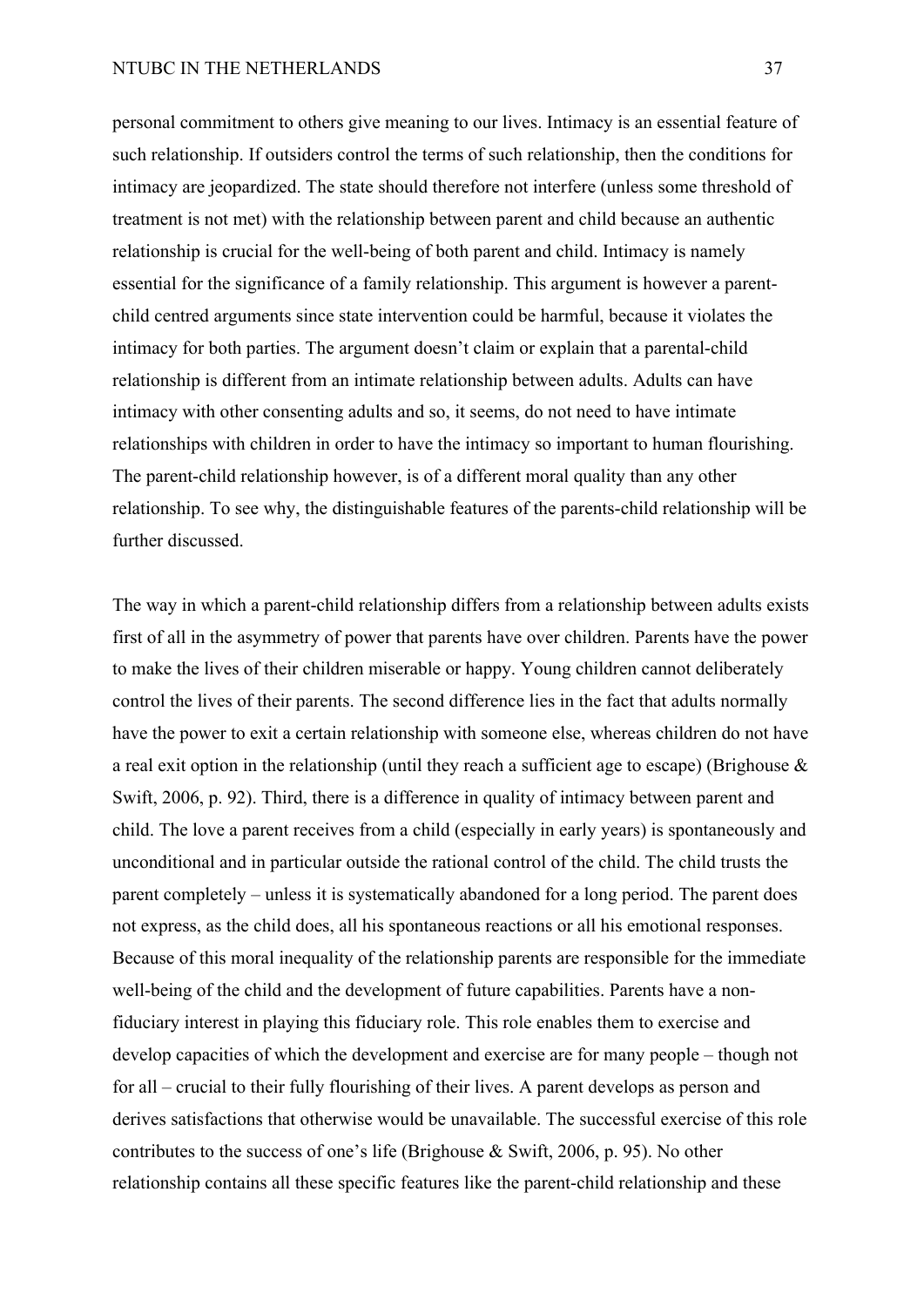personal commitment to others give meaning to our lives. Intimacy is an essential feature of such relationship. If outsiders control the terms of such relationship, then the conditions for intimacy are jeopardized. The state should therefore not interfere (unless some threshold of treatment is not met) with the relationship between parent and child because an authentic relationship is crucial for the well-being of both parent and child. Intimacy is namely essential for the significance of a family relationship. This argument is however a parent-child centred arguments since state intervention could be harmful, because it violates the intimacy for both parties. The argument doesn't claim or explain that a parental-child relationship is different from an intimate relationship between adults. Adults can have intimacy with other consenting adults and so, it seems, do not need to have intimate relationships with children in order to have the intimacy so important to human flourishing. The parent-child relationship however, is of a different moral quality than any other relationship. To see why, the distinguishable features of the parents-child relationship will be further discussed.

The way in which a parent-child relationship differs from a relationship between adults exists first of all in the asymmetry of power that parents have over children. Parents have the power to make the lives of their children miserable or happy. Young children cannot deliberately control the lives of their parents. The second difference lies in the fact that adults normally have the power to exit a certain relationship with someone else, whereas children do not have a real exit option in the relationship (until they reach a sufficient age to escape) (Brighouse & Swift, 2006, p. 92). Third, there is a difference in quality of intimacy between parent and child. The love a parent receives from a child (especially in early years) is spontaneously and unconditional and in particular outside the rational control of the child. The child trusts the parent completely – unless it is systematically abandoned for a long period. The parent does not express, as the child does, all his spontaneous reactions or all his emotional responses. Because of this moral inequality of the relationship parents are responsible for the immediate well-being of the child and the development of future capabilities. Parents have a non-fiduciary interest in playing this fiduciary role. This role enables them to exercise and develop capacities of which the development and exercise are for many people – though not for all – crucial to their fully flourishing of their lives. A parent develops as person and derives satisfactions that otherwise would be unavailable. The successful exercise of this role contributes to the success of one's life (Brighouse & Swift, 2006, p. 95). No other relationship contains all these specific features like the parent-child relationship and these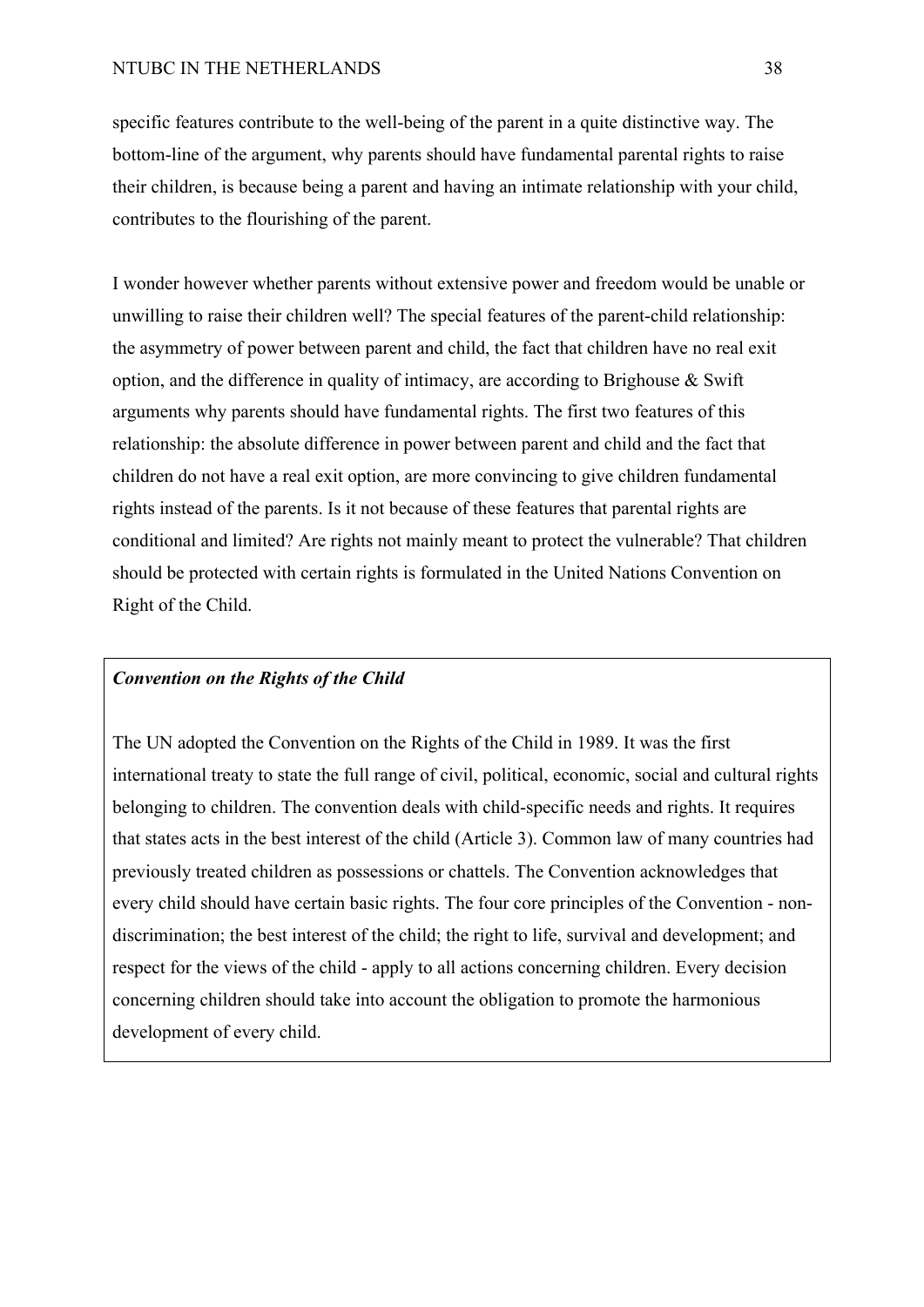specific features contribute to the well-being of the parent in a quite distinctive way. The bottom-line of the argument, why parents should have fundamental parental rights to raise their children, is because being a parent and having an intimate relationship with your child, contributes to the flourishing of the parent.

I wonder however whether parents without extensive power and freedom would be unable or unwilling to raise their children well? The special features of the parent-child relationship: the asymmetry of power between parent and child, the fact that children have no real exit option, and the difference in quality of intimacy, are according to Brighouse & Swift arguments why parents should have fundamental rights. The first two features of this relationship: the absolute difference in power between parent and child and the fact that children do not have a real exit option, are more convincing to give children fundamental rights instead of the parents. Is it not because of these features that parental rights are conditional and limited? Are rights not mainly meant to protect the vulnerable? That children should be protected with certain rights is formulated in the United Nations Convention on Right of the Child.

***Convention on the Rights of the Child***

The UN adopted the Convention on the Rights of the Child in 1989. It was the first international treaty to state the full range of civil, political, economic, social and cultural rights belonging to children. The convention deals with child-specific needs and rights. It requires that states acts in the best interest of the child (Article 3). Common law of many countries had previously treated children as possessions or chattels. The Convention acknowledges that every child should have certain basic rights. The four core principles of the Convention - non-discrimination; the best interest of the child; the right to life, survival and development; and respect for the views of the child - apply to all actions concerning children. Every decision concerning children should take into account the obligation to promote the harmonious development of every child.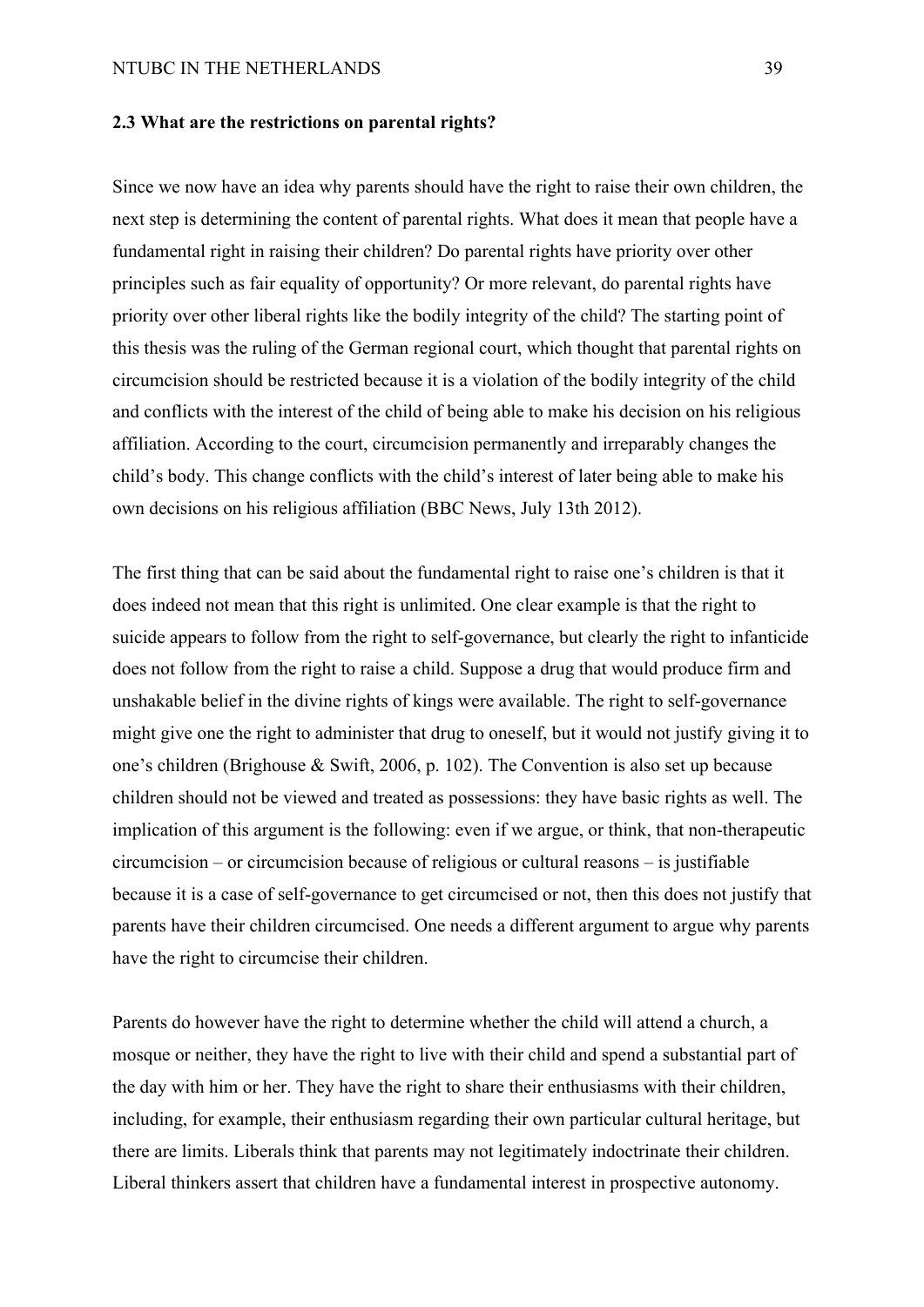### 2.3 What are the restrictions on parental rights?

Since we now have an idea why parents should have the right to raise their own children, the next step is determining the content of parental rights. What does it mean that people have a fundamental right in raising their children? Do parental rights have priority over other principles such as fair equality of opportunity? Or more relevant, do parental rights have priority over other liberal rights like the bodily integrity of the child? The starting point of this thesis was the ruling of the German regional court, which thought that parental rights on circumcision should be restricted because it is a violation of the bodily integrity of the child and conflicts with the interest of the child of being able to make his decision on his religious affiliation. According to the court, circumcision permanently and irreparably changes the child's body. This change conflicts with the child's interest of later being able to make his own decisions on his religious affiliation (BBC News, July 13th 2012).

The first thing that can be said about the fundamental right to raise one's children is that it does indeed not mean that this right is unlimited. One clear example is that the right to suicide appears to follow from the right to self-governance, but clearly the right to infanticide does not follow from the right to raise a child. Suppose a drug that would produce firm and unshakable belief in the divine rights of kings were available. The right to self-governance might give one the right to administer that drug to oneself, but it would not justify giving it to one's children (Brighouse & Swift, 2006, p. 102). The Convention is also set up because children should not be viewed and treated as possessions: they have basic rights as well. The implication of this argument is the following: even if we argue, or think, that non-therapeutic circumcision – or circumcision because of religious or cultural reasons – is justifiable because it is a case of self-governance to get circumcised or not, then this does not justify that parents have their children circumcised. One needs a different argument to argue why parents have the right to circumcise their children.

Parents do however have the right to determine whether the child will attend a church, a mosque or neither, they have the right to live with their child and spend a substantial part of the day with him or her. They have the right to share their enthusiasms with their children, including, for example, their enthusiasm regarding their own particular cultural heritage, but there are limits. Liberals think that parents may not legitimately indoctrinate their children. Liberal thinkers assert that children have a fundamental interest in prospective autonomy.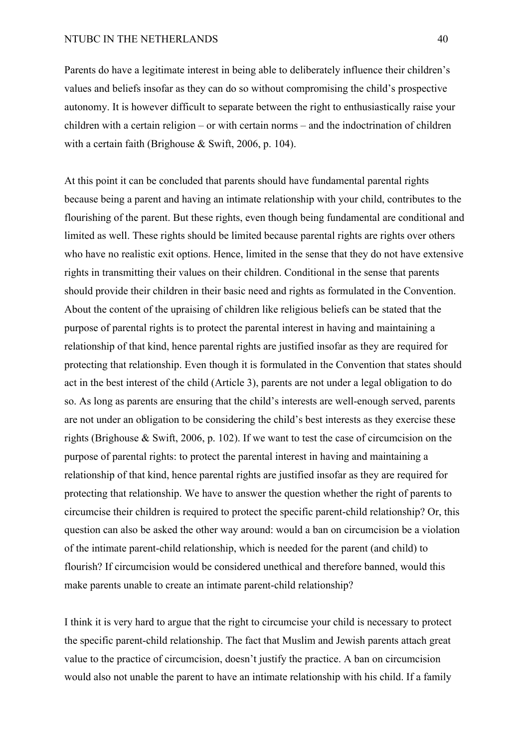Parents do have a legitimate interest in being able to deliberately influence their children's values and beliefs insofar as they can do so without compromising the child's prospective autonomy. It is however difficult to separate between the right to enthusiastically raise your children with a certain religion – or with certain norms – and the indoctrination of children with a certain faith (Brighouse & Swift, 2006, p. 104).

At this point it can be concluded that parents should have fundamental parental rights because being a parent and having an intimate relationship with your child, contributes to the flourishing of the parent. But these rights, even though being fundamental are conditional and limited as well. These rights should be limited because parental rights are rights over others who have no realistic exit options. Hence, limited in the sense that they do not have extensive rights in transmitting their values on their children. Conditional in the sense that parents should provide their children in their basic need and rights as formulated in the Convention. About the content of the upraising of children like religious beliefs can be stated that the purpose of parental rights is to protect the parental interest in having and maintaining a relationship of that kind, hence parental rights are justified insofar as they are required for protecting that relationship. Even though it is formulated in the Convention that states should act in the best interest of the child (Article 3), parents are not under a legal obligation to do so. As long as parents are ensuring that the child's interests are well-enough served, parents are not under an obligation to be considering the child's best interests as they exercise these rights (Brighouse & Swift, 2006, p. 102). If we want to test the case of circumcision on the purpose of parental rights: to protect the parental interest in having and maintaining a relationship of that kind, hence parental rights are justified insofar as they are required for protecting that relationship. We have to answer the question whether the right of parents to circumcise their children is required to protect the specific parent-child relationship? Or, this question can also be asked the other way around: would a ban on circumcision be a violation of the intimate parent-child relationship, which is needed for the parent (and child) to flourish? If circumcision would be considered unethical and therefore banned, would this make parents unable to create an intimate parent-child relationship?

I think it is very hard to argue that the right to circumcise your child is necessary to protect the specific parent-child relationship. The fact that Muslim and Jewish parents attach great value to the practice of circumcision, doesn't justify the practice. A ban on circumcision would also not unable the parent to have an intimate relationship with his child. If a family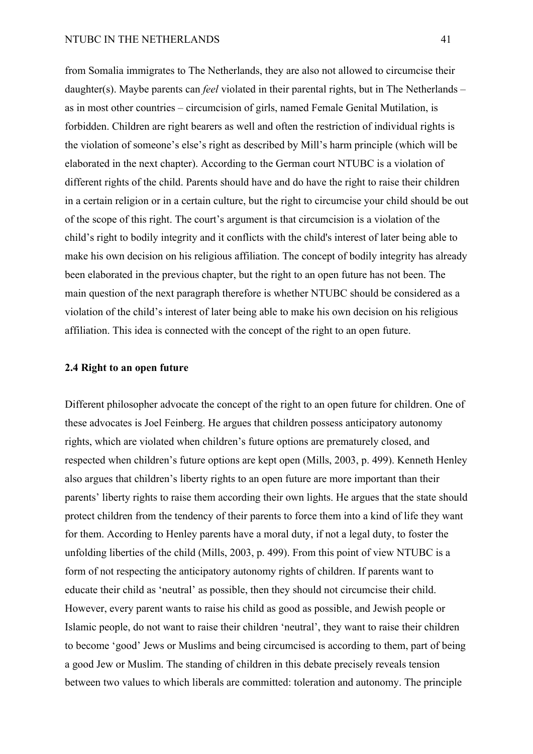from Somalia immigrates to The Netherlands, they are also not allowed to circumcise their daughter(s). Maybe parents can *feel* violated in their parental rights, but in The Netherlands – as in most other countries – circumcision of girls, named Female Genital Mutilation, is forbidden. Children are right bearers as well and often the restriction of individual rights is the violation of someone's else's right as described by Mill's harm principle (which will be elaborated in the next chapter). According to the German court NTUBC is a violation of different rights of the child. Parents should have and do have the right to raise their children in a certain religion or in a certain culture, but the right to circumcise your child should be out of the scope of this right. The court's argument is that circumcision is a violation of the child's right to bodily integrity and it conflicts with the child's interest of later being able to make his own decision on his religious affiliation. The concept of bodily integrity has already been elaborated in the previous chapter, but the right to an open future has not been. The main question of the next paragraph therefore is whether NTUBC should be considered as a violation of the child's interest of later being able to make his own decision on his religious affiliation. This idea is connected with the concept of the right to an open future.

### 2.4 Right to an open future

Different philosopher advocate the concept of the right to an open future for children. One of these advocates is Joel Feinberg. He argues that children possess anticipatory autonomy rights, which are violated when children's future options are prematurely closed, and respected when children's future options are kept open (Mills, 2003, p. 499). Kenneth Henley also argues that children's liberty rights to an open future are more important than their parents' liberty rights to raise them according their own lights. He argues that the state should protect children from the tendency of their parents to force them into a kind of life they want for them. According to Henley parents have a moral duty, if not a legal duty, to foster the unfolding liberties of the child (Mills, 2003, p. 499). From this point of view NTUBC is a form of not respecting the anticipatory autonomy rights of children. If parents want to educate their child as 'neutral' as possible, then they should not circumcise their child. However, every parent wants to raise his child as good as possible, and Jewish people or Islamic people, do not want to raise their children 'neutral', they want to raise their children to become 'good' Jews or Muslims and being circumcised is according to them, part of being a good Jew or Muslim. The standing of children in this debate precisely reveals tension between two values to which liberals are committed: toleration and autonomy. The principle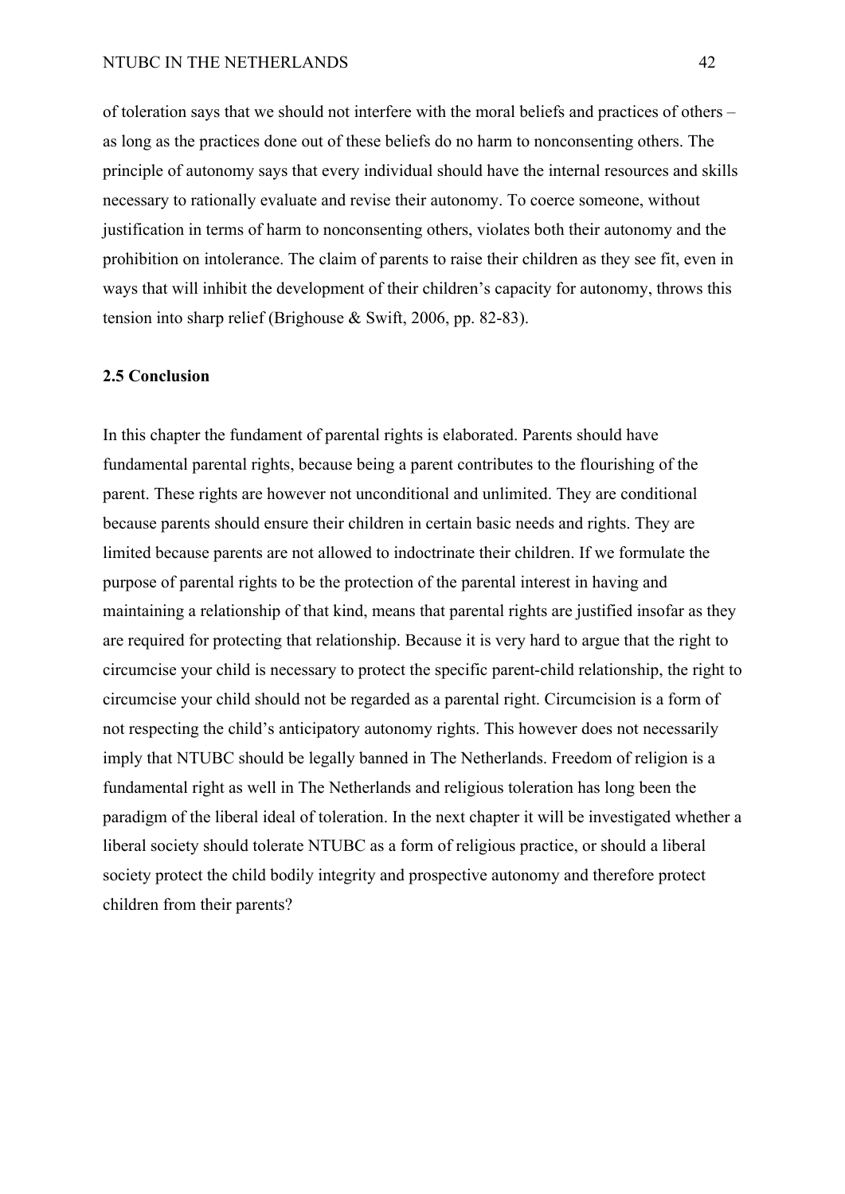of toleration says that we should not interfere with the moral beliefs and practices of others – as long as the practices done out of these beliefs do no harm to nonconsenting others. The principle of autonomy says that every individual should have the internal resources and skills necessary to rationally evaluate and revise their autonomy. To coerce someone, without justification in terms of harm to nonconsenting others, violates both their autonomy and the prohibition on intolerance. The claim of parents to raise their children as they see fit, even in ways that will inhibit the development of their children's capacity for autonomy, throws this tension into sharp relief (Brighouse & Swift, 2006, pp. 82-83).

### 2.5 Conclusion

In this chapter the fundament of parental rights is elaborated. Parents should have fundamental parental rights, because being a parent contributes to the flourishing of the parent. These rights are however not unconditional and unlimited. They are conditional because parents should ensure their children in certain basic needs and rights. They are limited because parents are not allowed to indoctrinate their children. If we formulate the purpose of parental rights to be the protection of the parental interest in having and maintaining a relationship of that kind, means that parental rights are justified insofar as they are required for protecting that relationship. Because it is very hard to argue that the right to circumcise your child is necessary to protect the specific parent-child relationship, the right to circumcise your child should not be regarded as a parental right. Circumcision is a form of not respecting the child's anticipatory autonomy rights. This however does not necessarily imply that NTUBC should be legally banned in The Netherlands. Freedom of religion is a fundamental right as well in The Netherlands and religious toleration has long been the paradigm of the liberal ideal of toleration. In the next chapter it will be investigated whether a liberal society should tolerate NTUBC as a form of religious practice, or should a liberal society protect the child bodily integrity and prospective autonomy and therefore protect children from their parents?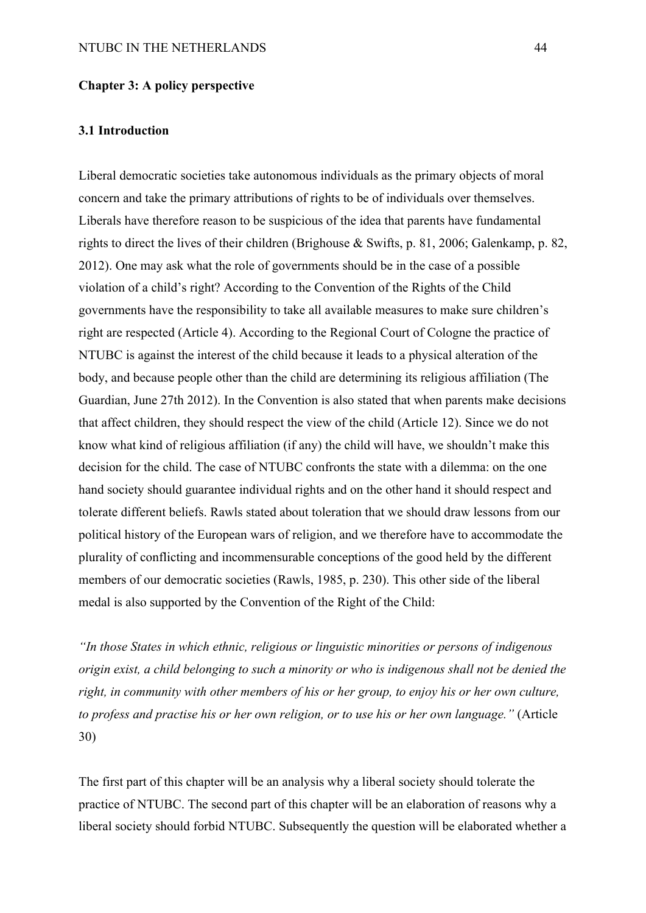## Chapter 3: A policy perspective

### 3.1 Introduction

Liberal democratic societies take autonomous individuals as the primary objects of moral concern and take the primary attributions of rights to be of individuals over themselves. Liberals have therefore reason to be suspicious of the idea that parents have fundamental rights to direct the lives of their children (Brighouse & Swifts, p. 81, 2006; Galenkamp, p. 82, 2012). One may ask what the role of governments should be in the case of a possible violation of a child's right? According to the Convention of the Rights of the Child governments have the responsibility to take all available measures to make sure children's right are respected (Article 4). According to the Regional Court of Cologne the practice of NTUBC is against the interest of the child because it leads to a physical alteration of the body, and because people other than the child are determining its religious affiliation (The Guardian, June 27th 2012). In the Convention is also stated that when parents make decisions that affect children, they should respect the view of the child (Article 12). Since we do not know what kind of religious affiliation (if any) the child will have, we shouldn't make this decision for the child. The case of NTUBC confronts the state with a dilemma: on the one hand society should guarantee individual rights and on the other hand it should respect and tolerate different beliefs. Rawls stated about toleration that we should draw lessons from our political history of the European wars of religion, and we therefore have to accommodate the plurality of conflicting and incommensurable conceptions of the good held by the different members of our democratic societies (Rawls, 1985, p. 230). This other side of the liberal medal is also supported by the Convention of the Right of the Child:

*"In those States in which ethnic, religious or linguistic minorities or persons of indigenous origin exist, a child belonging to such a minority or who is indigenous shall not be denied the right, in community with other members of his or her group, to enjoy his or her own culture, to profess and practise his or her own religion, or to use his or her own language."* (Article 30)

The first part of this chapter will be an analysis why a liberal society should tolerate the practice of NTUBC. The second part of this chapter will be an elaboration of reasons why a liberal society should forbid NTUBC. Subsequently the question will be elaborated whether a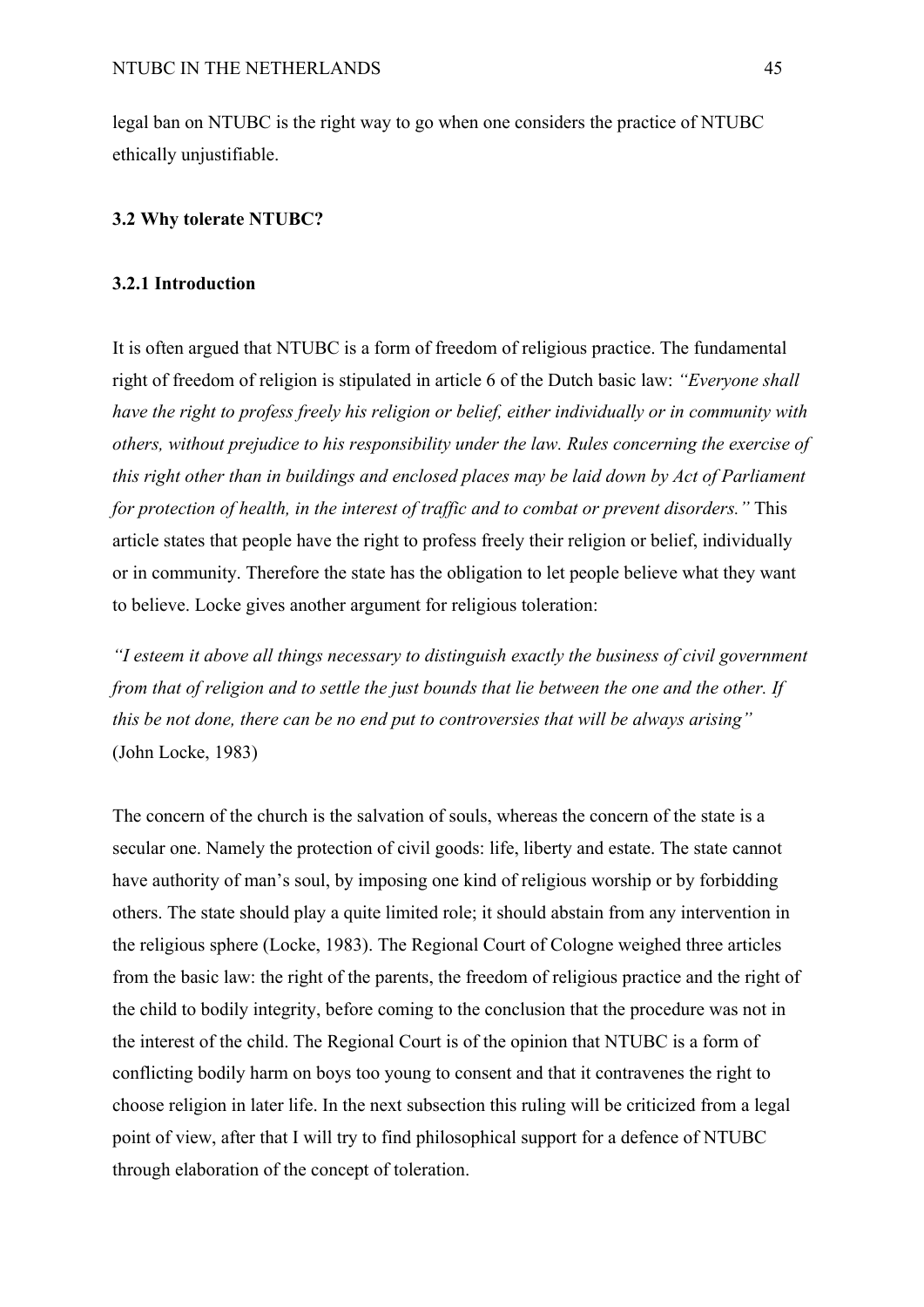legal ban on NTUBC is the right way to go when one considers the practice of NTUBC ethically unjustifiable.

### 3.2 Why tolerate NTUBC?

#### 3.2.1 Introduction

It is often argued that NTUBC is a form of freedom of religious practice. The fundamental right of freedom of religion is stipulated in article 6 of the Dutch basic law: *"Everyone shall have the right to profess freely his religion or belief, either individually or in community with others, without prejudice to his responsibility under the law. Rules concerning the exercise of this right other than in buildings and enclosed places may be laid down by Act of Parliament for protection of health, in the interest of traffic and to combat or prevent disorders."* This article states that people have the right to profess freely their religion or belief, individually or in community. Therefore the state has the obligation to let people believe what they want to believe. Locke gives another argument for religious toleration:

*"I esteem it above all things necessary to distinguish exactly the business of civil government from that of religion and to settle the just bounds that lie between the one and the other. If this be not done, there can be no end put to controversies that will be always arising"* (John Locke, 1983)

The concern of the church is the salvation of souls, whereas the concern of the state is a secular one. Namely the protection of civil goods: life, liberty and estate. The state cannot have authority of man's soul, by imposing one kind of religious worship or by forbidding others. The state should play a quite limited role; it should abstain from any intervention in the religious sphere (Locke, 1983). The Regional Court of Cologne weighed three articles from the basic law: the right of the parents, the freedom of religious practice and the right of the child to bodily integrity, before coming to the conclusion that the procedure was not in the interest of the child. The Regional Court is of the opinion that NTUBC is a form of conflicting bodily harm on boys too young to consent and that it contravenes the right to choose religion in later life. In the next subsection this ruling will be criticized from a legal point of view, after that I will try to find philosophical support for a defence of NTUBC through elaboration of the concept of toleration.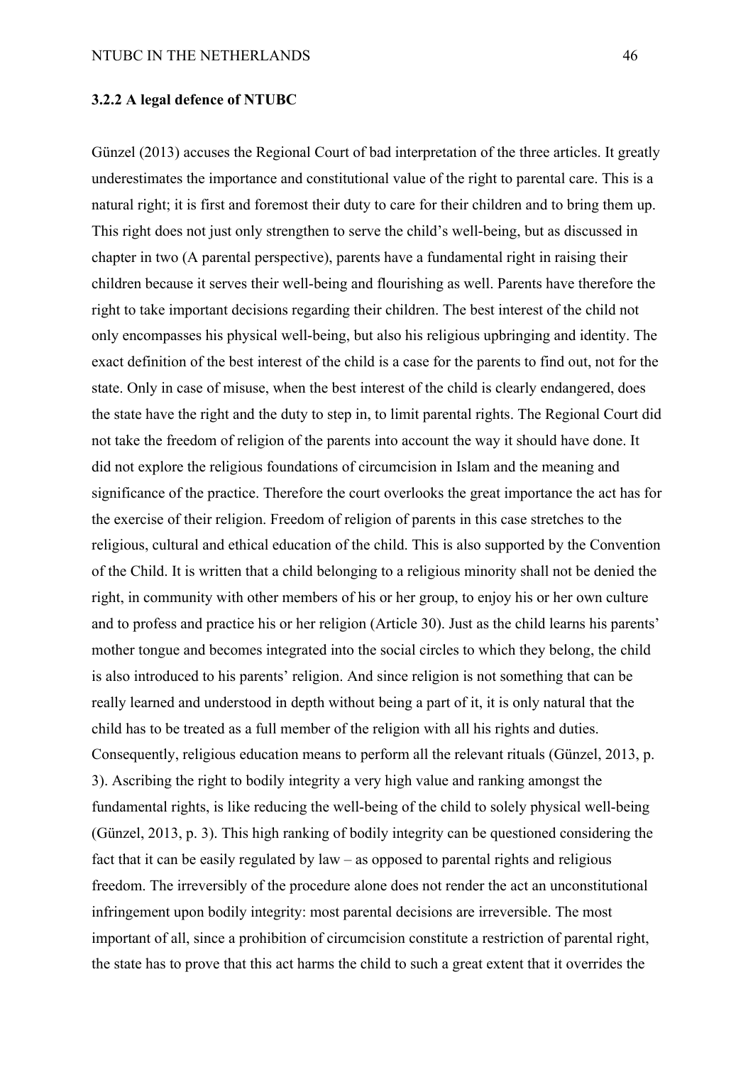### 3.2.2 A legal defence of NTUBC

Günzel (2013) accuses the Regional Court of bad interpretation of the three articles. It greatly underestimates the importance and constitutional value of the right to parental care. This is a natural right; it is first and foremost their duty to care for their children and to bring them up. This right does not just only strengthen to serve the child's well-being, but as discussed in chapter in two (A parental perspective), parents have a fundamental right in raising their children because it serves their well-being and flourishing as well. Parents have therefore the right to take important decisions regarding their children. The best interest of the child not only encompasses his physical well-being, but also his religious upbringing and identity. The exact definition of the best interest of the child is a case for the parents to find out, not for the state. Only in case of misuse, when the best interest of the child is clearly endangered, does the state have the right and the duty to step in, to limit parental rights. The Regional Court did not take the freedom of religion of the parents into account the way it should have done. It did not explore the religious foundations of circumcision in Islam and the meaning and significance of the practice. Therefore the court overlooks the great importance the act has for the exercise of their religion. Freedom of religion of parents in this case stretches to the religious, cultural and ethical education of the child. This is also supported by the Convention of the Child. It is written that a child belonging to a religious minority shall not be denied the right, in community with other members of his or her group, to enjoy his or her own culture and to profess and practice his or her religion (Article 30). Just as the child learns his parents' mother tongue and becomes integrated into the social circles to which they belong, the child is also introduced to his parents' religion. And since religion is not something that can be really learned and understood in depth without being a part of it, it is only natural that the child has to be treated as a full member of the religion with all his rights and duties. Consequently, religious education means to perform all the relevant rituals (Günzel, 2013, p. 3). Ascribing the right to bodily integrity a very high value and ranking amongst the fundamental rights, is like reducing the well-being of the child to solely physical well-being (Günzel, 2013, p. 3). This high ranking of bodily integrity can be questioned considering the fact that it can be easily regulated by law – as opposed to parental rights and religious freedom. The irreversibly of the procedure alone does not render the act an unconstitutional infringement upon bodily integrity: most parental decisions are irreversible. The most important of all, since a prohibition of circumcision constitute a restriction of parental right, the state has to prove that this act harms the child to such a great extent that it overrides the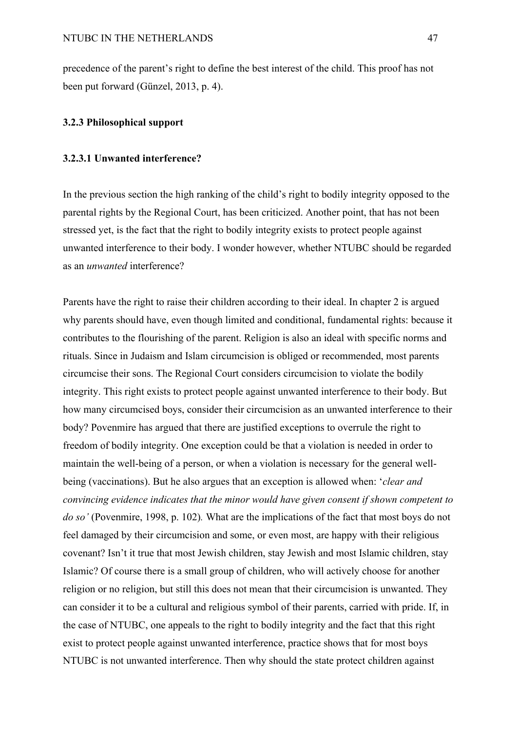precedence of the parent's right to define the best interest of the child. This proof has not been put forward (Günzel, 2013, p. 4).

### 3.2.3 Philosophical support

#### 3.2.3.1 Unwanted interference?

In the previous section the high ranking of the child's right to bodily integrity opposed to the parental rights by the Regional Court, has been criticized. Another point, that has not been stressed yet, is the fact that the right to bodily integrity exists to protect people against unwanted interference to their body. I wonder however, whether NTUBC should be regarded as an *unwanted* interference?

Parents have the right to raise their children according to their ideal. In chapter 2 is argued why parents should have, even though limited and conditional, fundamental rights: because it contributes to the flourishing of the parent. Religion is also an ideal with specific norms and rituals. Since in Judaism and Islam circumcision is obliged or recommended, most parents circumcise their sons. The Regional Court considers circumcision to violate the bodily integrity. This right exists to protect people against unwanted interference to their body. But how many circumcised boys, consider their circumcision as an unwanted interference to their body? Povenmire has argued that there are justified exceptions to overrule the right to freedom of bodily integrity. One exception could be that a violation is needed in order to maintain the well-being of a person, or when a violation is necessary for the general well-being (vaccinations). But he also argues that an exception is allowed when: '*clear and convincing evidence indicates that the minor would have given consent if shown competent to do so'* (Povenmire, 1998, p. 102). What are the implications of the fact that most boys do not feel damaged by their circumcision and some, or even most, are happy with their religious covenant? Isn't it true that most Jewish children, stay Jewish and most Islamic children, stay Islamic? Of course there is a small group of children, who will actively choose for another religion or no religion, but still this does not mean that their circumcision is unwanted. They can consider it to be a cultural and religious symbol of their parents, carried with pride. If, in the case of NTUBC, one appeals to the right to bodily integrity and the fact that this right exist to protect people against unwanted interference, practice shows that for most boys NTUBC is not unwanted interference. Then why should the state protect children against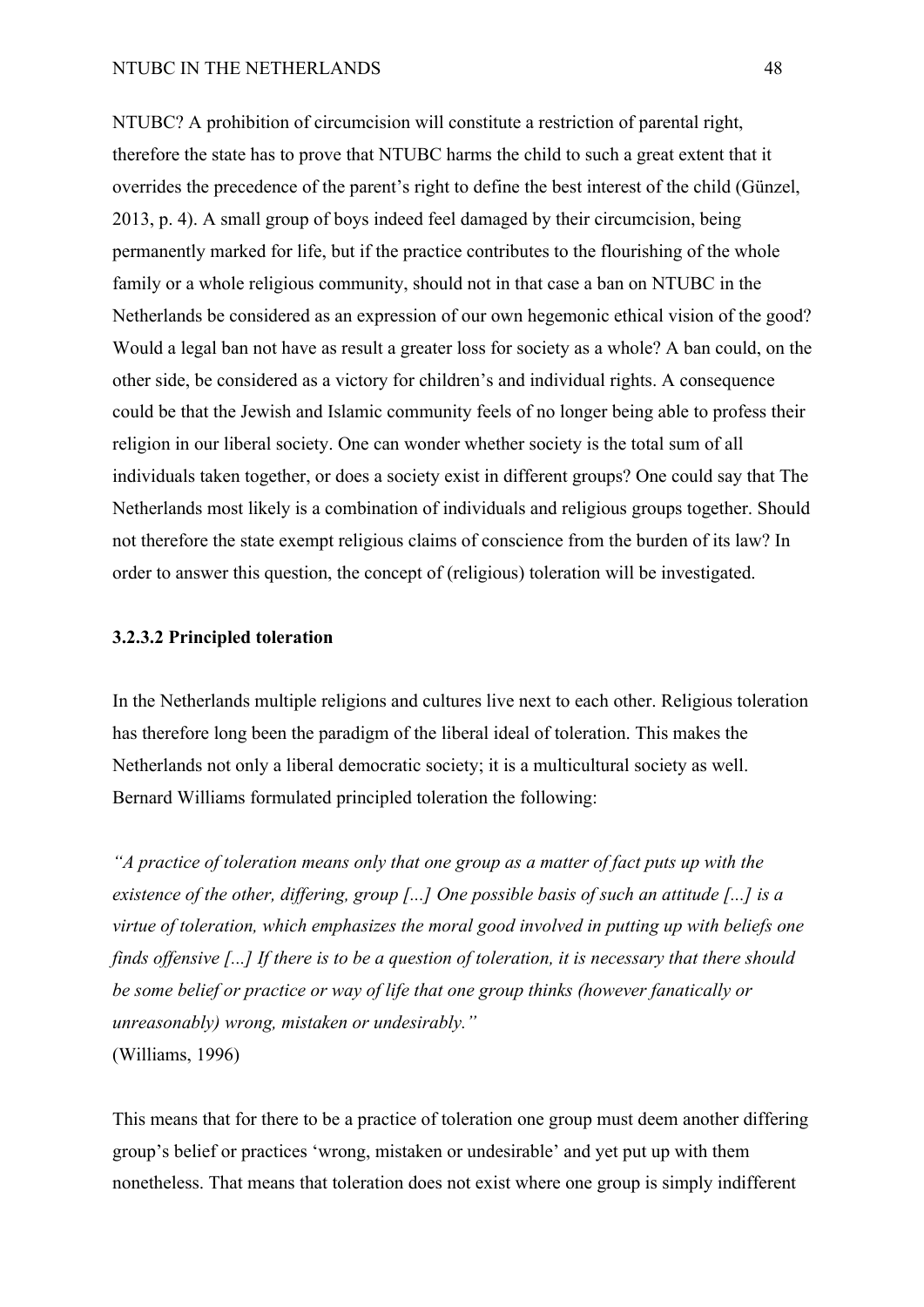NTUBC? A prohibition of circumcision will constitute a restriction of parental right, therefore the state has to prove that NTUBC harms the child to such a great extent that it overrides the precedence of the parent's right to define the best interest of the child (Günzel, 2013, p. 4). A small group of boys indeed feel damaged by their circumcision, being permanently marked for life, but if the practice contributes to the flourishing of the whole family or a whole religious community, should not in that case a ban on NTUBC in the Netherlands be considered as an expression of our own hegemonic ethical vision of the good? Would a legal ban not have as result a greater loss for society as a whole? A ban could, on the other side, be considered as a victory for children's and individual rights. A consequence could be that the Jewish and Islamic community feels of no longer being able to profess their religion in our liberal society. One can wonder whether society is the total sum of all individuals taken together, or does a society exist in different groups? One could say that The Netherlands most likely is a combination of individuals and religious groups together. Should not therefore the state exempt religious claims of conscience from the burden of its law? In order to answer this question, the concept of (religious) toleration will be investigated.

#### 3.2.3.2 Principled toleration

In the Netherlands multiple religions and cultures live next to each other. Religious toleration has therefore long been the paradigm of the liberal ideal of toleration. This makes the Netherlands not only a liberal democratic society; it is a multicultural society as well. Bernard Williams formulated principled toleration the following:

*"A practice of toleration means only that one group as a matter of fact puts up with the existence of the other, differing, group [...] One possible basis of such an attitude [...] is a virtue of toleration, which emphasizes the moral good involved in putting up with beliefs one finds offensive [...] If there is to be a question of toleration, it is necessary that there should be some belief or practice or way of life that one group thinks (however fanatically or unreasonably) wrong, mistaken or undesirably."*
(Williams, 1996)

This means that for there to be a practice of toleration one group must deem another differing group's belief or practices 'wrong, mistaken or undesirable' and yet put up with them nonetheless. That means that toleration does not exist where one group is simply indifferent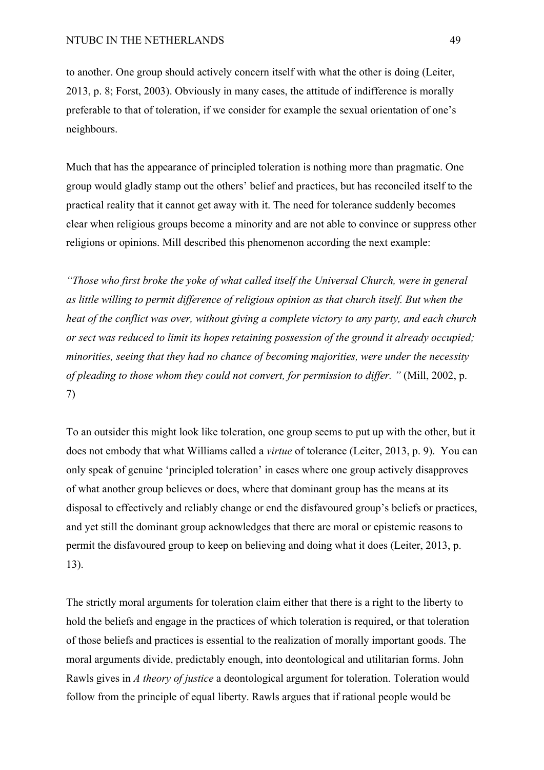to another. One group should actively concern itself with what the other is doing (Leiter, 2013, p. 8; Forst, 2003). Obviously in many cases, the attitude of indifference is morally preferable to that of toleration, if we consider for example the sexual orientation of one's neighbours.

Much that has the appearance of principled toleration is nothing more than pragmatic. One group would gladly stamp out the others' belief and practices, but has reconciled itself to the practical reality that it cannot get away with it. The need for tolerance suddenly becomes clear when religious groups become a minority and are not able to convince or suppress other religions or opinions. Mill described this phenomenon according the next example:

*"Those who first broke the yoke of what called itself the Universal Church, were in general as little willing to permit difference of religious opinion as that church itself. But when the heat of the conflict was over, without giving a complete victory to any party, and each church or sect was reduced to limit its hopes retaining possession of the ground it already occupied; minorities, seeing that they had no chance of becoming majorities, were under the necessity of pleading to those whom they could not convert, for permission to differ. "* (Mill, 2002, p. 7)

To an outsider this might look like toleration, one group seems to put up with the other, but it does not embody that what Williams called a *virtue* of tolerance (Leiter, 2013, p. 9). You can only speak of genuine 'principled toleration' in cases where one group actively disapproves of what another group believes or does, where that dominant group has the means at its disposal to effectively and reliably change or end the disfavoured group's beliefs or practices, and yet still the dominant group acknowledges that there are moral or epistemic reasons to permit the disfavoured group to keep on believing and doing what it does (Leiter, 2013, p. 13).

The strictly moral arguments for toleration claim either that there is a right to the liberty to hold the beliefs and engage in the practices of which toleration is required, or that toleration of those beliefs and practices is essential to the realization of morally important goods. The moral arguments divide, predictably enough, into deontological and utilitarian forms. John Rawls gives in *A theory of justice* a deontological argument for toleration. Toleration would follow from the principle of equal liberty. Rawls argues that if rational people would be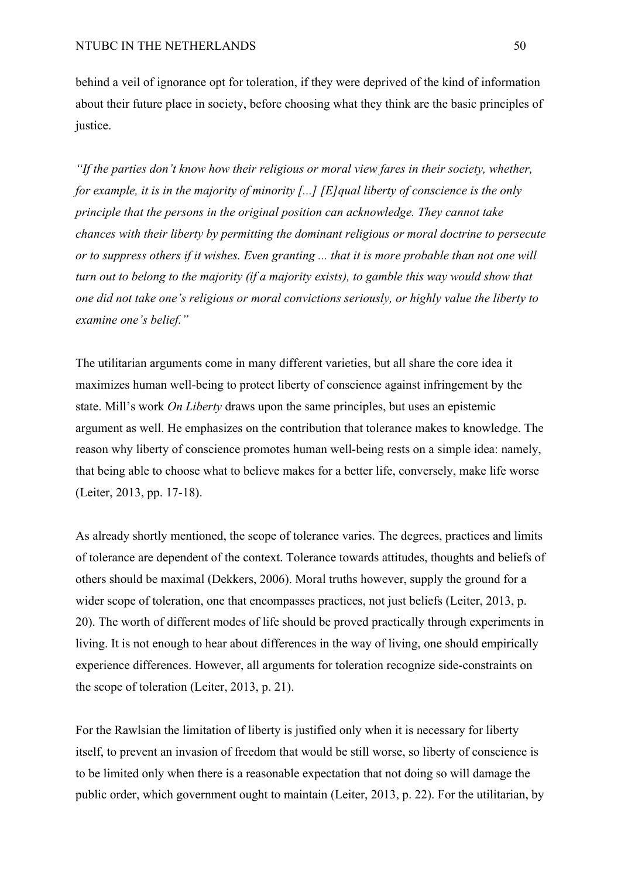behind a veil of ignorance opt for toleration, if they were deprived of the kind of information about their future place in society, before choosing what they think are the basic principles of justice.

*"If the parties don't know how their religious or moral view fares in their society, whether, for example, it is in the majority of minority [...] [E]qual liberty of conscience is the only principle that the persons in the original position can acknowledge. They cannot take chances with their liberty by permitting the dominant religious or moral doctrine to persecute or to suppress others if it wishes. Even granting ... that it is more probable than not one will turn out to belong to the majority (if a majority exists), to gamble this way would show that one did not take one's religious or moral convictions seriously, or highly value the liberty to examine one's belief."*

The utilitarian arguments come in many different varieties, but all share the core idea it maximizes human well-being to protect liberty of conscience against infringement by the state. Mill's work *On Liberty* draws upon the same principles, but uses an epistemic argument as well. He emphasizes on the contribution that tolerance makes to knowledge. The reason why liberty of conscience promotes human well-being rests on a simple idea: namely, that being able to choose what to believe makes for a better life, conversely, make life worse (Leiter, 2013, pp. 17-18).

As already shortly mentioned, the scope of tolerance varies. The degrees, practices and limits of tolerance are dependent of the context. Tolerance towards attitudes, thoughts and beliefs of others should be maximal (Dekkers, 2006). Moral truths however, supply the ground for a wider scope of toleration, one that encompasses practices, not just beliefs (Leiter, 2013, p. 20). The worth of different modes of life should be proved practically through experiments in living. It is not enough to hear about differences in the way of living, one should empirically experience differences. However, all arguments for toleration recognize side-constraints on the scope of toleration (Leiter, 2013, p. 21).

For the Rawlsian the limitation of liberty is justified only when it is necessary for liberty itself, to prevent an invasion of freedom that would be still worse, so liberty of conscience is to be limited only when there is a reasonable expectation that not doing so will damage the public order, which government ought to maintain (Leiter, 2013, p. 22). For the utilitarian, by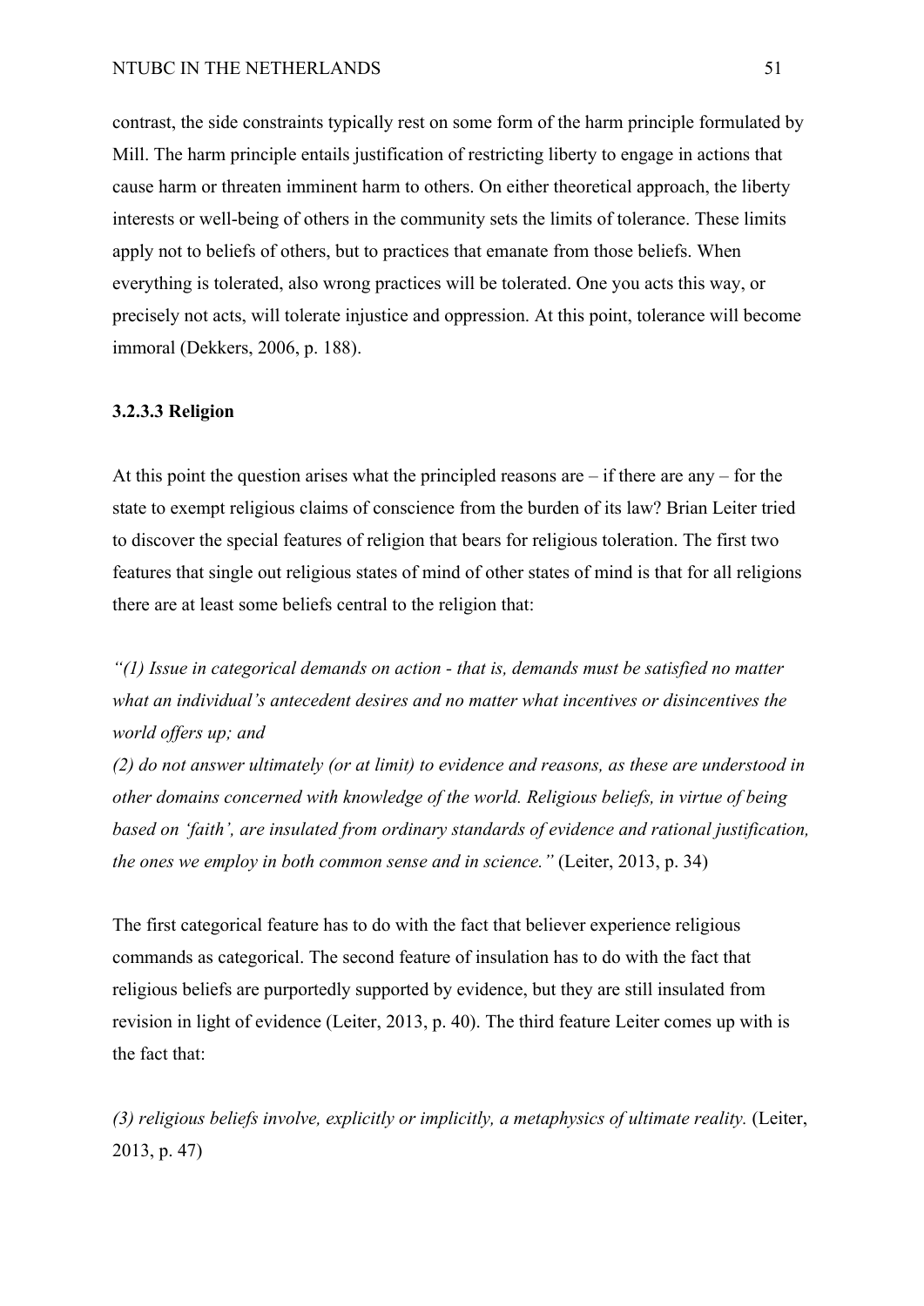contrast, the side constraints typically rest on some form of the harm principle formulated by Mill. The harm principle entails justification of restricting liberty to engage in actions that cause harm or threaten imminent harm to others. On either theoretical approach, the liberty interests or well-being of others in the community sets the limits of tolerance. These limits apply not to beliefs of others, but to practices that emanate from those beliefs. When everything is tolerated, also wrong practices will be tolerated. One you acts this way, or precisely not acts, will tolerate injustice and oppression. At this point, tolerance will become immoral (Dekkers, 2006, p. 188).

#### 3.2.3.3 Religion

At this point the question arises what the principled reasons are – if there are any – for the state to exempt religious claims of conscience from the burden of its law? Brian Leiter tried to discover the special features of religion that bears for religious toleration. The first two features that single out religious states of mind of other states of mind is that for all religions there are at least some beliefs central to the religion that:

*"(1) Issue in categorical demands on action - that is, demands must be satisfied no matter what an individual's antecedent desires and no matter what incentives or disincentives the world offers up; and*
*(2) do not answer ultimately (or at limit) to evidence and reasons, as these are understood in other domains concerned with knowledge of the world. Religious beliefs, in virtue of being based on 'faith', are insulated from ordinary standards of evidence and rational justification, the ones we employ in both common sense and in science."* (Leiter, 2013, p. 34)

The first categorical feature has to do with the fact that believer experience religious commands as categorical. The second feature of insulation has to do with the fact that religious beliefs are purportedly supported by evidence, but they are still insulated from revision in light of evidence (Leiter, 2013, p. 40). The third feature Leiter comes up with is the fact that:

*(3) religious beliefs involve, explicitly or implicitly, a metaphysics of ultimate reality.* (Leiter, 2013, p. 47)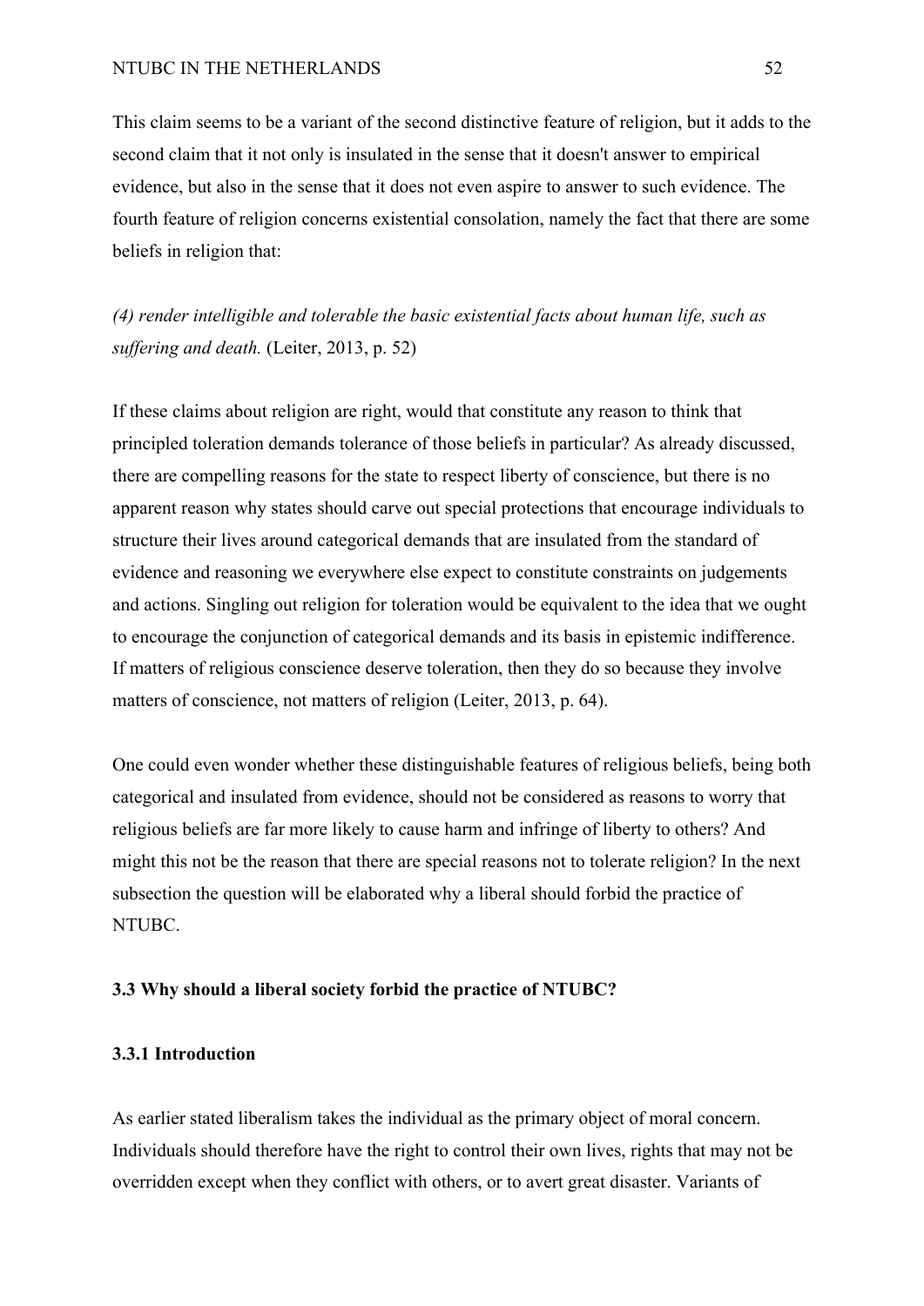This claim seems to be a variant of the second distinctive feature of religion, but it adds to the second claim that it not only is insulated in the sense that it doesn't answer to empirical evidence, but also in the sense that it does not even aspire to answer to such evidence. The fourth feature of religion concerns existential consolation, namely the fact that there are some beliefs in religion that:

*(4) render intelligible and tolerable the basic existential facts about human life, such as suffering and death.* (Leiter, 2013, p. 52)

If these claims about religion are right, would that constitute any reason to think that principled toleration demands tolerance of those beliefs in particular? As already discussed, there are compelling reasons for the state to respect liberty of conscience, but there is no apparent reason why states should carve out special protections that encourage individuals to structure their lives around categorical demands that are insulated from the standard of evidence and reasoning we everywhere else expect to constitute constraints on judgements and actions. Singling out religion for toleration would be equivalent to the idea that we ought to encourage the conjunction of categorical demands and its basis in epistemic indifference. If matters of religious conscience deserve toleration, then they do so because they involve matters of conscience, not matters of religion (Leiter, 2013, p. 64).

One could even wonder whether these distinguishable features of religious beliefs, being both categorical and insulated from evidence, should not be considered as reasons to worry that religious beliefs are far more likely to cause harm and infringe of liberty to others? And might this not be the reason that there are special reasons not to tolerate religion? In the next subsection the question will be elaborated why a liberal should forbid the practice of NTUBC.

### 3.3 Why should a liberal society forbid the practice of NTUBC?

#### 3.3.1 Introduction

As earlier stated liberalism takes the individual as the primary object of moral concern. Individuals should therefore have the right to control their own lives, rights that may not be overridden except when they conflict with others, or to avert great disaster. Variants of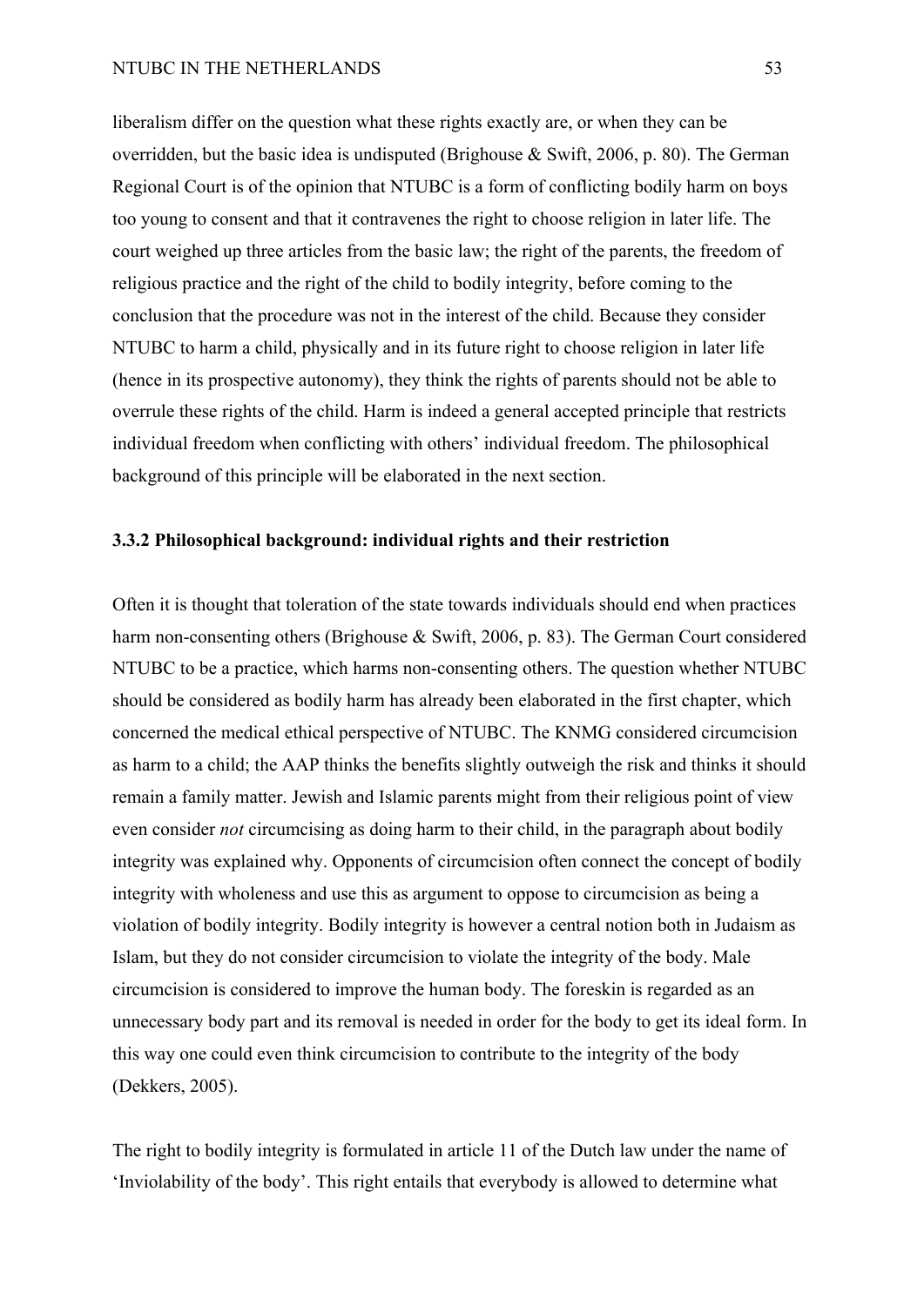liberalism differ on the question what these rights exactly are, or when they can be overridden, but the basic idea is undisputed (Brighouse & Swift, 2006, p. 80). The German Regional Court is of the opinion that NTUBC is a form of conflicting bodily harm on boys too young to consent and that it contravenes the right to choose religion in later life. The court weighed up three articles from the basic law; the right of the parents, the freedom of religious practice and the right of the child to bodily integrity, before coming to the conclusion that the procedure was not in the interest of the child. Because they consider NTUBC to harm a child, physically and in its future right to choose religion in later life (hence in its prospective autonomy), they think the rights of parents should not be able to overrule these rights of the child. Harm is indeed a general accepted principle that restricts individual freedom when conflicting with others' individual freedom. The philosophical background of this principle will be elaborated in the next section.

### 3.3.2 Philosophical background: individual rights and their restriction

Often it is thought that toleration of the state towards individuals should end when practices harm non-consenting others (Brighouse & Swift, 2006, p. 83). The German Court considered NTUBC to be a practice, which harms non-consenting others. The question whether NTUBC should be considered as bodily harm has already been elaborated in the first chapter, which concerned the medical ethical perspective of NTUBC. The KNMG considered circumcision as harm to a child; the AAP thinks the benefits slightly outweigh the risk and thinks it should remain a family matter. Jewish and Islamic parents might from their religious point of view even consider *not* circumcising as doing harm to their child, in the paragraph about bodily integrity was explained why. Opponents of circumcision often connect the concept of bodily integrity with wholeness and use this as argument to oppose to circumcision as being a violation of bodily integrity. Bodily integrity is however a central notion both in Judaism as Islam, but they do not consider circumcision to violate the integrity of the body. Male circumcision is considered to improve the human body. The foreskin is regarded as an unnecessary body part and its removal is needed in order for the body to get its ideal form. In this way one could even think circumcision to contribute to the integrity of the body (Dekkers, 2005).

The right to bodily integrity is formulated in article 11 of the Dutch law under the name of 'Inviolability of the body'. This right entails that everybody is allowed to determine what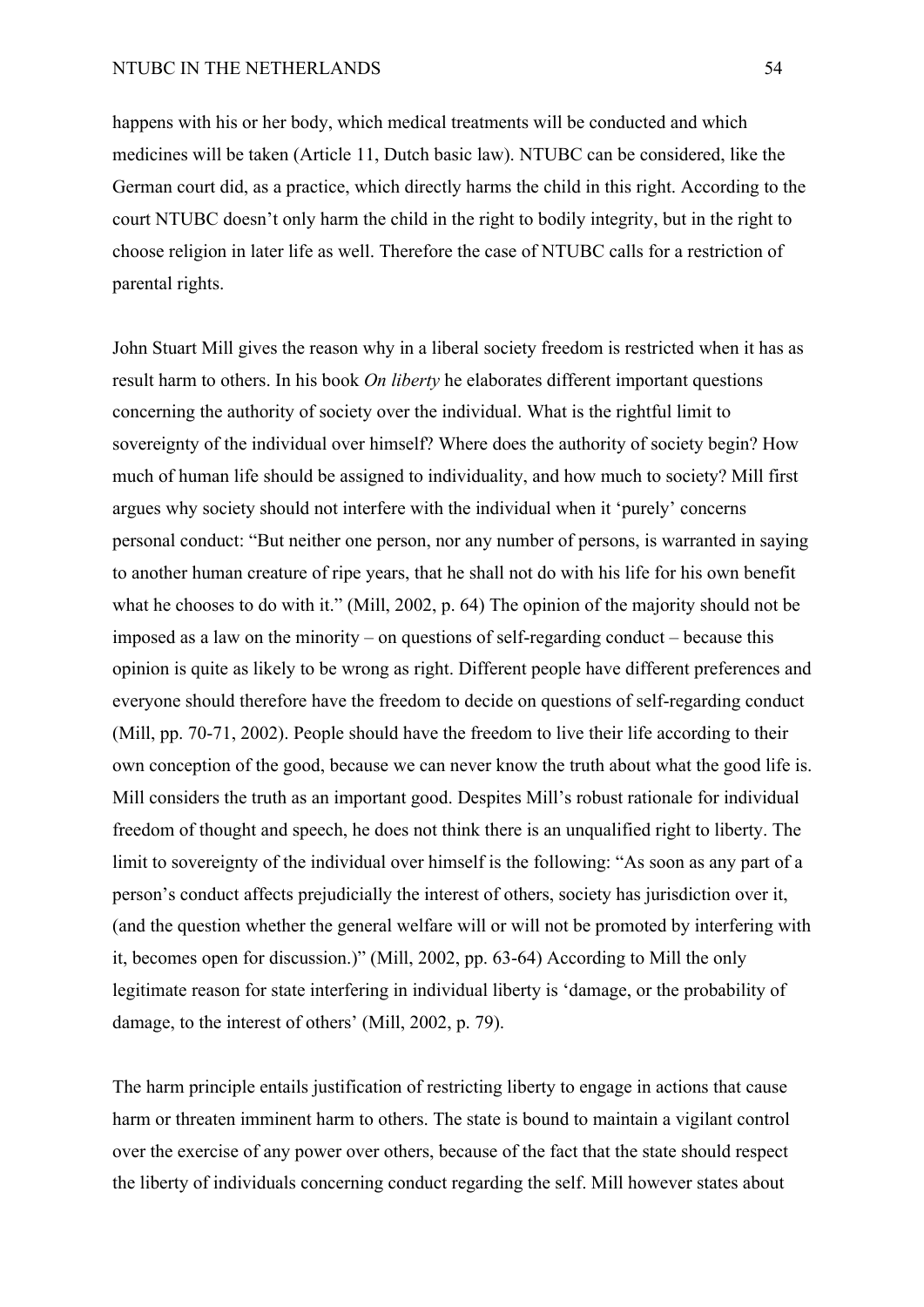happens with his or her body, which medical treatments will be conducted and which medicines will be taken (Article 11, Dutch basic law). NTUBC can be considered, like the German court did, as a practice, which directly harms the child in this right. According to the court NTUBC doesn't only harm the child in the right to bodily integrity, but in the right to choose religion in later life as well. Therefore the case of NTUBC calls for a restriction of parental rights.

John Stuart Mill gives the reason why in a liberal society freedom is restricted when it has as result harm to others. In his book *On liberty* he elaborates different important questions concerning the authority of society over the individual. What is the rightful limit to sovereignty of the individual over himself? Where does the authority of society begin? How much of human life should be assigned to individuality, and how much to society? Mill first argues why society should not interfere with the individual when it 'purely' concerns personal conduct: "But neither one person, nor any number of persons, is warranted in saying to another human creature of ripe years, that he shall not do with his life for his own benefit what he chooses to do with it." (Mill, 2002, p. 64) The opinion of the majority should not be imposed as a law on the minority – on questions of self-regarding conduct – because this opinion is quite as likely to be wrong as right. Different people have different preferences and everyone should therefore have the freedom to decide on questions of self-regarding conduct (Mill, pp. 70-71, 2002). People should have the freedom to live their life according to their own conception of the good, because we can never know the truth about what the good life is. Mill considers the truth as an important good. Despites Mill's robust rationale for individual freedom of thought and speech, he does not think there is an unqualified right to liberty. The limit to sovereignty of the individual over himself is the following: "As soon as any part of a person's conduct affects prejudicially the interest of others, society has jurisdiction over it, (and the question whether the general welfare will or will not be promoted by interfering with it, becomes open for discussion.)" (Mill, 2002, pp. 63-64) According to Mill the only legitimate reason for state interfering in individual liberty is 'damage, or the probability of damage, to the interest of others' (Mill, 2002, p. 79).

The harm principle entails justification of restricting liberty to engage in actions that cause harm or threaten imminent harm to others. The state is bound to maintain a vigilant control over the exercise of any power over others, because of the fact that the state should respect the liberty of individuals concerning conduct regarding the self. Mill however states about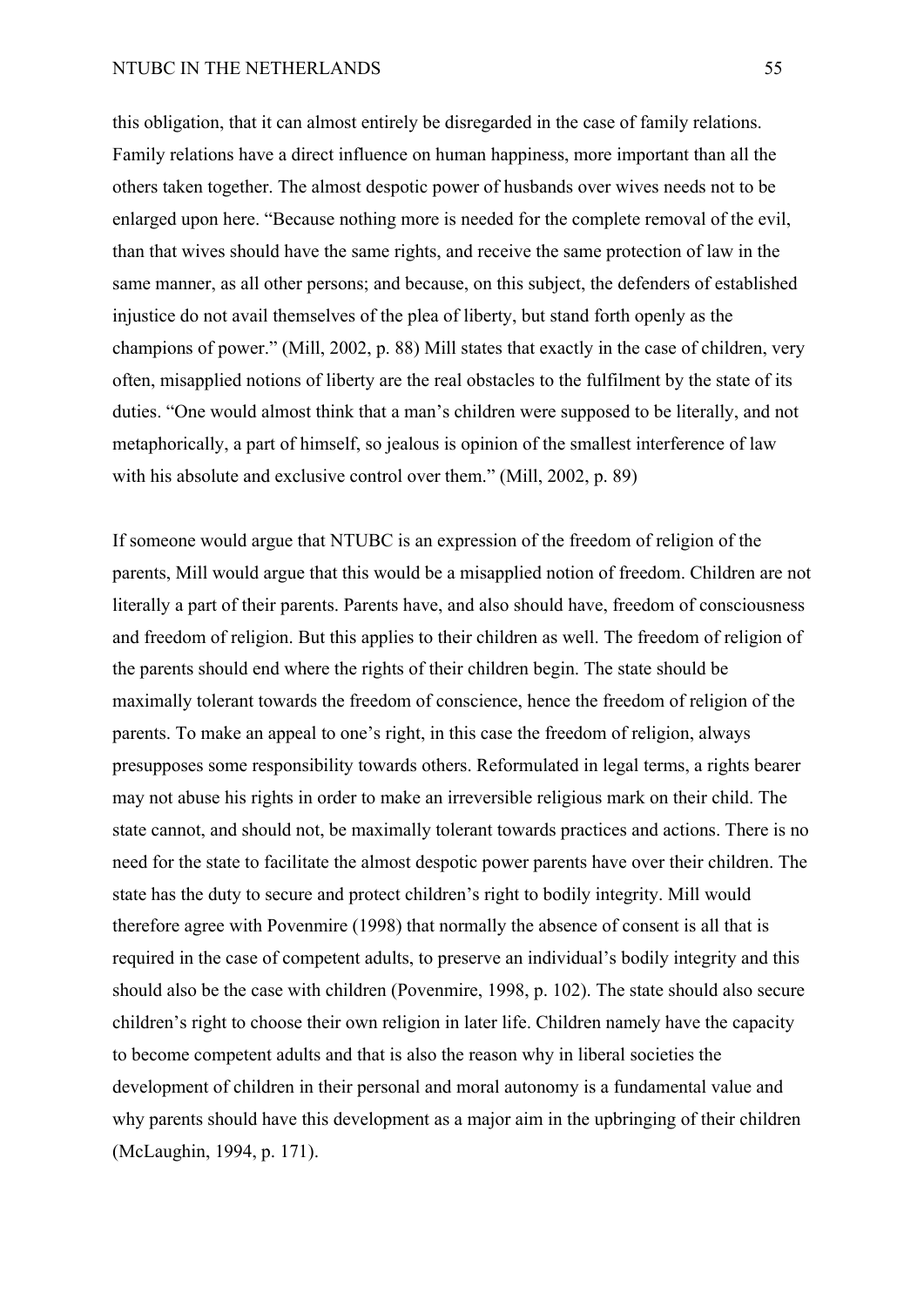this obligation, that it can almost entirely be disregarded in the case of family relations. Family relations have a direct influence on human happiness, more important than all the others taken together. The almost despotic power of husbands over wives needs not to be enlarged upon here. "Because nothing more is needed for the complete removal of the evil, than that wives should have the same rights, and receive the same protection of law in the same manner, as all other persons; and because, on this subject, the defenders of established injustice do not avail themselves of the plea of liberty, but stand forth openly as the champions of power." (Mill, 2002, p. 88) Mill states that exactly in the case of children, very often, misapplied notions of liberty are the real obstacles to the fulfilment by the state of its duties. "One would almost think that a man's children were supposed to be literally, and not metaphorically, a part of himself, so jealous is opinion of the smallest interference of law with his absolute and exclusive control over them." (Mill, 2002, p. 89)

If someone would argue that NTUBC is an expression of the freedom of religion of the parents, Mill would argue that this would be a misapplied notion of freedom. Children are not literally a part of their parents. Parents have, and also should have, freedom of consciousness and freedom of religion. But this applies to their children as well. The freedom of religion of the parents should end where the rights of their children begin. The state should be maximally tolerant towards the freedom of conscience, hence the freedom of religion of the parents. To make an appeal to one's right, in this case the freedom of religion, always presupposes some responsibility towards others. Reformulated in legal terms, a rights bearer may not abuse his rights in order to make an irreversible religious mark on their child. The state cannot, and should not, be maximally tolerant towards practices and actions. There is no need for the state to facilitate the almost despotic power parents have over their children. The state has the duty to secure and protect children's right to bodily integrity. Mill would therefore agree with Povenmire (1998) that normally the absence of consent is all that is required in the case of competent adults, to preserve an individual's bodily integrity and this should also be the case with children (Povenmire, 1998, p. 102). The state should also secure children's right to choose their own religion in later life. Children namely have the capacity to become competent adults and that is also the reason why in liberal societies the development of children in their personal and moral autonomy is a fundamental value and why parents should have this development as a major aim in the upbringing of their children (McLaughin, 1994, p. 171).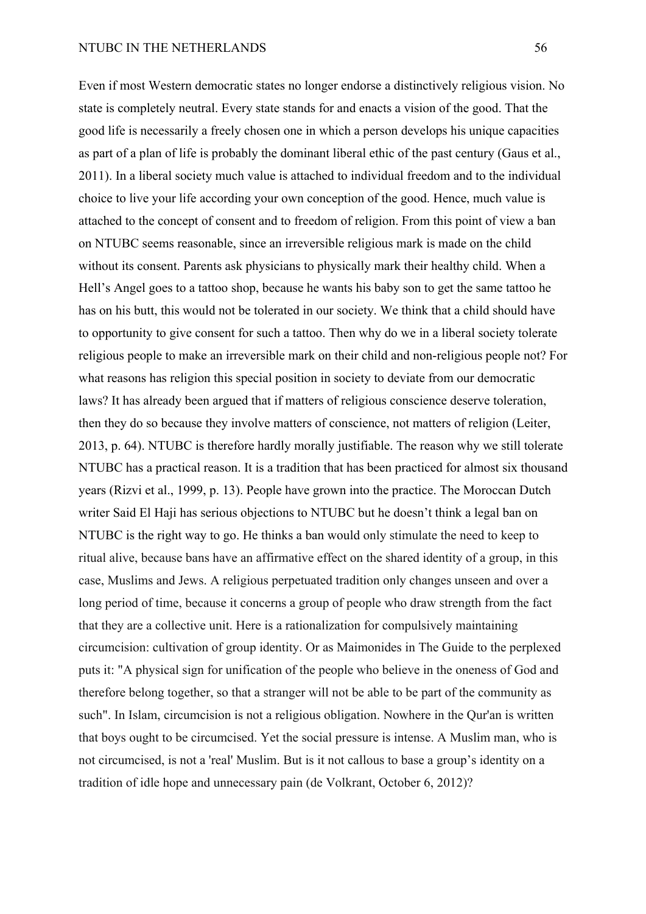Even if most Western democratic states no longer endorse a distinctively religious vision. No state is completely neutral. Every state stands for and enacts a vision of the good. That the good life is necessarily a freely chosen one in which a person develops his unique capacities as part of a plan of life is probably the dominant liberal ethic of the past century (Gaus et al., 2011). In a liberal society much value is attached to individual freedom and to the individual choice to live your life according your own conception of the good. Hence, much value is attached to the concept of consent and to freedom of religion. From this point of view a ban on NTUBC seems reasonable, since an irreversible religious mark is made on the child without its consent. Parents ask physicians to physically mark their healthy child. When a Hell's Angel goes to a tattoo shop, because he wants his baby son to get the same tattoo he has on his butt, this would not be tolerated in our society. We think that a child should have to opportunity to give consent for such a tattoo. Then why do we in a liberal society tolerate religious people to make an irreversible mark on their child and non-religious people not? For what reasons has religion this special position in society to deviate from our democratic laws? It has already been argued that if matters of religious conscience deserve toleration, then they do so because they involve matters of conscience, not matters of religion (Leiter, 2013, p. 64). NTUBC is therefore hardly morally justifiable. The reason why we still tolerate NTUBC has a practical reason. It is a tradition that has been practiced for almost six thousand years (Rizvi et al., 1999, p. 13). People have grown into the practice. The Moroccan Dutch writer Said El Haji has serious objections to NTUBC but he doesn't think a legal ban on NTUBC is the right way to go. He thinks a ban would only stimulate the need to keep to ritual alive, because bans have an affirmative effect on the shared identity of a group, in this case, Muslims and Jews. A religious perpetuated tradition only changes unseen and over a long period of time, because it concerns a group of people who draw strength from the fact that they are a collective unit. Here is a rationalization for compulsively maintaining circumcision: cultivation of group identity. Or as Maimonides in The Guide to the perplexed puts it: "A physical sign for unification of the people who believe in the oneness of God and therefore belong together, so that a stranger will not be able to be part of the community as such". In Islam, circumcision is not a religious obligation. Nowhere in the Qur'an is written that boys ought to be circumcised. Yet the social pressure is intense. A Muslim man, who is not circumcised, is not a 'real' Muslim. But is it not callous to base a group's identity on a tradition of idle hope and unnecessary pain (de Volkrant, October 6, 2012)?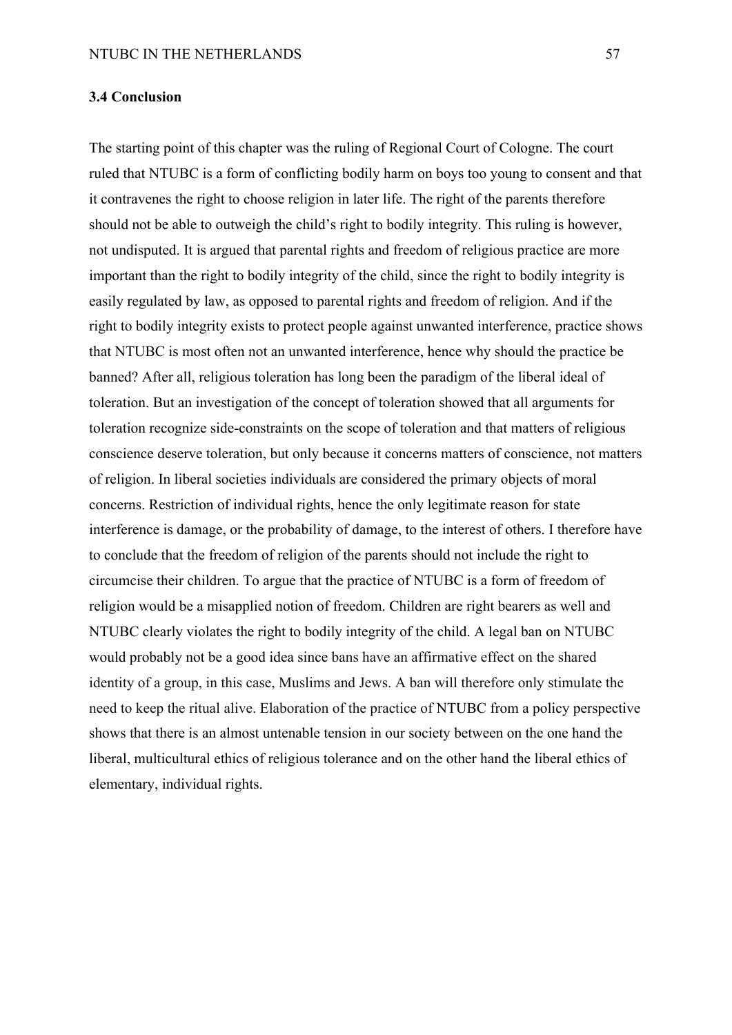### 3.4 Conclusion

The starting point of this chapter was the ruling of Regional Court of Cologne. The court ruled that NTUBC is a form of conflicting bodily harm on boys too young to consent and that it contravenes the right to choose religion in later life. The right of the parents therefore should not be able to outweigh the child's right to bodily integrity. This ruling is however, not undisputed. It is argued that parental rights and freedom of religious practice are more important than the right to bodily integrity of the child, since the right to bodily integrity is easily regulated by law, as opposed to parental rights and freedom of religion. And if the right to bodily integrity exists to protect people against unwanted interference, practice shows that NTUBC is most often not an unwanted interference, hence why should the practice be banned? After all, religious toleration has long been the paradigm of the liberal ideal of toleration. But an investigation of the concept of toleration showed that all arguments for toleration recognize side-constraints on the scope of toleration and that matters of religious conscience deserve toleration, but only because it concerns matters of conscience, not matters of religion. In liberal societies individuals are considered the primary objects of moral concerns. Restriction of individual rights, hence the only legitimate reason for state interference is damage, or the probability of damage, to the interest of others. I therefore have to conclude that the freedom of religion of the parents should not include the right to circumcise their children. To argue that the practice of NTUBC is a form of freedom of religion would be a misapplied notion of freedom. Children are right bearers as well and NTUBC clearly violates the right to bodily integrity of the child. A legal ban on NTUBC would probably not be a good idea since bans have an affirmative effect on the shared identity of a group, in this case, Muslims and Jews. A ban will therefore only stimulate the need to keep the ritual alive. Elaboration of the practice of NTUBC from a policy perspective shows that there is an almost untenable tension in our society between on the one hand the liberal, multicultural ethics of religious tolerance and on the other hand the liberal ethics of elementary, individual rights.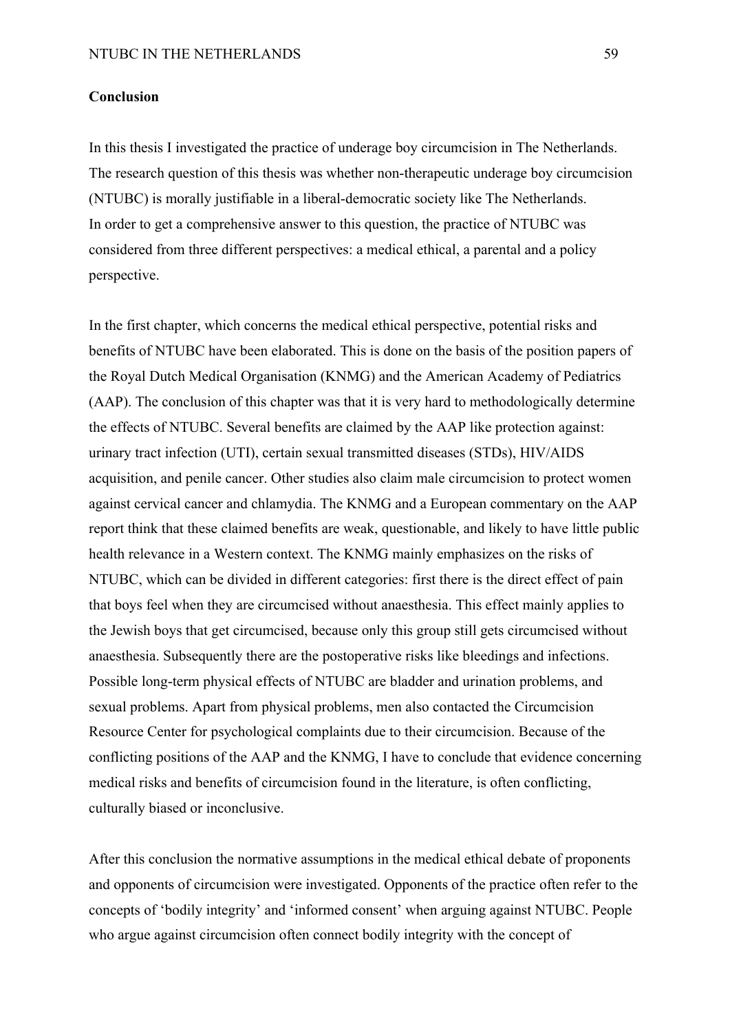**Conclusion**

In this thesis I investigated the practice of underage boy circumcision in The Netherlands. The research question of this thesis was whether non-therapeutic underage boy circumcision (NTUBC) is morally justifiable in a liberal-democratic society like The Netherlands. In order to get a comprehensive answer to this question, the practice of NTUBC was considered from three different perspectives: a medical ethical, a parental and a policy perspective.

In the first chapter, which concerns the medical ethical perspective, potential risks and benefits of NTUBC have been elaborated. This is done on the basis of the position papers of the Royal Dutch Medical Organisation (KNMG) and the American Academy of Pediatrics (AAP). The conclusion of this chapter was that it is very hard to methodologically determine the effects of NTUBC. Several benefits are claimed by the AAP like protection against: urinary tract infection (UTI), certain sexual transmitted diseases (STDs), HIV/AIDS acquisition, and penile cancer. Other studies also claim male circumcision to protect women against cervical cancer and chlamydia. The KNMG and a European commentary on the AAP report think that these claimed benefits are weak, questionable, and likely to have little public health relevance in a Western context. The KNMG mainly emphasizes on the risks of NTUBC, which can be divided in different categories: first there is the direct effect of pain that boys feel when they are circumcised without anaesthesia. This effect mainly applies to the Jewish boys that get circumcised, because only this group still gets circumcised without anaesthesia. Subsequently there are the postoperative risks like bleedings and infections. Possible long-term physical effects of NTUBC are bladder and urination problems, and sexual problems. Apart from physical problems, men also contacted the Circumcision Resource Center for psychological complaints due to their circumcision. Because of the conflicting positions of the AAP and the KNMG, I have to conclude that evidence concerning medical risks and benefits of circumcision found in the literature, is often conflicting, culturally biased or inconclusive.

After this conclusion the normative assumptions in the medical ethical debate of proponents and opponents of circumcision were investigated. Opponents of the practice often refer to the concepts of 'bodily integrity' and 'informed consent' when arguing against NTUBC. People who argue against circumcision often connect bodily integrity with the concept of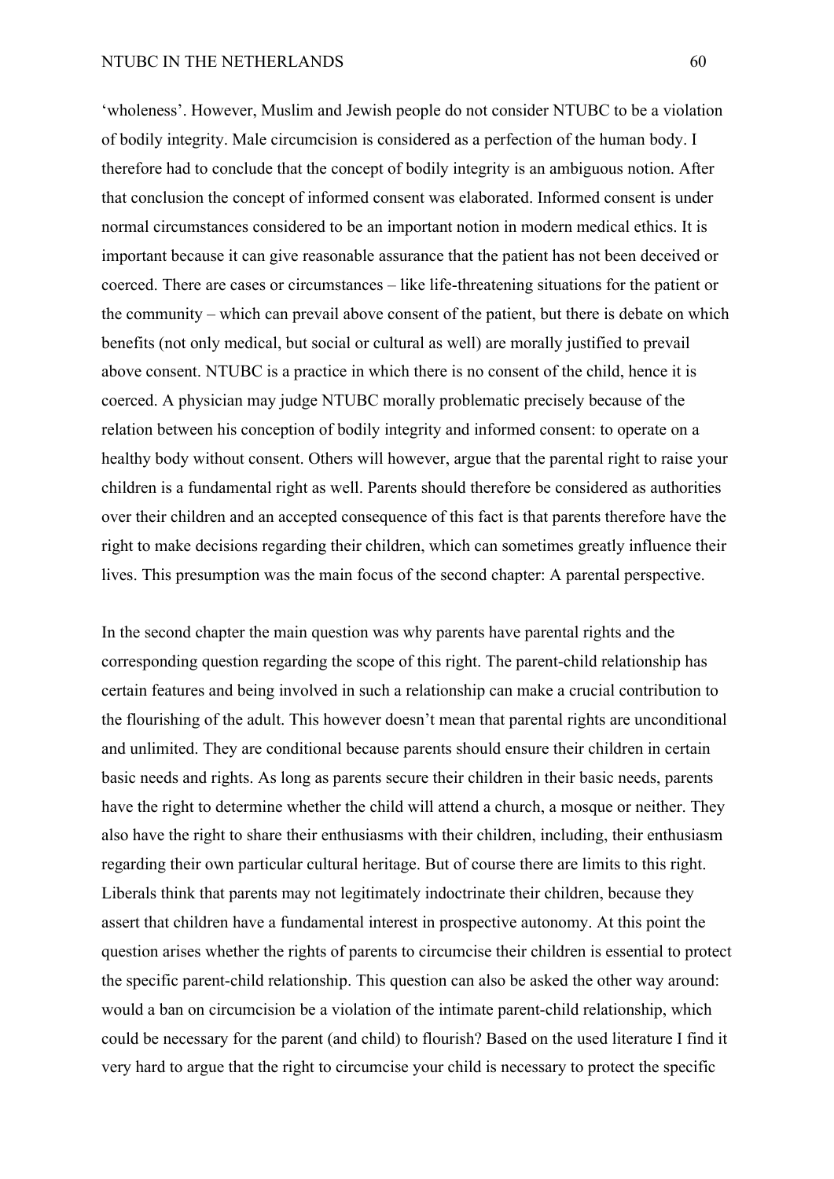'wholeness'. However, Muslim and Jewish people do not consider NTUBC to be a violation of bodily integrity. Male circumcision is considered as a perfection of the human body. I therefore had to conclude that the concept of bodily integrity is an ambiguous notion. After that conclusion the concept of informed consent was elaborated. Informed consent is under normal circumstances considered to be an important notion in modern medical ethics. It is important because it can give reasonable assurance that the patient has not been deceived or coerced. There are cases or circumstances – like life-threatening situations for the patient or the community – which can prevail above consent of the patient, but there is debate on which benefits (not only medical, but social or cultural as well) are morally justified to prevail above consent. NTUBC is a practice in which there is no consent of the child, hence it is coerced. A physician may judge NTUBC morally problematic precisely because of the relation between his conception of bodily integrity and informed consent: to operate on a healthy body without consent. Others will however, argue that the parental right to raise your children is a fundamental right as well. Parents should therefore be considered as authorities over their children and an accepted consequence of this fact is that parents therefore have the right to make decisions regarding their children, which can sometimes greatly influence their lives. This presumption was the main focus of the second chapter: A parental perspective.

In the second chapter the main question was why parents have parental rights and the corresponding question regarding the scope of this right. The parent-child relationship has certain features and being involved in such a relationship can make a crucial contribution to the flourishing of the adult. This however doesn't mean that parental rights are unconditional and unlimited. They are conditional because parents should ensure their children in certain basic needs and rights. As long as parents secure their children in their basic needs, parents have the right to determine whether the child will attend a church, a mosque or neither. They also have the right to share their enthusiasms with their children, including, their enthusiasm regarding their own particular cultural heritage. But of course there are limits to this right. Liberals think that parents may not legitimately indoctrinate their children, because they assert that children have a fundamental interest in prospective autonomy. At this point the question arises whether the rights of parents to circumcise their children is essential to protect the specific parent-child relationship. This question can also be asked the other way around: would a ban on circumcision be a violation of the intimate parent-child relationship, which could be necessary for the parent (and child) to flourish? Based on the used literature I find it very hard to argue that the right to circumcise your child is necessary to protect the specific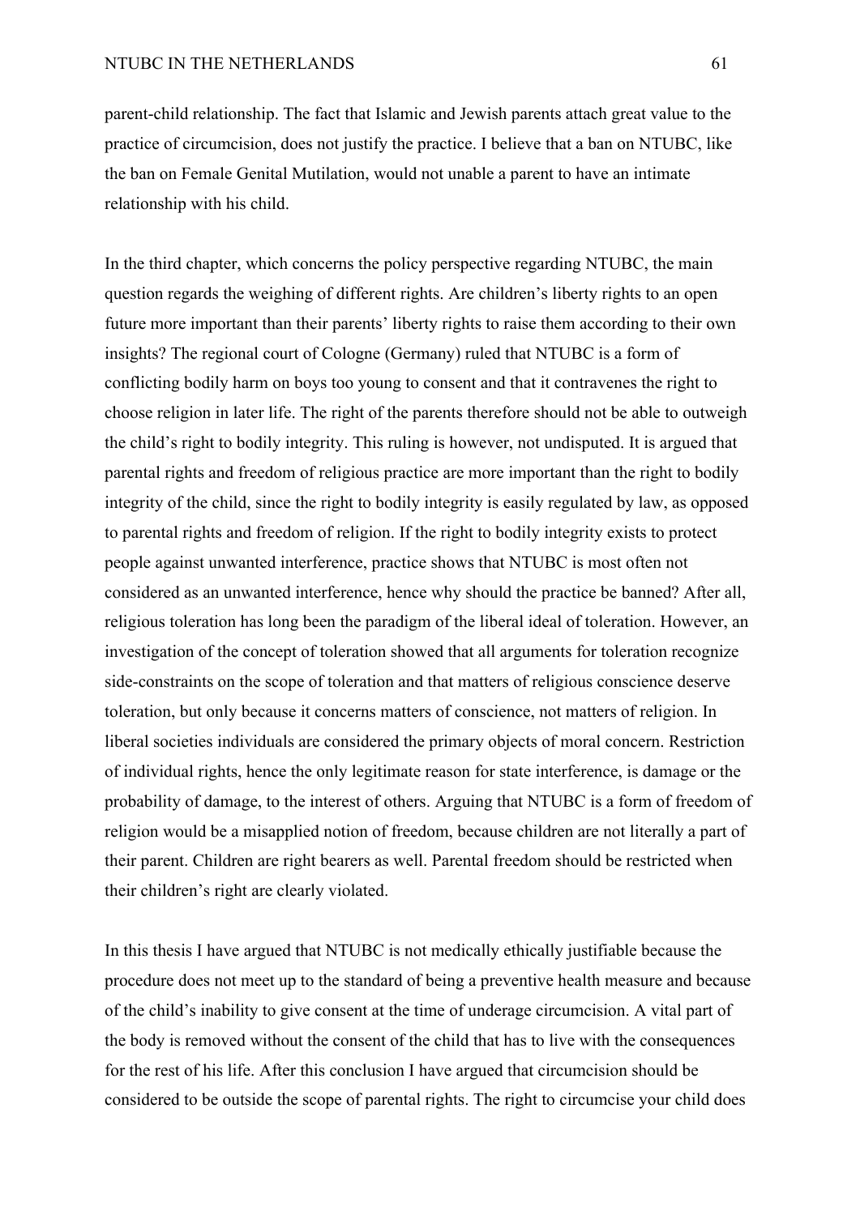parent-child relationship. The fact that Islamic and Jewish parents attach great value to the practice of circumcision, does not justify the practice. I believe that a ban on NTUBC, like the ban on Female Genital Mutilation, would not unable a parent to have an intimate relationship with his child.

In the third chapter, which concerns the policy perspective regarding NTUBC, the main question regards the weighing of different rights. Are children's liberty rights to an open future more important than their parents' liberty rights to raise them according to their own insights? The regional court of Cologne (Germany) ruled that NTUBC is a form of conflicting bodily harm on boys too young to consent and that it contravenes the right to choose religion in later life. The right of the parents therefore should not be able to outweigh the child's right to bodily integrity. This ruling is however, not undisputed. It is argued that parental rights and freedom of religious practice are more important than the right to bodily integrity of the child, since the right to bodily integrity is easily regulated by law, as opposed to parental rights and freedom of religion. If the right to bodily integrity exists to protect people against unwanted interference, practice shows that NTUBC is most often not considered as an unwanted interference, hence why should the practice be banned? After all, religious toleration has long been the paradigm of the liberal ideal of toleration. However, an investigation of the concept of toleration showed that all arguments for toleration recognize side-constraints on the scope of toleration and that matters of religious conscience deserve toleration, but only because it concerns matters of conscience, not matters of religion. In liberal societies individuals are considered the primary objects of moral concern. Restriction of individual rights, hence the only legitimate reason for state interference, is damage or the probability of damage, to the interest of others. Arguing that NTUBC is a form of freedom of religion would be a misapplied notion of freedom, because children are not literally a part of their parent. Children are right bearers as well. Parental freedom should be restricted when their children's right are clearly violated.

In this thesis I have argued that NTUBC is not medically ethically justifiable because the procedure does not meet up to the standard of being a preventive health measure and because of the child's inability to give consent at the time of underage circumcision. A vital part of the body is removed without the consent of the child that has to live with the consequences for the rest of his life. After this conclusion I have argued that circumcision should be considered to be outside the scope of parental rights. The right to circumcise your child does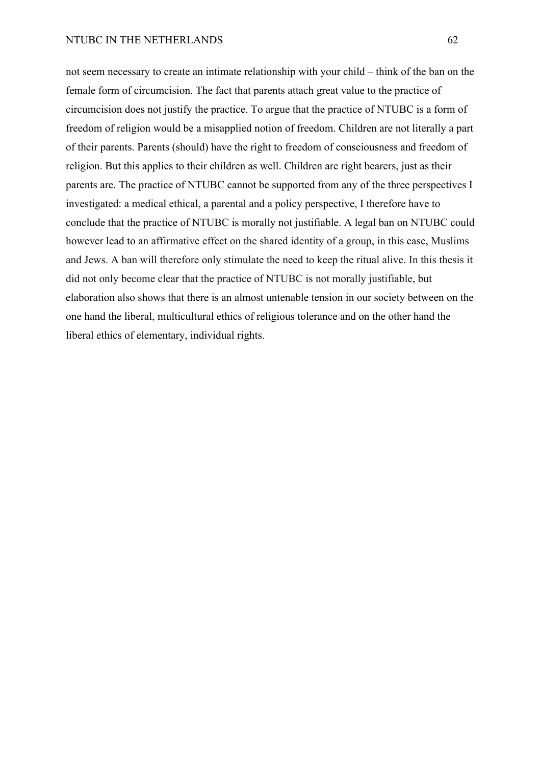not seem necessary to create an intimate relationship with your child – think of the ban on the female form of circumcision. The fact that parents attach great value to the practice of circumcision does not justify the practice. To argue that the practice of NTUBC is a form of freedom of religion would be a misapplied notion of freedom. Children are not literally a part of their parents. Parents (should) have the right to freedom of consciousness and freedom of religion. But this applies to their children as well. Children are right bearers, just as their parents are. The practice of NTUBC cannot be supported from any of the three perspectives I investigated: a medical ethical, a parental and a policy perspective, I therefore have to conclude that the practice of NTUBC is morally not justifiable. A legal ban on NTUBC could however lead to an affirmative effect on the shared identity of a group, in this case, Muslims and Jews. A ban will therefore only stimulate the need to keep the ritual alive. In this thesis it did not only become clear that the practice of NTUBC is not morally justifiable, but elaboration also shows that there is an almost untenable tension in our society between on the one hand the liberal, multicultural ethics of religious tolerance and on the other hand the liberal ethics of elementary, individual rights.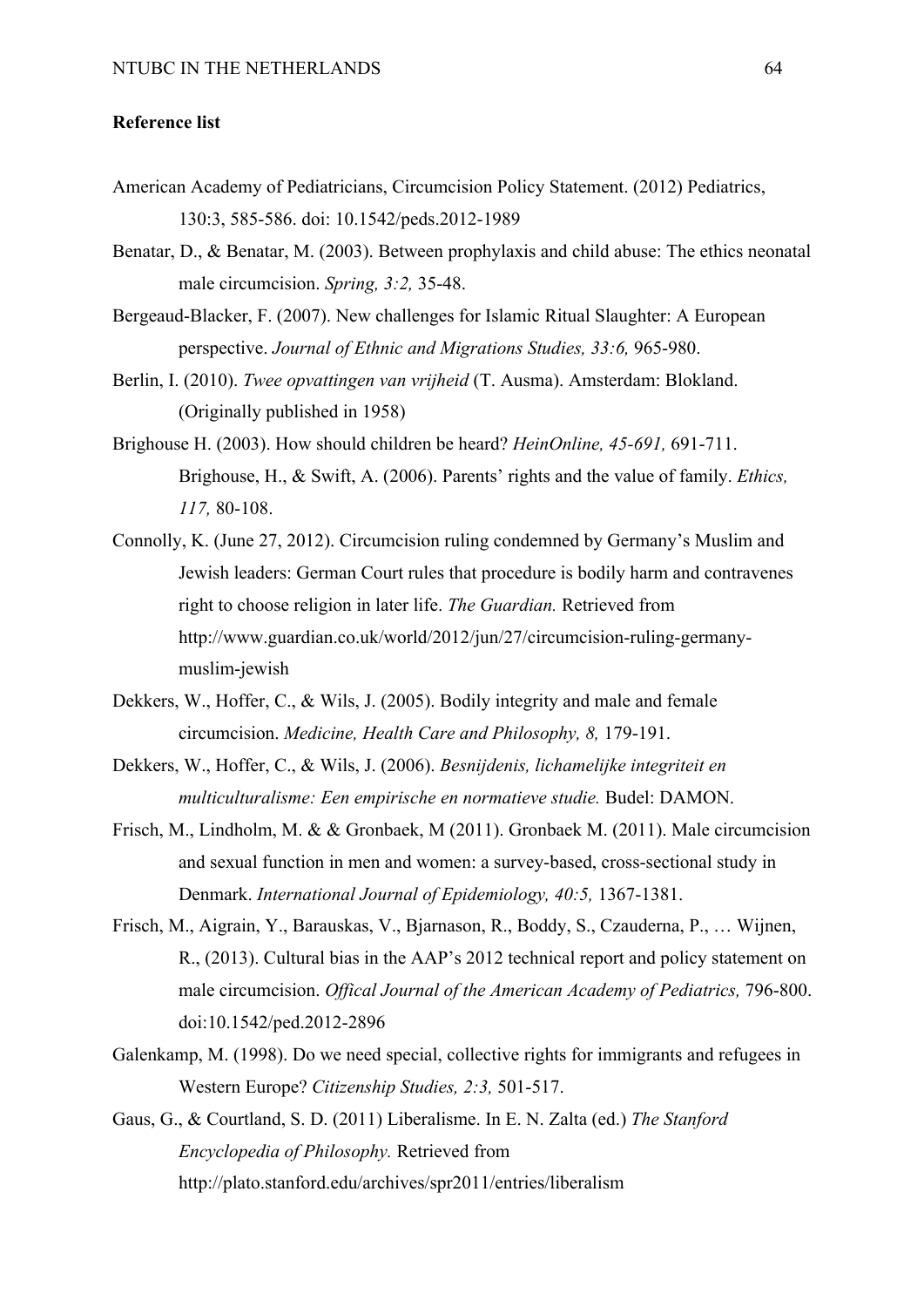**Reference list**

American Academy of Pediatricians, Circumcision Policy Statement. (2012) Pediatrics, 130:3, 585-586. doi: 10.1542/peds.2012-1989

Benatar, D., & Benatar, M. (2003). Between prophylaxis and child abuse: The ethics neonatal male circumcision. *Spring, 3:2,* 35-48.

Bergeaud-Blacker, F. (2007). New challenges for Islamic Ritual Slaughter: A European perspective. *Journal of Ethnic and Migrations Studies, 33:6,* 965-980.

Berlin, I. (2010). *Twee opvattingen van vrijheid* (T. Ausma). Amsterdam: Blokland. (Originally published in 1958)

Brighouse H. (2003). How should children be heard? *HeinOnline, 45-691,* 691-711. Brighouse, H., & Swift, A. (2006). Parents' rights and the value of family. *Ethics, 117,* 80-108.

Connolly, K. (June 27, 2012). Circumcision ruling condemned by Germany's Muslim and Jewish leaders: German Court rules that procedure is bodily harm and contravenes right to choose religion in later life. *The Guardian.* Retrieved from http://www.guardian.co.uk/world/2012/jun/27/circumcision-ruling-germany-muslim-jewish

Dekkers, W., Hoffer, C., & Wils, J. (2005). Bodily integrity and male and female circumcision. *Medicine, Health Care and Philosophy, 8,* 179-191.

Dekkers, W., Hoffer, C., & Wils, J. (2006). *Besnijdenis, lichamelijke integriteit en multiculturalisme: Een empirische en normatieve studie.* Budel: DAMON.

Frisch, M., Lindholm, M. & & Gronbaek, M (2011). Gronbaek M. (2011). Male circumcision and sexual function in men and women: a survey-based, cross-sectional study in Denmark. *International Journal of Epidemiology, 40:5,* 1367-1381.

Frisch, M., Aigrain, Y., Barauskas, V., Bjarnason, R., Boddy, S., Czauderna, P., … Wijnen, R., (2013). Cultural bias in the AAP's 2012 technical report and policy statement on male circumcision. *Offical Journal of the American Academy of Pediatrics,* 796-800. doi:10.1542/ped.2012-2896

Galenkamp, M. (1998). Do we need special, collective rights for immigrants and refugees in Western Europe? *Citizenship Studies, 2:3,* 501-517.

Gaus, G., & Courtland, S. D. (2011) Liberalisme. In E. N. Zalta (ed.) *The Stanford Encyclopedia of Philosophy.* Retrieved from http://plato.stanford.edu/archives/spr2011/entries/liberalism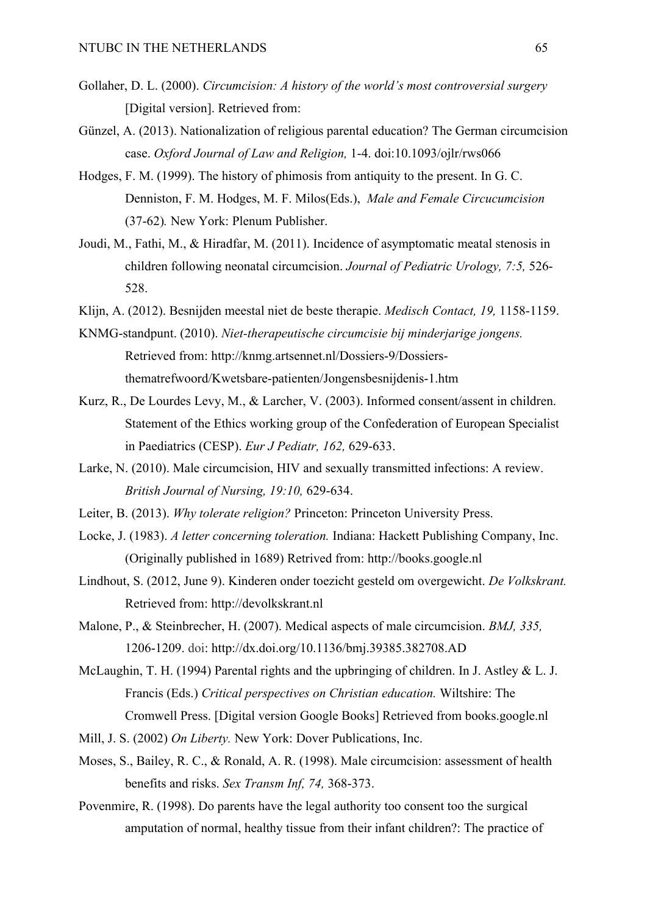Gollaher, D. L. (2000). *Circumcision: A history of the world's most controversial surgery* [Digital version]. Retrieved from:

Günzel, A. (2013). Nationalization of religious parental education? The German circumcision case. *Oxford Journal of Law and Religion,* 1-4. doi:10.1093/ojlr/rws066

Hodges, F. M. (1999). The history of phimosis from antiquity to the present. In G. C. Denniston, F. M. Hodges, M. F. Milos(Eds.), *Male and Female Circucumcision* (37-62)*.* New York: Plenum Publisher.

Joudi, M., Fathi, M., & Hiradfar, M. (2011). Incidence of asymptomatic meatal stenosis in children following neonatal circumcision. *Journal of Pediatric Urology, 7:5,* 526-528.

Klijn, A. (2012). Besnijden meestal niet de beste therapie. *Medisch Contact, 19,* 1158-1159.

KNMG-standpunt. (2010). *Niet-therapeutische circumcisie bij minderjarige jongens.* Retrieved from: http://knmg.artsennet.nl/Dossiers-9/Dossiers-thematrefwoord/Kwetsbare-patienten/Jongensbesnijdenis-1.htm

Kurz, R., De Lourdes Levy, M., & Larcher, V. (2003). Informed consent/assent in children. Statement of the Ethics working group of the Confederation of European Specialist in Paediatrics (CESP). *Eur J Pediatr, 162,* 629-633.

Larke, N. (2010). Male circumcision, HIV and sexually transmitted infections: A review. *British Journal of Nursing, 19:10,* 629-634.

Leiter, B. (2013). *Why tolerate religion?* Princeton: Princeton University Press.

Locke, J. (1983). *A letter concerning toleration.* Indiana: Hackett Publishing Company, Inc. (Originally published in 1689) Retrived from: http://books.google.nl

Lindhout, S. (2012, June 9). Kinderen onder toezicht gesteld om overgewicht. *De Volkskrant.* Retrieved from: http://devolkskrant.nl

Malone, P., & Steinbrecher, H. (2007). Medical aspects of male circumcision. *BMJ, 335,* 1206-1209. doi: http://dx.doi.org/10.1136/bmj.39385.382708.AD

McLaughin, T. H. (1994) Parental rights and the upbringing of children. In J. Astley & L. J. Francis (Eds.) *Critical perspectives on Christian education.* Wiltshire: The Cromwell Press. [Digital version Google Books] Retrieved from books.google.nl

Mill, J. S. (2002) *On Liberty.* New York: Dover Publications, Inc.

Moses, S., Bailey, R. C., & Ronald, A. R. (1998). Male circumcision: assessment of health benefits and risks. *Sex Transm Inf, 74,* 368-373.

Povenmire, R. (1998). Do parents have the legal authority too consent too the surgical amputation of normal, healthy tissue from their infant children?: The practice of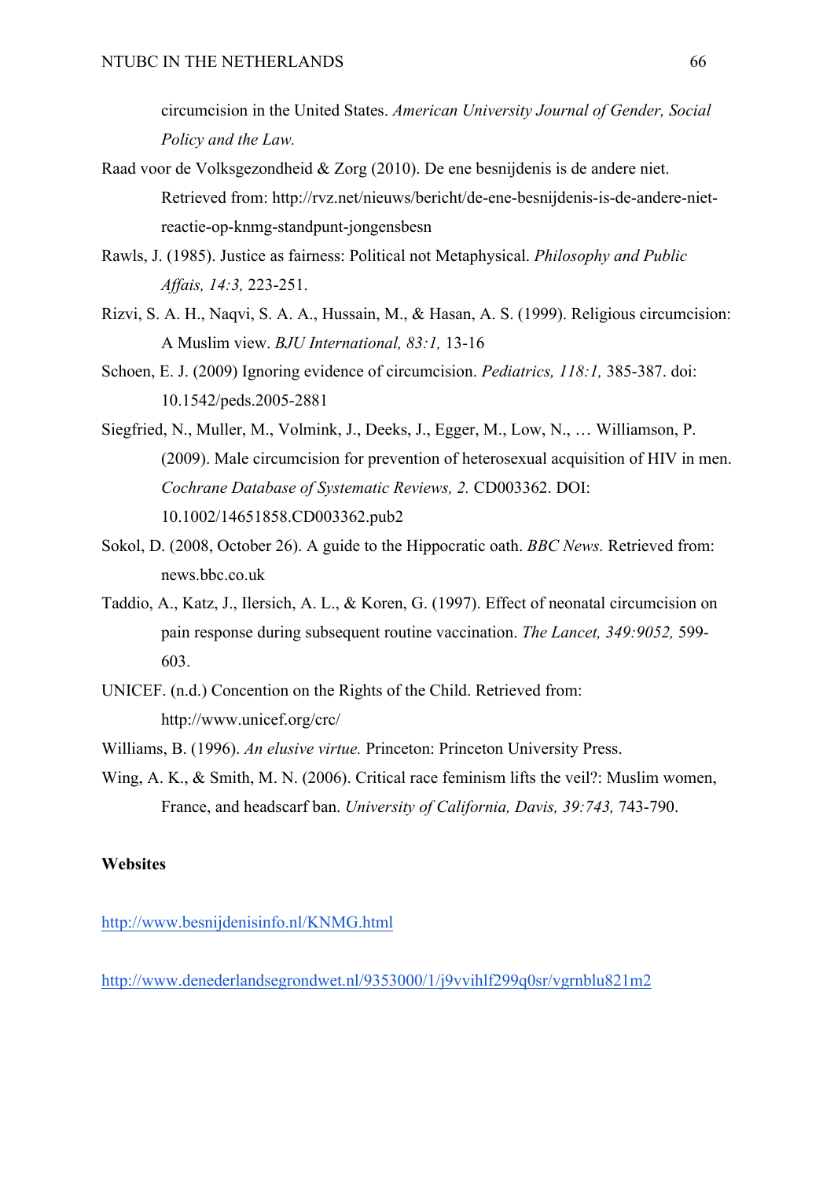circumcision in the United States. *American University Journal of Gender, Social Policy and the Law.*

Raad voor de Volksgezondheid & Zorg (2010). De ene besnijdenis is de andere niet. Retrieved from: http://rvz.net/nieuws/bericht/de-ene-besnijdenis-is-de-andere-niet-reactie-op-knmg-standpunt-jongensbesn

Rawls, J. (1985). Justice as fairness: Political not Metaphysical. *Philosophy and Public Affais, 14:3,* 223-251.

Rizvi, S. A. H., Naqvi, S. A. A., Hussain, M., & Hasan, A. S. (1999). Religious circumcision: A Muslim view. *BJU International, 83:1,* 13-16

Schoen, E. J. (2009) Ignoring evidence of circumcision. *Pediatrics, 118:1,* 385-387. doi: 10.1542/peds.2005-2881

Siegfried, N., Muller, M., Volmink, J., Deeks, J., Egger, M., Low, N., … Williamson, P. (2009). Male circumcision for prevention of heterosexual acquisition of HIV in men. *Cochrane Database of Systematic Reviews, 2.* CD003362. DOI: 10.1002/14651858.CD003362.pub2

Sokol, D. (2008, October 26). A guide to the Hippocratic oath. *BBC News.* Retrieved from: news.bbc.co.uk

Taddio, A., Katz, J., Ilersich, A. L., & Koren, G. (1997). Effect of neonatal circumcision on pain response during subsequent routine vaccination. *The Lancet, 349:9052,* 599-603.

UNICEF. (n.d.) Concention on the Rights of the Child. Retrieved from: http://www.unicef.org/crc/

Williams, B. (1996). *An elusive virtue.* Princeton: Princeton University Press.

Wing, A. K., & Smith, M. N. (2006). Critical race feminism lifts the veil?: Muslim women, France, and headscarf ban. *University of California, Davis, 39:743,* 743-790.

**Websites**

http://www.besnijdenisinfo.nl/KNMG.html

http://www.denederlandsegrondwet.nl/9353000/1/j9vvihlf299q0sr/vgrnblu821m2